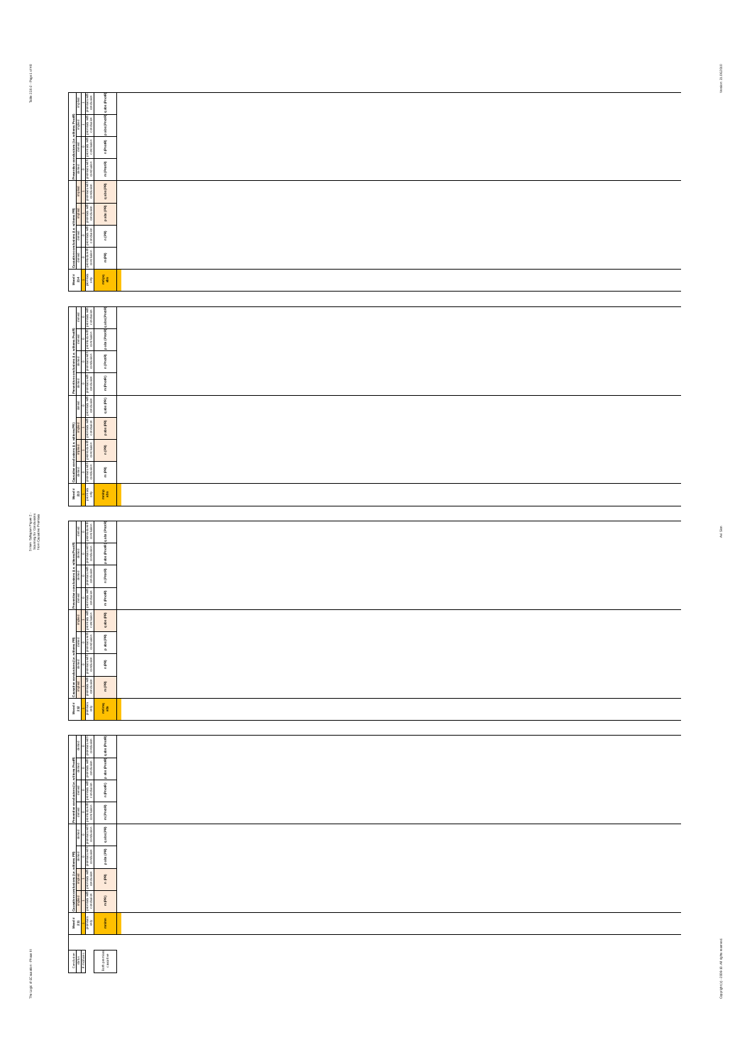| Mood # 234 | Causative conclusions (i.e. with mm PR) | | | | Preventive conclusions (i.e. with mm Prod R) | | | |
|---|---|---|---|---|---|---|---|---|
| premises only | premises with conclusion | premises with conclusion | premises with conclusion | premises with conclusion | premises with conclusion | premises with conclusion | premises with conclusion | premises with conclusion |
| m/n(s) abs | m (PR) | n (PR) | p abs (PR) | q abs (PR) | m (PnotR) | n (PnotR) | p abs (PnotR) | q abs (PnotR) |

| Mood # 233 | Causative conclusions (i.e. with mm PR) | | | | Preventive conclusions (i.e. with mm Prod R) | | | |
|---|---|---|---|---|---|---|---|---|
| premises only | premises with conclusion | premises with conclusion | premises with conclusion | premises with conclusion | premises with conclusion | premises with conclusion | premises with conclusion | premises with conclusion |
| m/n/p abs | m (PR) | n (PR) | p abs (PR) | q abs (PR) | m (PnotR) | n (PnotR) | p abs (PnotR) | q abs (PnotR) |

| Mood # 232 | Causative conclusions (i.e. with mm PR) | | | | Preventive conclusions (i.e. with mm Prod R) | | | |
|---|---|---|---|---|---|---|---|---|
| premises only | premises with conclusion | premises with conclusion | premises with conclusion | premises with conclusion | premises with conclusion | premises with conclusion | premises with conclusion | premises with conclusion |
| m/n/q abs | m (PR) | n (PR) | p abs (PR) | q abs (PR) | m (PnotR) | n (PnotR) | p abs (PnotR) | q abs (PnotR) |

| Mood # 231 | Causative conclusions (i.e. with mm PR) | | | | Preventive conclusions (i.e. with mm Prod R) | | | |
|---|---|---|---|---|---|---|---|---|
| premises only | premises with conclusion | premises with conclusion | premises with conclusion | premises with conclusion | premises with conclusion | premises with conclusion | premises with conclusion | premises with conclusion |
| m/n/nn | m (PR) | n (PR) | p abs (PR) | q abs (PR) | m (PnotR) | n (PnotR) | p abs (PnotR) | q abs (PnotR) |

| Conclusion status | # moduses |
|---|---|
| | both premises + conclusion |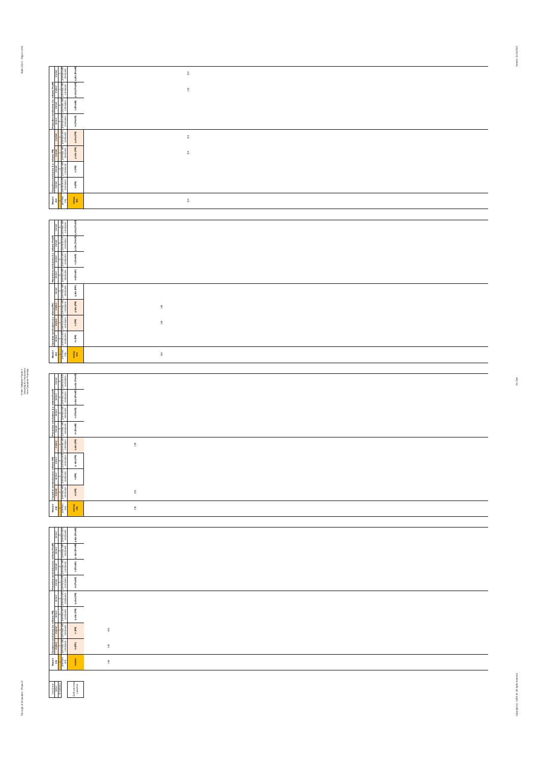| Mood # 214 | mc(n) abs | 214 |
|---|---|---|
| Causative conclusions (i.e. with new PR) | m (PR) | |
| | n (PR) | |
| | p abs (PR) | 214 |
| | q abs (PR) | 214 |
| Preventive conclusions (i.e. with new Prev(R)) | m (Prev(R)) | |
| | n (Prev(R)) | |
| | p abs (Prev(R)) | 214 |
| | q abs (Prev(R)) | 214 |

| Mood # 213 | mcnp abs | 148 |
|---|---|---|
| Causative conclusions (i.e. with new PR) | m (PR) | |
| | n (PR) | 148 |
| | p abs (PR) | 148 |
| | q abs (PR) | |
| Preventive conclusions (i.e. with new Prev(R)) | m (Prev(R)) | |
| | n (Prev(R)) | |
| | p abs (Prev(R)) | |
| | q abs (Prev(R)) | |

| Mood # 212 | mcnq abs | 138 |
|---|---|---|
| Causative conclusions (i.e. with new PR) | m (PR) | 138 |
| | n (PR) | |
| | p abs (PR) | |
| | q abs (PR) | 138 |
| Preventive conclusions (i.e. with new Prev(R)) | m (Prev(R)) | |
| | n (Prev(R)) | |
| | p abs (Prev(R)) | |
| | q abs (Prev(R)) | |

| Mood # 211 | mcn | 130 |
|---|---|---|
| Causative conclusions (i.e. with new PR) | m (PR) | 130 |
| | n (PR) | 130 |
| | p abs (PR) | |
| | q abs (PR) | |
| Preventive conclusions (i.e. with new Prev(R)) | m (Prev(R)) | |
| | n (Prev(R)) | |
| | p abs (Prev(R)) | |
| | q abs (Prev(R)) | |

| Conclusion status | # moods | Both premises + conclusion |
|---|---|---|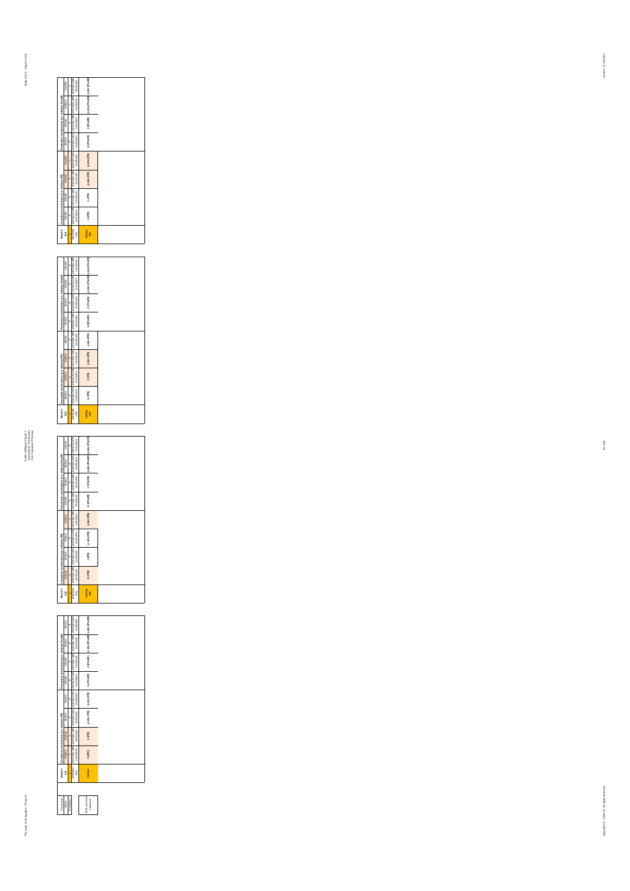| Mood # 231 | Causative conclusions (i.e. with premises PR) | | | | Preventive conclusions (i.e. with premises Prev/R) | | | |
|---|---|---|---|---|---|---|---|---|
| premises only | premises with conclusion | premises with conclusion | premises with conclusion | premises with conclusion | premises with conclusion | premises with conclusion | premises with conclusion | premises with conclusion |
| m/n/nn | m (PR) | n (PR) | p abs (PR) | q abs (PR) | m (PrevR) | n (PrevR) | p abs (PrevR) | q abs (PrevR) |

| Mood # 232 | Causative conclusions (i.e. with premises PR) | | | | Preventive conclusions (i.e. with premises Prev/R) | | | |
|---|---|---|---|---|---|---|---|---|
| premises only | premises with conclusion | premises with conclusion | premises with conclusion | premises with conclusion | premises with conclusion | premises with conclusion | premises with conclusion | premises with conclusion |
| m/n/nq abs | m (PR) | n (PR) | p abs (PR) | q abs (PR) | m (PrevR) | n (PrevR) | p abs (PrevR) | q abs (PrevR) |

| Mood # 233 | Causative conclusions (i.e. with premises PR) | | | | Preventive conclusions (i.e. with premises Prev/R) | | | |
|---|---|---|---|---|---|---|---|---|
| premises only | premises with conclusion | premises with conclusion | premises with conclusion | premises with conclusion | premises with conclusion | premises with conclusion | premises with conclusion | premises with conclusion |
| m/n/np abs | m (PR) | n (PR) | p abs (PR) | q abs (PR) | m (PrevR) | n (PrevR) | p abs (PrevR) | q abs (PrevR) |

| Mood # 234 | Causative conclusions (i.e. with premises PR) | | | | Preventive conclusions (i.e. with premises Prev/R) | | | |
|---|---|---|---|---|---|---|---|---|
| premises only | premises with conclusion | premises with conclusion | premises with conclusion | premises with conclusion | premises with conclusion | premises with conclusion | premises with conclusion | premises with conclusion |
| m/n/pq abs | m (PR) | n (PR) | p abs (PR) | q abs (PR) | m (PrevR) | n (PrevR) | p abs (PrevR) | q abs (PrevR) |

| Conclusion | |
|---|---|
| valid | |
| if realizable | |
| | Both premises causative |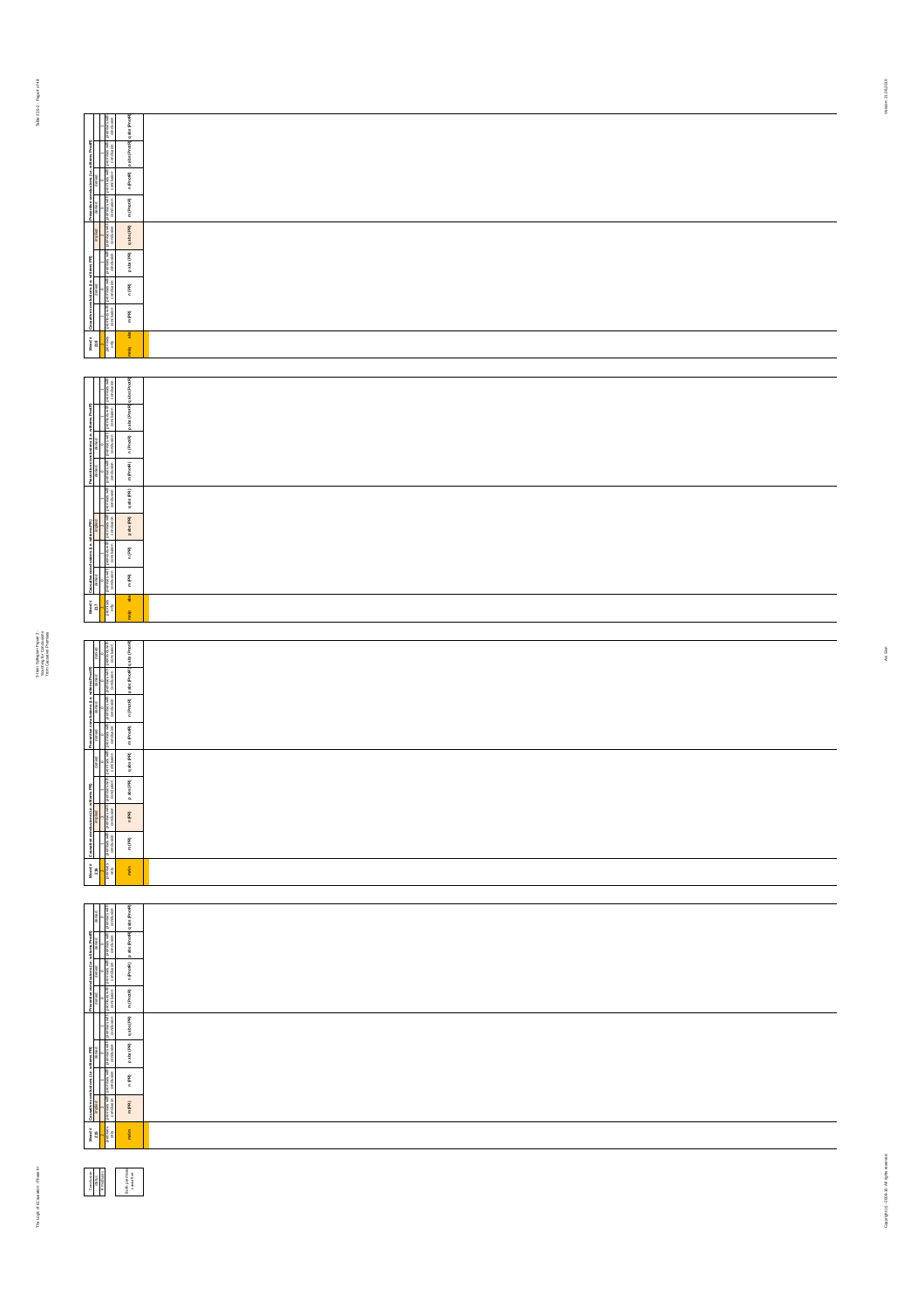| Mood # 233 | Causative conclusions (i.e. with mm P/R) | | | | Preventive conclusions (i.e. with mm Pnot/R) | | | |
|---|---|---|---|---|---|---|---|---|
| premises only | premises with conclusion | premises with conclusion | premises with conclusion | premises with conclusion | premises with conclusion | premises with conclusion | premises with conclusion | premises with conclusion |
| mnp abs | m (P/R) | n (P/R) | p abs (P/R) | q abs (P/R) | m (Pnot/R) | n (Pnot/R) | p abs (Pnot/R) | q abs (Pnot/R) |

| Mood # 234 | Causative conclusions (i.e. with mm P/R) | | | | Preventive conclusions (i.e. with mm Pnot/R) | | | |
|---|---|---|---|---|---|---|---|---|
| premises only | premises with conclusion | premises with conclusion | premises with conclusion | premises with conclusion | premises with conclusion | premises with conclusion | premises with conclusion | premises with conclusion |
| mnp abs | m (P/R) | n (P/R) | p abs (P/R) | q abs (P/R) | m (Pnot/R) | n (Pnot/R) | p abs (Pnot/R) | q abs (Pnot/R) |

| Mood # 235 | Causative conclusions (i.e. with mm P/R) | | | | Preventive conclusions (i.e. with mm Pnot/R) | | | |
|---|---|---|---|---|---|---|---|---|
| premises only | premises with conclusion | premises with conclusion | premises with conclusion | premises with conclusion | premises with conclusion | premises with conclusion | premises with conclusion | premises with conclusion |
| mnn | m (P/R) | n (P/R) | p abs (P/R) | q abs (P/R) | m (Pnot/R) | n (Pnot/R) | p abs (Pnot/R) | q abs (Pnot/R) |

| Mood # 236 | Causative conclusions (i.e. with mm P/R) | | | | Preventive conclusions (i.e. with mm Pnot/R) | | | |
|---|---|---|---|---|---|---|---|---|
| premises only | premises with conclusion | premises with conclusion | premises with conclusion | premises with conclusion | premises with conclusion | premises with conclusion | premises with conclusion | premises with conclusion |
| mnm | m (P/R) | n (P/R) | p abs (P/R) | q abs (P/R) | m (Pnot/R) | n (Pnot/R) | p abs (Pnot/R) | q abs (Pnot/R) |

| Conclusion | |
|---|---|
| valid | |
| invalidated | |
| | Both premises causative |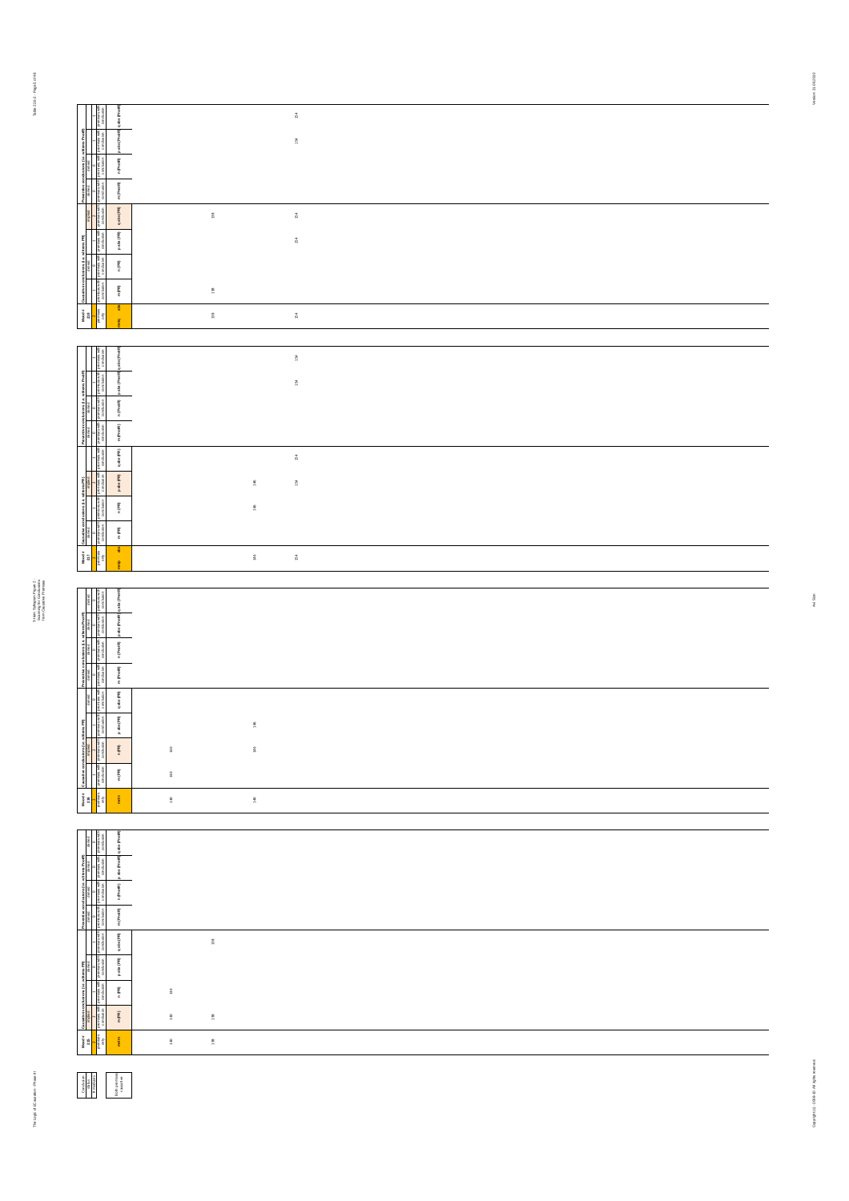| Mood # 218 | Causative conclusions (i.e. with mm PR) | | | | Preventive conclusions (i.e. with mm Prodf) | | | |
|---|---|---|---|---|---|---|---|---|
| premises only | premises with conclusion | premises with conclusion | premises with conclusion | premises with conclusion | premises with conclusion | premises with conclusion | premises with conclusion | premises with conclusion |
| mnp / abs | m (PR) | n (PR) | p abs (PR) | q abs (PR) | m (Prodf) | n (Prodf) | p abs (Prodf) | q abs (Prodf) |
| 138 | 138 | | | 138 | | | | |
| 154 | | | 154 | 154 | | | 154 | 154 |

| Mood # 217 | Causative conclusions (i.e. with mm PR) | | | | Preventive conclusions (i.e. with mm Prodf) | | | |
|---|---|---|---|---|---|---|---|---|
| premises only | premises with conclusion | premises with conclusion | premises with conclusion | premises with conclusion | premises with conclusion | premises with conclusion | premises with conclusion | premises with conclusion |
| mnp / abs | m (PR) | n (PR) | p abs (PR) | q abs (PR) | m (Prodf) | n (Prodf) | p abs (Prodf) | q abs (Prodf) |
| 146 | | 146 | 146 | | | | | |
| 154 | | | 154 | 154 | | | 154 | 154 |

| Mood # 216 | Causative conclusions (i.e. with mm PR) | | | | Preventive conclusions (i.e. with mm Prodf) | | | |
|---|---|---|---|---|---|---|---|---|
| premises only | premises with conclusion | premises with conclusion | premises with conclusion | premises with conclusion | premises with conclusion | premises with conclusion | premises with conclusion | premises with conclusion |
| mn m | m (PR) | n (PR) | p abs (PR) | q abs (PR) | m (Prodf) | n (Prodf) | p abs (Prodf) | q abs (Prodf) |
| 130 | 130 | 130 | | | | | | |
| 146 | | 146 | 146 | | | | | |

| Mood # 215 | Causative conclusions (i.e. with mm PR) | | | | Preventive conclusions (i.e. with mm Prodf) | | | |
|---|---|---|---|---|---|---|---|---|
| premises only | premises with conclusion | premises with conclusion | premises with conclusion | premises with conclusion | premises with conclusion | premises with conclusion | premises with conclusion | premises with conclusion |
| mn m | m (PR) | n (PR) | p abs (PR) | q abs (PR) | m (Prodf) | n (Prodf) | p abs (Prodf) | q abs (Prodf) |
| 130 | 130 | 130 | | | | | | |
| 138 | 138 | | | 138 | | | | |

| Conclusion status |
|---|
| Both premises causative |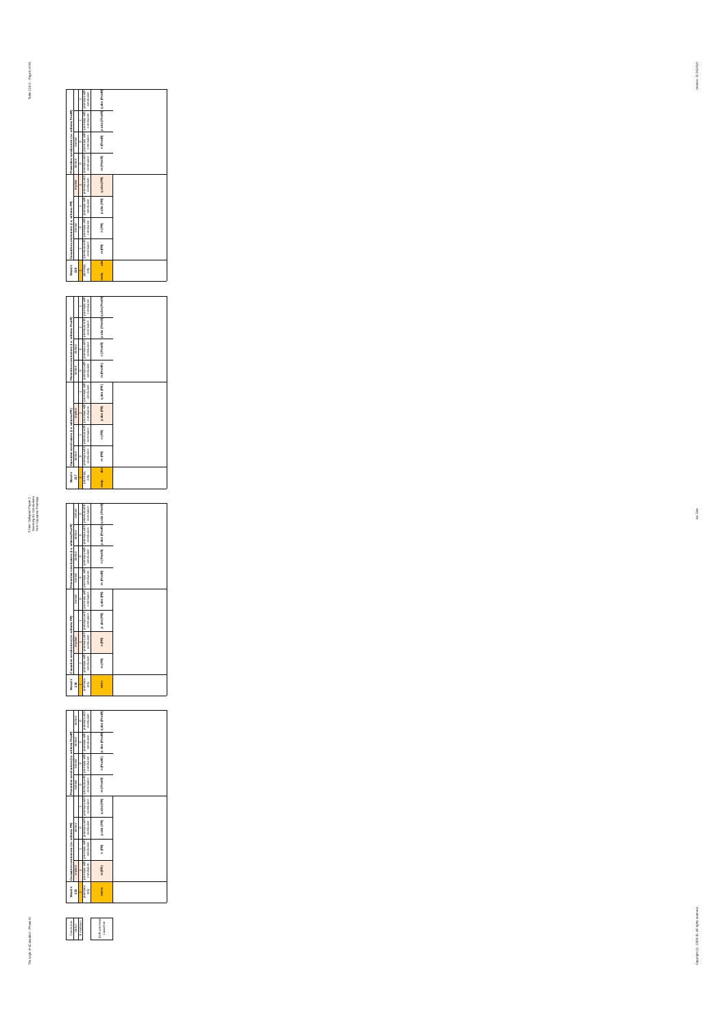| Mood # 225 | Causative conclusions (i.e. wilness PR) | | | | Preventive conclusions (i.e. wilness PnotR) | | | |
|---|---|---|---|---|---|---|---|---|
| | causal | causal | causal | causal | causal | causal | causal | causal |
| premises only | premises with conclusion | premises with conclusion | premises with conclusion | premises with conclusion | premises with conclusion | premises with conclusion | premises with conclusion | premises with conclusion |
| m mn | m (PR) | n (PR) | p abs (PR) | q abs (PR) | m (PnotR) | n (PnotR) | p abs (PnotR) | q abs (PnotR) |

| Mood # 226 | Causative conclusions (i.e. wilness PR) | | | | Preventive conclusions (i.e. wilness PnotR) | | | |
|---|---|---|---|---|---|---|---|---|
| | | causal | causal | causal | causal | causal | causal | causal |
| premises only | premises with conclusion | premises with conclusion | premises with conclusion | premises with conclusion | premises with conclusion | premises with conclusion | premises with conclusion | premises with conclusion |
| m mn | m (PR) | n (PR) | p abs (PR) | q abs (PR) | m (PnotR) | n (PnotR) | p abs (PnotR) | q abs (PnotR) |

| Mood # 227 | Causative conclusions (i.e. wilness PR) | | | | Preventive conclusions (i.e. wilness PnotR) | | | |
|---|---|---|---|---|---|---|---|---|
| | causal | causal | causal | causal | causal | causal | causal | causal |
| premises only | premises with conclusion | premises with conclusion | premises with conclusion | premises with conclusion | premises with conclusion | premises with conclusion | premises with conclusion | premises with conclusion |
| mnp abs | m (PR) | n (PR) | p abs (PR) | q abs (PR) | m (PnotR) | n (PnotR) | p abs (PnotR) | q abs (PnotR) |

| Mood # 228 | Causative conclusions (i.e. wilness PR) | | | | Preventive conclusions (i.e. wilness PnotR) | | | |
|---|---|---|---|---|---|---|---|---|
| | causal | causal | causal | causal | causal | causal | causal | causal |
| premises only | premises with conclusion | premises with conclusion | premises with conclusion | premises with conclusion | premises with conclusion | premises with conclusion | premises with conclusion | premises with conclusion |
| mnq abs | m (PR) | n (PR) | p abs (PR) | q abs (PR) | m (PnotR) | n (PnotR) | p abs (PnotR) | q abs (PnotR) |

| Conclusion |
|---|
| status |
| # redundant |

Both premises causative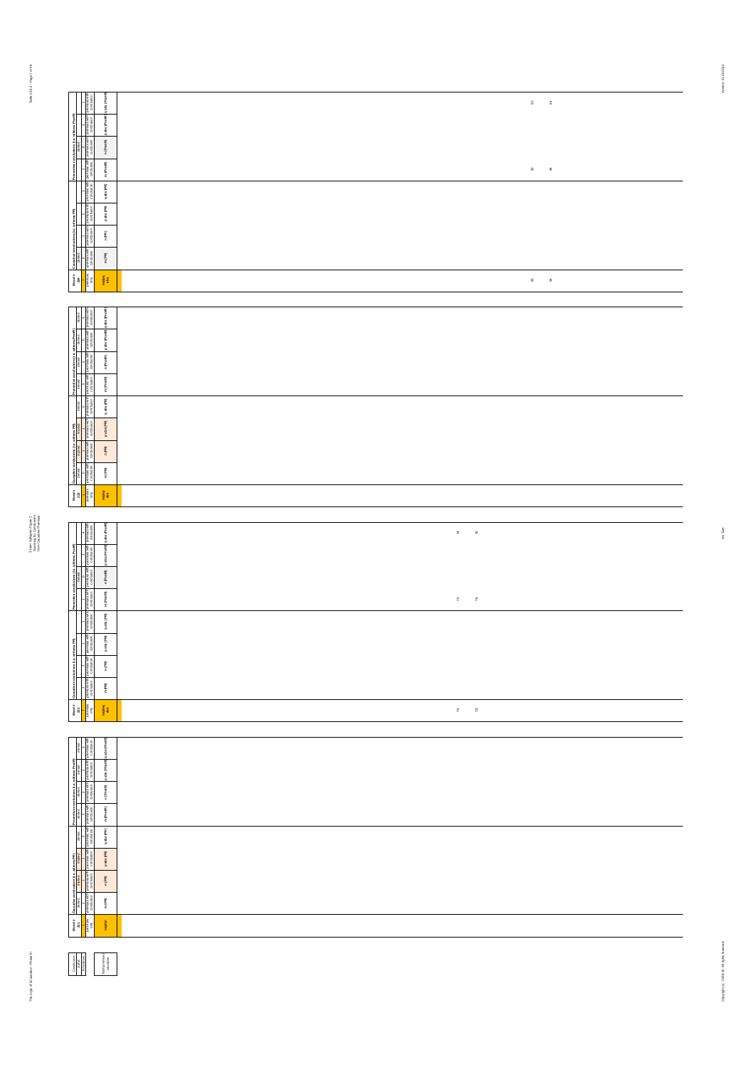| Mood # 206 | Causative conclusions (i.e. with mc PR) | | | | Preventive conclusions (i.e. with mc PrevR) | | | |
|---|---|---|---|---|---|---|---|---|
| premises only | m (PR) | n (PR) | p abs (PR) | q abs (PR) | m (PrevR) | n (PrevR) | p abs (PrevR) | q abs (PrevR) |
| mqabp abs | | | | | | | | |
| 90, 94 | | | | | 90, 94 | | | 90, 94 |

| Mood # 220 | Causative conclusions (i.e. with mc PR) | | | | Preventive conclusions (i.e. with mc PrevR) | | | |
|---|---|---|---|---|---|---|---|---|
| premises only | m (PR) | n (PR) | p abs (PR) | q abs (PR) | m (PrevR) | n (PrevR) | p abs (PrevR) | q abs (PrevR) |
| mqabp abs | | | | | | | | |

| Mood # 222 | Causative conclusions (i.e. with mc PR) | | | | Preventive conclusions (i.e. with mc PrevR) | | | |
|---|---|---|---|---|---|---|---|---|
| premises only | m (PR) | n (PR) | p abs (PR) | q abs (PR) | m (PrevR) | n (PrevR) | p abs (PrevR) | q abs (PrevR) |
| mqabq abs | | | | | | | | |
| 74, 78 | | | | | 74, 78 | | | 74, 78 |

| Mood # 221 | Causative conclusions (i.e. with mc PR) | | | | Preventive conclusions (i.e. with mc PrevR) | | | |
|---|---|---|---|---|---|---|---|---|
| premises only | m (PR) | n (PR) | p abs (PR) | q abs (PR) | m (PrevR) | n (PrevR) | p abs (PrevR) | q abs (PrevR) |
| mqabn | | | | | | | | |

| Conclusion status | |
|---|---|
| # of moduses | |
| | if of moduses valid |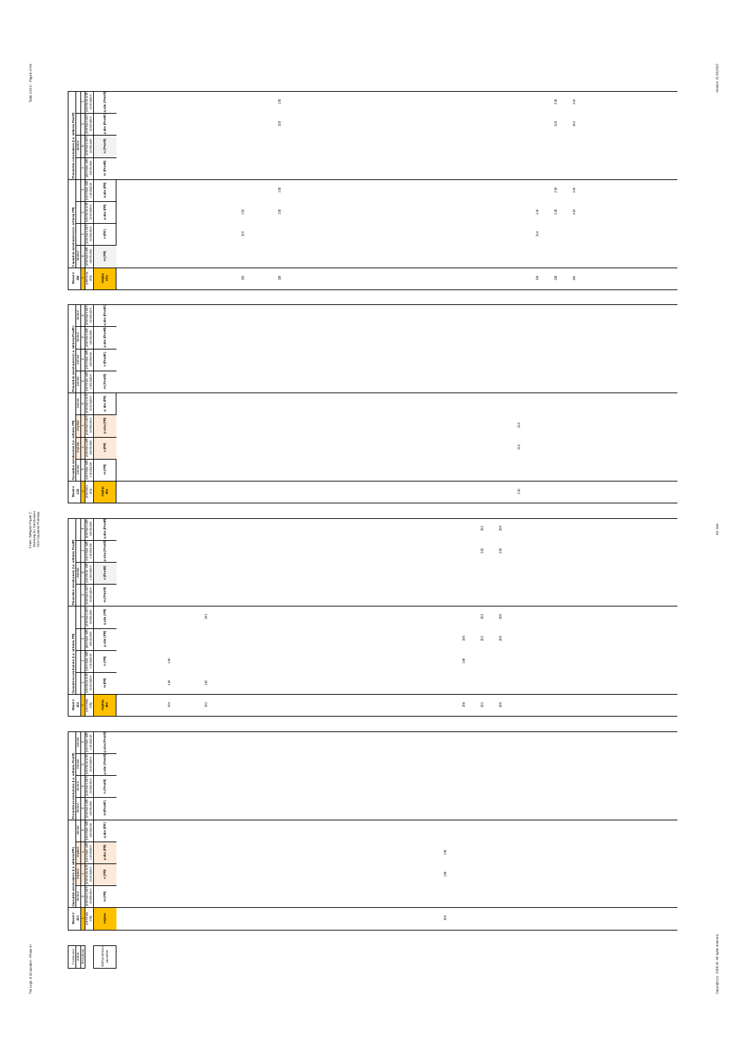## Mood # 198

| Causative conclusions (i.e. with mPR) | | | | Preventive conclusions (i.e. with mPnotR) | | | | |
|---|---|---|---|---|---|---|---|---|
| m (PR) | n (PR) | p abs (PR) | q abs (PR) | m (PnotR) | n (PnotR) | p abs (PnotR) | q abs (PnotR) | mapping also |
| | 150 | 150 | | | | | | 150 |
| | | 158 | 158 | | | 158 | 158 | 158 |
| | 214 | 214 | | | | | | 214 |
| | | 218 | 218 | | | 218 | 218 | 218 |
| | | 222 | 222 | | | 222 | 222 | 222 |

## Mood # 199

| Causative conclusions (i.e. with mPR) | | | | Preventive conclusions (i.e. with mPnotR) | | | | |
|---|---|---|---|---|---|---|---|---|
| m (PR) | n (PR) | p abs (PR) | q abs (PR) | m (PnotR) | n (PnotR) | p abs (PnotR) | q abs (PnotR) | mapping also |
| | 210 | 210 | | | | | | 210 |

## Mood # 200

| Causative conclusions (i.e. with mPR) | | | | Preventive conclusions (i.e. with mPnotR) | | | | |
|---|---|---|---|---|---|---|---|---|
| m (PR) | n (PR) | p abs (PR) | q abs (PR) | m (PnotR) | n (PnotR) | p abs (PnotR) | q abs (PnotR) | mapping also |
| 134 | 134 | | | | | | | 134 |
| 142 | | | 142 | | | | | 142 |
| | 198 | 198 | | | | | | 198 |
| | | 202 | 202 | | | 202 | 202 | 202 |
| | | 206 | 206 | | | 206 | 206 | 206 |

## Mood # 201

| Causative conclusions (i.e. with mPR) | | | | Preventive conclusions (i.e. with mPnotR) | | | | |
|---|---|---|---|---|---|---|---|---|
| m (PR) | n (PR) | p abs (PR) | q abs (PR) | m (PnotR) | n (PnotR) | p abs (PnotR) | q abs (PnotR) | mapping |
| | 194 | 194 | | | | | | 194 |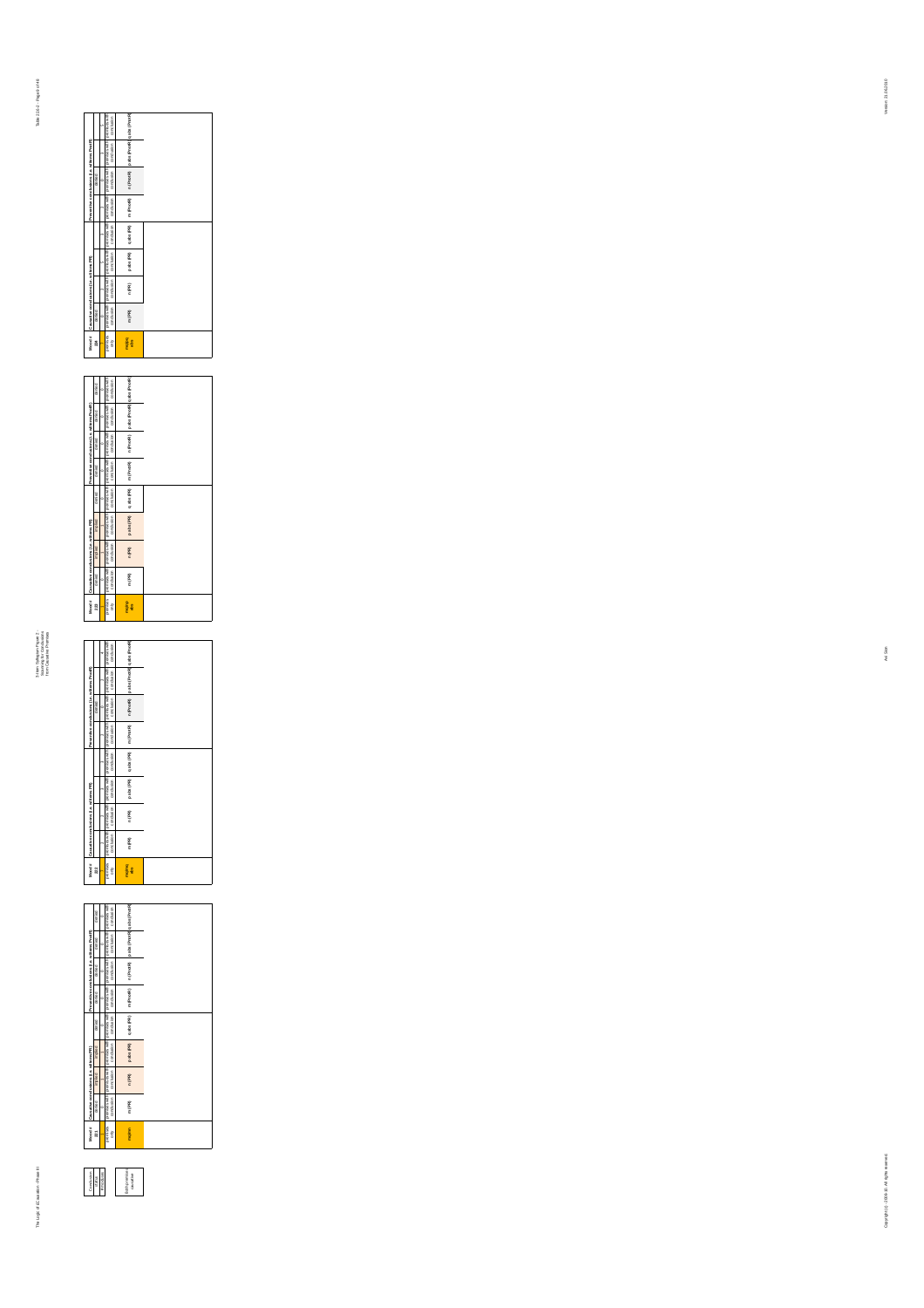| Mood # 211 | Causative conclusions (i.e. wellness PR) | | | | Preventive conclusions (i.e. wellness PnotR) | | | |
|---|---|---|---|---|---|---|---|---|
| | denied | implied | implied | denied | denied | denied | denied | denied |
| | 0 | 1 | 1 | 0 | 0 | 0 | 0 | 0 |
| premises only | premises with conclusion | premises with conclusion | premises with conclusion | premises with conclusion | premises with conclusion | premises with conclusion | premises with conclusion | premises with conclusion |
| mq/mn | m (PR) | n (PR) | p abs (PR) | q abs (PR) | m (PnotR) | n (PnotR) | p abs (PnotR) | q abs (PnotR) |

| Mood # 212 | Causative conclusions (i.e. wellness PR) | | | | Preventive conclusions (i.e. wellness PnotR) | | | |
|---|---|---|---|---|---|---|---|---|
| | | | | | | | | |
| premises only | premises with conclusion | premises with conclusion | premises with conclusion | premises with conclusion | premises with conclusion | premises with conclusion | premises with conclusion | premises with conclusion |
| mq/mp abs | m (PR) | n (PR) | p abs (PR) | q abs (PR) | m (PnotR) | n (PnotR) | p abs (PnotR) | q abs (PnotR) |

| Mood # 213 | Causative conclusions (i.e. wellness PR) | | | | Preventive conclusions (i.e. wellness PnotR) | | | |
|---|---|---|---|---|---|---|---|---|
| | denied | implied | implied | denied | denied | denied | denied | denied |
| | 0 | 1 | 1 | 0 | 0 | 0 | 0 | 0 |
| premises only | premises with conclusion | premises with conclusion | premises with conclusion | premises with conclusion | premises with conclusion | premises with conclusion | premises with conclusion | premises with conclusion |
| mq/mp abs | m (PR) | n (PR) | p abs (PR) | q abs (PR) | m (PnotR) | n (PnotR) | p abs (PnotR) | q abs (PnotR) |

| Mood # 214 | Causative conclusions (i.e. wellness PR) | | | | Preventive conclusions (i.e. wellness PnotR) | | | |
|---|---|---|---|---|---|---|---|---|
| | | | | | | | | |
| premises only | premises with conclusion | premises with conclusion | premises with conclusion | premises with conclusion | premises with conclusion | premises with conclusion | premises with conclusion | premises with conclusion |
| mq/mp abs | m (PR) | n (PR) | p abs (PR) | q abs (PR) | m (PnotR) | n (PnotR) | p abs (PnotR) | q abs (PnotR) |

| Conclusion status |
|---|
| # moodform |
| |
| EQI/Fpremise conclusion |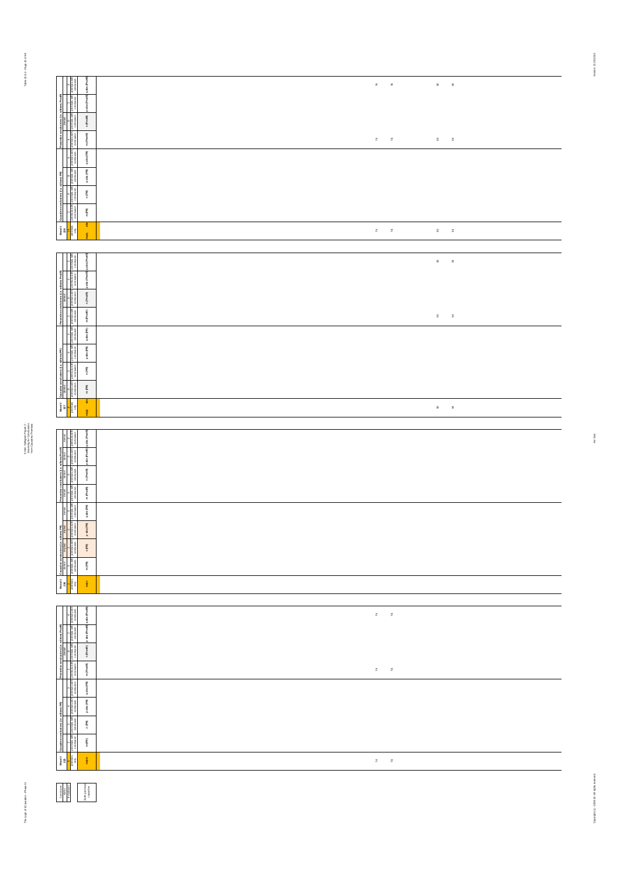| Mood # 228 | | Causative conclusions (i.e. with zero PR) | | | | Preventive conclusions (i.e. with zero PreR) | | | |
|---|---|---|---|---|---|---|---|---|---|
| | | 1 | 4 | 6 | 5 | 1 | 0 | 1 | 8 |
| valid | premises only | premises with conclusion | premises with conclusion | premises with conclusion | premises with conclusion | premises with conclusion | premises with conclusion | premises with conclusion | premises with conclusion |
| main | abs | m (PR) | n (PR) | p abs (PR) | q abs (PR) | m (PreR) | n (PreR) | p abs (PreR) | q abs (PreR) |
| 74 78 90 94 | | | | | | 74 78 90 94 | | | 74 78 90 94 |

| Mood # 227 | | Causative conclusions (i.e. with zero PR) | | | | Preventive conclusions (i.e. with zero PreR) | | | |
|---|---|---|---|---|---|---|---|---|---|
| | | 0 | 1 | 4 | 1 | 1 | 0 | 1 | 5 |
| valid | premises only | premises with conclusion | premises with conclusion | premises with conclusion | premises with conclusion | premises with conclusion | premises with conclusion | premises with conclusion | premises with conclusion |
| main | abs | m (PR) | n (PR) | p abs (PR) | q abs (PR) | m (PreR) | n (PreR) | p abs (PreR) | q abs (PreR) |
| 90 94 | | | | | | 90 94 | | | 90 94 |

| Mood # 226 | Causative conclusions (i.e. with zero PR) | | | | Preventive conclusions (i.e. with zero PreR) | | | |
|---|---|---|---|---|---|---|---|---|
| | 0 | 0 | 0 | 0 | 0 | 0 | 0 | 0 |
| premises only | premises with conclusion | premises with conclusion | premises with conclusion | premises with conclusion | premises with conclusion | premises with conclusion | premises with conclusion | premises with conclusion |
| main | m (PR) | n (PR) | p abs (PR) | q abs (PR) | m (PreR) | n (PreR) | p abs (PreR) | q abs (PreR) |

| Mood # 225 | Causative conclusions (i.e. with zero PR) | | | | Preventive conclusions (i.e. with zero PreR) | | | |
|---|---|---|---|---|---|---|---|---|
| | 1 | 1 | 4 | 1 | 1 | 0 | 1 | 1 |
| premises only | premises with conclusion | premises with conclusion | premises with conclusion | premises with conclusion | premises with conclusion | premises with conclusion | premises with conclusion | premises with conclusion |
| main | m (PR) | n (PR) | p abs (PR) | q abs (PR) | m (PreR) | n (PreR) | p abs (PreR) | q abs (PreR) |
| 74 78 | | | | | 74 78 | | | 74 78 |

| Conclusion status | Both premises and conclusion |
|---|---|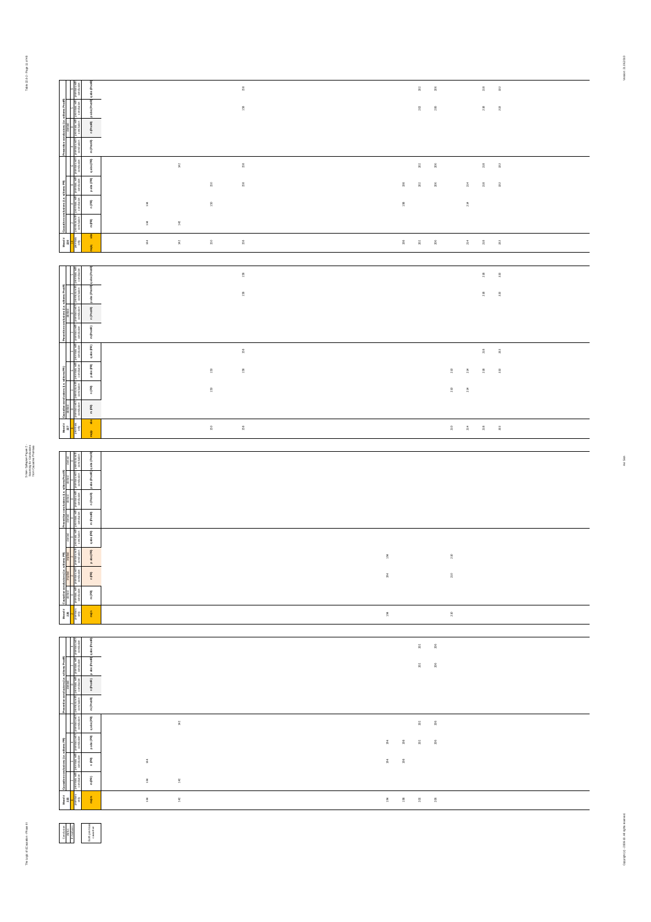| Mood # 223 | | m (PR) | n (PR) | p.abs (PR) | q.abs (PR) | m (PostR) | n (PostR) | p.abs (PostR) | q.abs (PostR) |
|---|---|---|---|---|---|---|---|---|---|
| main | abs | | | | | | | | |
| 134 | | 134 | 134 | | | | | | |
| 142 | | 142 | | | 142 | | | | |
| 150 | | | 150 | 150 | | | | | |
| 158 | | | | 158 | 158 | | | 158 | 158 |
| 198 | | | 198 | 198 | | | | | |
| 202 | | | | 202 | 202 | | | 202 | 202 |
| 206 | | | | 206 | 206 | | | 206 | 206 |
| 214 | | | 214 | 214 | | | | | |
| 218 | | | | 218 | 218 | | | 218 | 218 |
| 222 | | | | 222 | 222 | | | 222 | 222 |

| Mood # 227 | | m (PR) | n (PR) | p.abs (PR) | q.abs (PR) | m (PostR) | n (PostR) | p.abs (PostR) | q.abs (PostR) |
|---|---|---|---|---|---|---|---|---|---|
| main | abs | | | | | | | | |
| 150 | | | 150 | 150 | | | | | |
| 158 | | | | 158 | 158 | | | 158 | 158 |
| 210 | | | 210 | 210 | | | | | |
| 214 | | | 214 | 214 | | | | | |
| 218 | | | | 218 | 218 | | | 218 | 218 |
| 222 | | | | 222 | 222 | | | 222 | 222 |

| Mood # 226 | | m (PR) | n (PR) | p.abs (PR) | q.abs (PR) | m (PostR) | n (PostR) | p.abs (PostR) | q.abs (PostR) |
|---|---|---|---|---|---|---|---|---|---|
| main | | | | | | | | | |
| 194 | | | 194 | 194 | | | | | |
| 210 | | | 210 | 210 | | | | | |

| Mood # 225 | | m (PR) | n (PR) | p.abs (PR) | q.abs (PR) | m (PostR) | n (PostR) | p.abs (PostR) | q.abs (PostR) |
|---|---|---|---|---|---|---|---|---|---|
| main | | | | | | | | | |
| 134 | | 134 | 134 | | | | | | |
| 142 | | 142 | | | 142 | | | | |
| 194 | | | 194 | 194 | | | | | |
| 198 | | | 198 | 198 | | | | | |
| 202 | | | | 202 | 202 | | | 202 | 202 |
| 206 | | | | 206 | 206 | | | 206 | 206 |

Conclusion status: # redundant — Both premises causative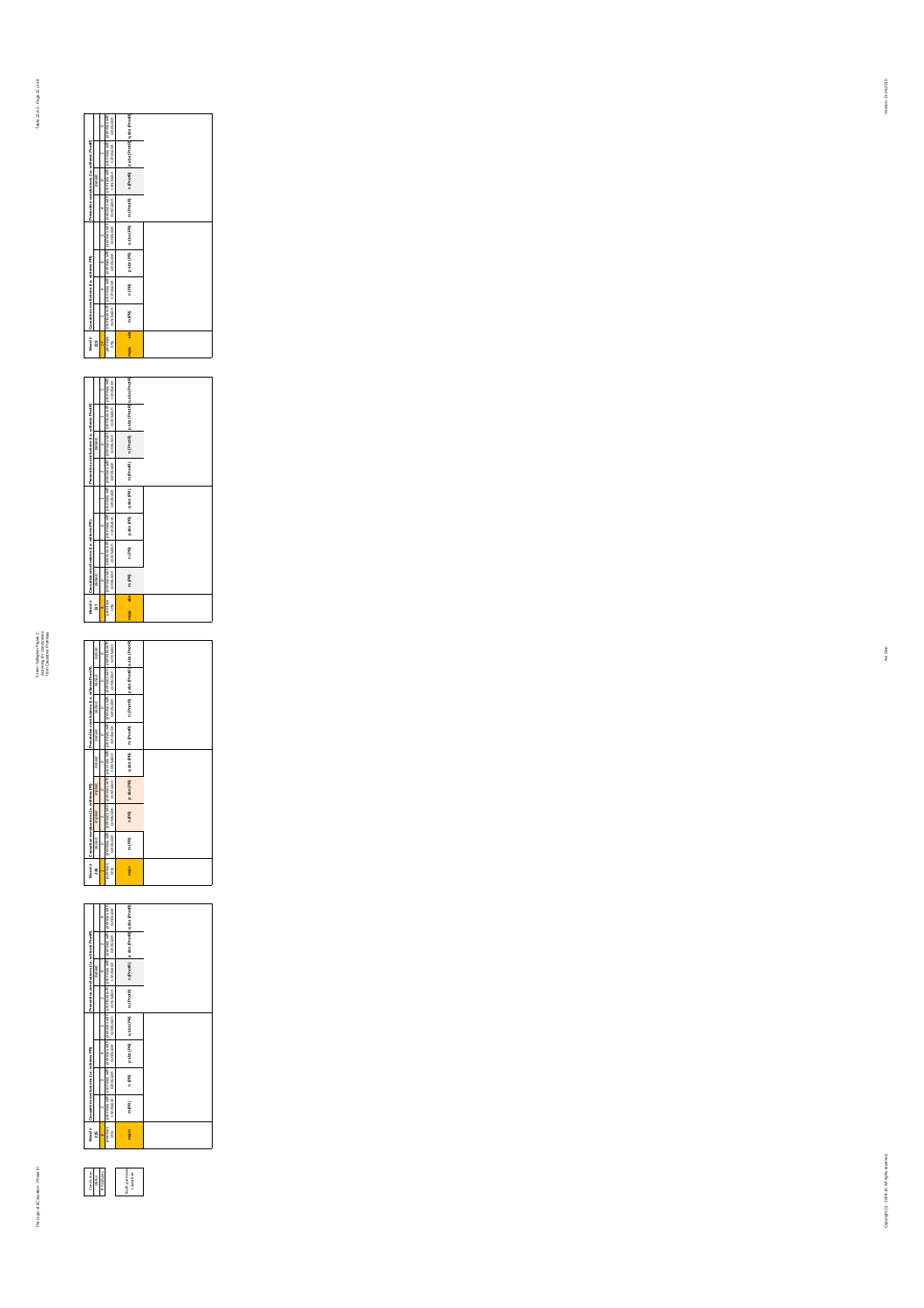| Conclusion | |
|---|---|
| status | |
| # moods | |
| | Both premises valid |

| Mood # 225 | Causative conclusions (i.e. wrt R) | | | | Preventive conclusions (i.e. wrt Pnot R) | | | |
|---|---|---|---|---|---|---|---|---|
| | 2 | 3 | 4 | 4 | 2 | 0 | 1 | 1 |
| premises only | premises with conclusion | premises with conclusion | premises with conclusion | premises with conclusion | premises with conclusion | premises with conclusion | premises with conclusion | premises with conclusion |
| m/n | m (R) | n (R) | p abs (R) | q abs (R) | m (PnotR) | n (PnotR) | p abs (PnotR) | q abs (PnotR) |

| Mood # 226 | Causative conclusions (i.e. wrt R) | | | | Preventive conclusions (i.e. wrt Pnot R) | | | |
|---|---|---|---|---|---|---|---|---|
| | 0 | 0 | 0 | 0 | 0 | 0 | 0 | 0 |
| premises only | premises with conclusion | premises with conclusion | premises with conclusion | premises with conclusion | premises with conclusion | premises with conclusion | premises with conclusion | premises with conclusion |
| m/n | m (R) | n (R) | p abs (R) | q abs (R) | m (PnotR) | n (PnotR) | p abs (PnotR) | q abs (PnotR) |

| Mood # 227 | Causative conclusions (i.e. wrt R) | | | | Preventive conclusions (i.e. wrt Pnot R) | | | |
|---|---|---|---|---|---|---|---|---|
| | 0 | 1 | 1 | 1 | 1 | 0 | 1 | 1 |
| premises only | premises with conclusion | premises with conclusion | premises with conclusion | premises with conclusion | premises with conclusion | premises with conclusion | premises with conclusion | premises with conclusion |
| m/abs | m (R) | n (R) | p abs (R) | q abs (R) | m (PnotR) | n (PnotR) | p abs (PnotR) | q abs (PnotR) |

| Mood # 228 | Causative conclusions (i.e. wrt R) | | | | Preventive conclusions (i.e. wrt Pnot R) | | | |
|---|---|---|---|---|---|---|---|---|
| | 2 | 4 | 8 | 6 | 2 | 0 | 1 | 8 |
| premises only | premises with conclusion | premises with conclusion | premises with conclusion | premises with conclusion | premises with conclusion | premises with conclusion | premises with conclusion | premises with conclusion |
| m/abs | m (R) | n (R) | p abs (R) | q abs (R) | m (PnotR) | n (PnotR) | p abs (PnotR) | q abs (PnotR) |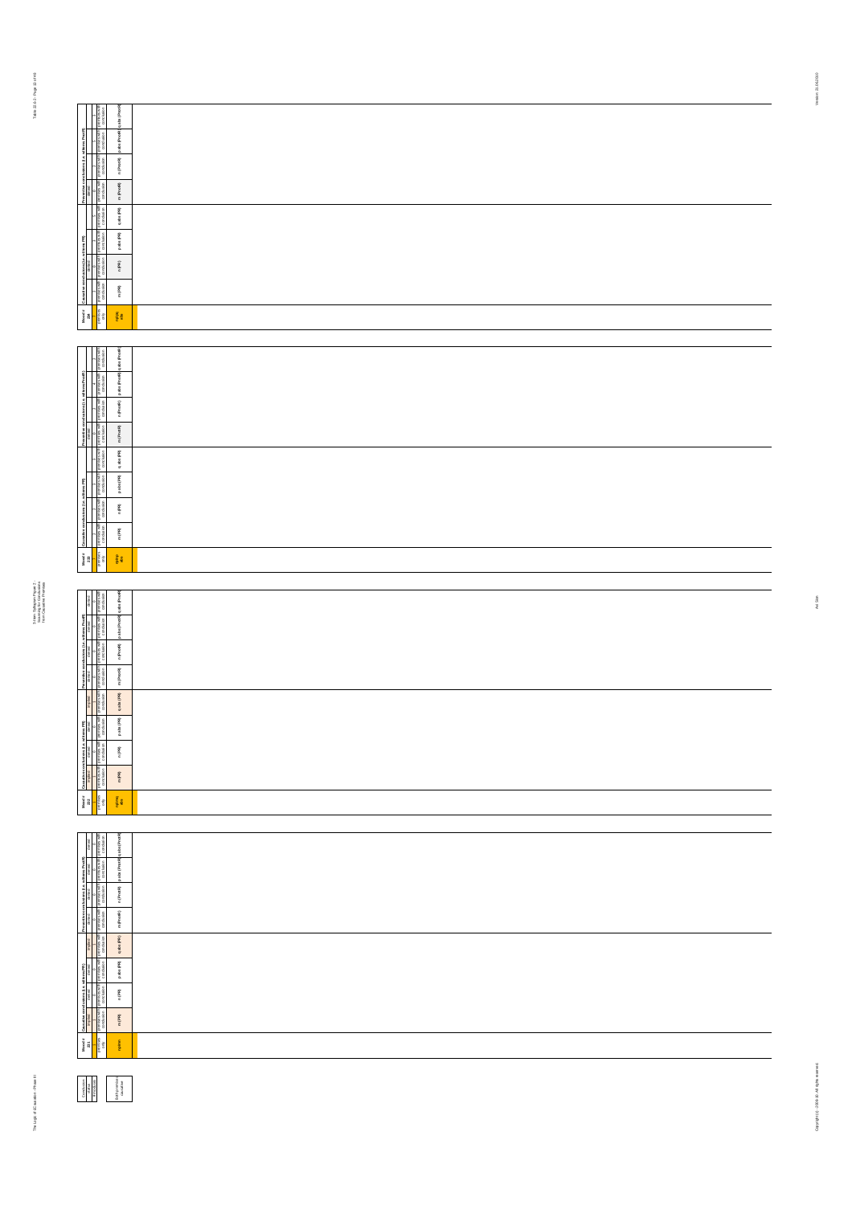| Mood # 2?? | Causative conclusions (i.e. wrt PR) | | | | Preventive conclusions (i.e. wrt PnotR) | | | |
|---|---|---|---|---|---|---|---|---|
| premises only | premises with conclusion | premises with conclusion | premises with conclusion | premises with conclusion | premises with conclusion | premises with conclusion | premises with conclusion | premises with conclusion |
| nplmq | m (PR) | n (PR) | p abs (PR) | q abs (PR) | m (PnotR) | n (PnotR) | p abs (PnotR) | q abs (PnotR) |

| Mood # 2?? | Causative conclusions (i.e. wrt PR) | | | | Preventive conclusions (i.e. wrt PnotR) | | | |
|---|---|---|---|---|---|---|---|---|
| premises only | premises with conclusion | premises with conclusion | premises with conclusion | premises with conclusion | premises with conclusion | premises with conclusion | premises with conclusion | premises with conclusion |
| nplmq | m (PR) | n (PR) | p abs (PR) | q abs (PR) | m (PnotR) | n (PnotR) | p abs (PnotR) | q abs (PnotR) |

| Mood # 2?? | Causative conclusions (i.e. wrt PR) | | | | Preventive conclusions (i.e. wrt PnotR) | | | |
|---|---|---|---|---|---|---|---|---|
| | implied | denied | denied | implied | denied | denied | denied | denied |
| premises only | premises with conclusion | premises with conclusion | premises with conclusion | premises with conclusion | premises with conclusion | premises with conclusion | premises with conclusion | premises with conclusion |
| nplmq | m (PR) | n (PR) | p abs (PR) | q abs (PR) | m (PnotR) | n (PnotR) | p abs (PnotR) | q abs (PnotR) |

| Mood # 2?? | Causative conclusions (i.e. wrt PR) | | | | Preventive conclusions (i.e. wrt PnotR) | | | |
|---|---|---|---|---|---|---|---|---|
| | implied | denied | denied | implied | denied | denied | denied | denied |
| premises only | premises with conclusion | premises with conclusion | premises with conclusion | premises with conclusion | premises with conclusion | premises with conclusion | premises with conclusion | premises with conclusion |
| nplmn | m (PR) | n (PR) | p abs (PR) | q abs (PR) | m (PnotR) | n (PnotR) | p abs (PnotR) | q abs (PnotR) |

| Conclusion status | |
|---|---|
| # of moods | |
| | list of moods concerned |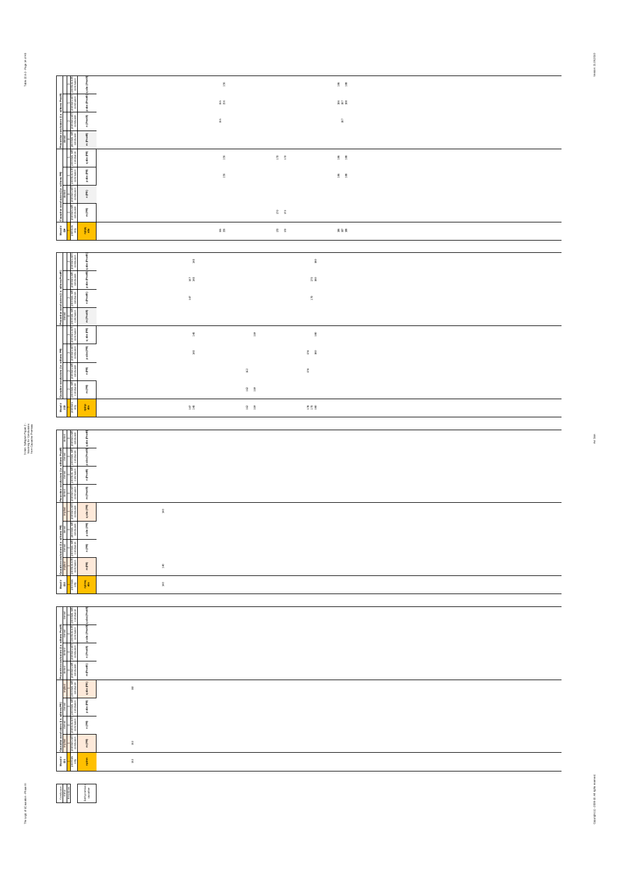| Mood # 198 | Causative conclusions (i.e. with premise PR) | | | | Preventive conclusions (i.e. with premise PnotR) | | | |
|---|---|---|---|---|---|---|---|---|
| premises only | m (PR) | n (PR) | p abs (PR) | q abs (PR) | m (PnotR) | n (PnotR) | p abs (PnotR) | q abs (PnotR) |
| np/q abs | | | | | | | | |
| 155 156 | | | 156 | 156 | | 155 | 155 156 | 156 |
| 170 172 | 170 172 | | | 170 172 | | | | |
| 186 187 188 | | | 186 188 | 186 188 | | 187 | 186 187 188 | 186 188 |

| Mood # 199 | Causative conclusions (i.e. with premise PR) | | | | Preventive conclusions (i.e. with premise PnotR) | | | |
|---|---|---|---|---|---|---|---|---|
| premises only | m (PR) | n (PR) | p abs (PR) | q abs (PR) | m (PnotR) | n (PnotR) | p abs (PnotR) | q abs (PnotR) |
| np/q abs | | | | | | | | |
| 147 148 | | | 148 | 148 | | 147 | 147 148 | 148 |
| 162 164 | 162 164 | 162 | | 164 | | | | |
| 178 179 180 | | 178 | 178 180 | 180 | | 179 | 179 180 | 180 |

| Mood # 200 | Causative conclusions (i.e. with premise PR) | | | | Preventive conclusions (i.e. with premise PnotR) | | | |
|---|---|---|---|---|---|---|---|---|
| premises only | m (PR) | n (PR) | p abs (PR) | q abs (PR) | m (PnotR) | n (PnotR) | p abs (PnotR) | q abs (PnotR) |
| np/q abs | | | | | | | | |
| 140 | 140 | | | 140 | | | | |

| Mood # 201 | Causative conclusions (i.e. with premise PR) | | | | Preventive conclusions (i.e. with premise PnotR) | | | |
|---|---|---|---|---|---|---|---|---|
| premises only | m (PR) | n (PR) | p abs (PR) | q abs (PR) | m (PnotR) | n (PnotR) | p abs (PnotR) | q abs (PnotR) |
| np/q abs | | | | | | | | |
| 132 | 132 | | | 132 | | | | |

| Conclusion status | |
|---|---|
| implicit | |
| | Both premises causative |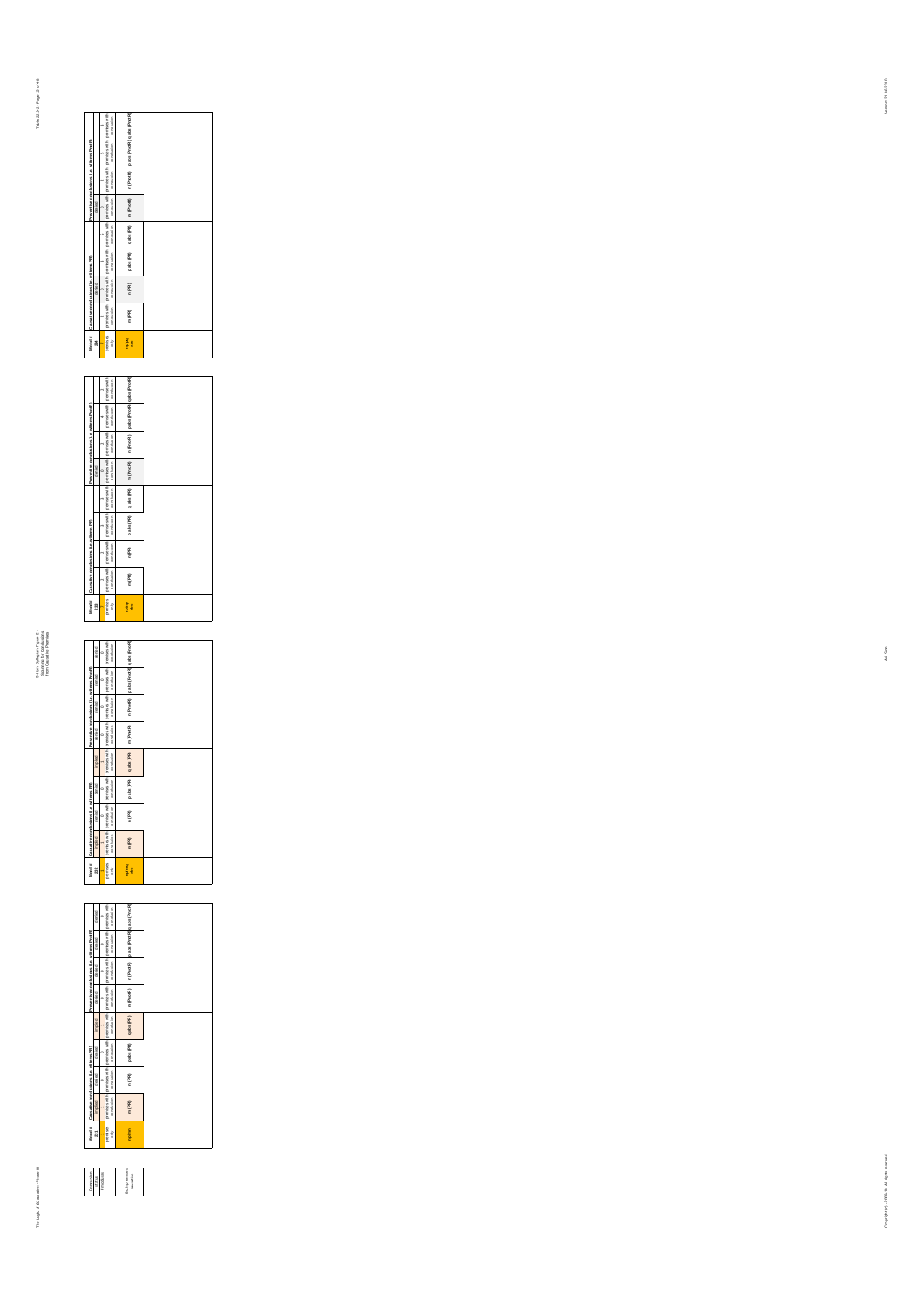| Mood # 231 | Causative conclusions (i.e. wrt PR) | | | | Preventive conclusions (i.e. wrt Prev R) | | | |
|---|---|---|---|---|---|---|---|---|
| | implied | denied | denied | implied | denied | denied | denied | denied |
| | 1 | 0 | 0 | 1 | 0 | 0 | 0 | 0 |
| premises only | premises with conclusion | premises with conclusion | premises with conclusion | premises with conclusion | premises with conclusion | premises with conclusion | premises with conclusion | premises with conclusion |
| mpabs | m (PR) | n (PR) | p abs (PR) | q abs (PR) | m (PrevR) | n (PrevR) | p abs (PrevR) | q abs (PrevR) |

| Mood # 232 | Causative conclusions (i.e. wrt PR) | | | | Preventive conclusions (i.e. wrt Prev R) | | | |
|---|---|---|---|---|---|---|---|---|
| | implied | denied | denied | implied | denied | denied | denied | denied |
| | 1 | 0 | 0 | 1 | 0 | 0 | 0 | 0 |
| premises only | premises with conclusion | premises with conclusion | premises with conclusion | premises with conclusion | premises with conclusion | premises with conclusion | premises with conclusion | premises with conclusion |
| mpabs nqabs | m (PR) | n (PR) | p abs (PR) | q abs (PR) | m (PrevR) | n (PrevR) | p abs (PrevR) | q abs (PrevR) |

| Mood # 233 | Causative conclusions (i.e. wrt PR) | | | | Preventive conclusions (i.e. wrt Prev R) | | | |
|---|---|---|---|---|---|---|---|---|
| | 1 | 1 | 1 | 1 | 0 | 1 | 1 | 1 |
| premises only | premises with conclusion | premises with conclusion | premises with conclusion | premises with conclusion | premises with conclusion | premises with conclusion | premises with conclusion | premises with conclusion |
| nqabs npabs | m (PR) | n (PR) | p abs (PR) | q abs (PR) | m (PrevR) | n (PrevR) | p abs (PrevR) | q abs (PrevR) |

| Mood # 234 | Causative conclusions (i.e. wrt PR) | | | | Preventive conclusions (i.e. wrt Prev R) | | | |
|---|---|---|---|---|---|---|---|---|
| | 1 | 0 | 1 | 1 | 0 | 0 | 1 | 1 |
| premises only | premises with conclusion | premises with conclusion | premises with conclusion | premises with conclusion | premises with conclusion | premises with conclusion | premises with conclusion | premises with conclusion |
| nqabs npabs | m (PR) | n (PR) | p abs (PR) | q abs (PR) | m (PrevR) | n (PrevR) | p abs (PrevR) | q abs (PrevR) |

| Conclusion status | |
|---|---|
| # moods | |
| | (spontaneous) causation |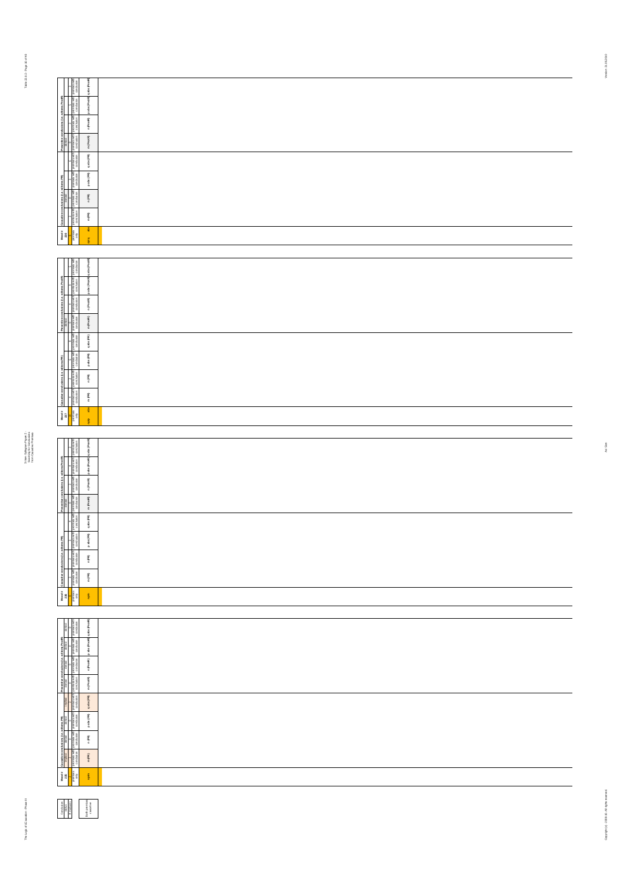| Mood # 238 | Causative conclusions (i.e. with mere PR) | | | | Preventive conclusions (i.e. with mere PnotR) | | | |
|---|---|---|---|---|---|---|---|---|
| premises only | premises with conclusion | premises with conclusion | premises with conclusion | premises with conclusion | premises with conclusion | premises with conclusion | premises with conclusion | premises with conclusion |
| n/p/q | m (PR) | n (PR) | p abs (PR) | q abs (PR) | m (PnotR) | n (PnotR) | p abs (PnotR) | q abs (PnotR) |

| Mood # 237 | Causative conclusions (i.e. with mere PR) | | | | Preventive conclusions (i.e. with mere PnotR) | | | |
|---|---|---|---|---|---|---|---|---|
| premises only | premises with conclusion | premises with conclusion | premises with conclusion | premises with conclusion | premises with conclusion | premises with conclusion | premises with conclusion | premises with conclusion |
| n/p/q | m (PR) | n (PR) | p abs (PR) | q abs (PR) | m (PnotR) | n (PnotR) | p abs (PnotR) | q abs (PnotR) |

| Mood # 236 | Causative conclusions (i.e. with mere PR) | | | | Preventive conclusions (i.e. with mere PnotR) | | | |
|---|---|---|---|---|---|---|---|---|
| premises only | premises with conclusion | premises with conclusion | premises with conclusion | premises with conclusion | premises with conclusion | premises with conclusion | premises with conclusion | premises with conclusion |
| n/p/q | m (PR) | n (PR) | p abs (PR) | q abs (PR) | m (PnotR) | n (PnotR) | p abs (PnotR) | q abs (PnotR) |

| Mood # 235 | Causative conclusions (i.e. with mere PR) | | | | Preventive conclusions (i.e. with mere PnotR) | | | |
|---|---|---|---|---|---|---|---|---|
| premises only | premises with conclusion | premises with conclusion | premises with conclusion | premises with conclusion | premises with conclusion | premises with conclusion | premises with conclusion | premises with conclusion |
| n/p/q | m (PR) | n (PR) | p abs (PR) | q abs (PR) | m (PnotR) | n (PnotR) | p abs (PnotR) | q abs (PnotR) |

| Conclusion status |
|---|
| Both premises causative |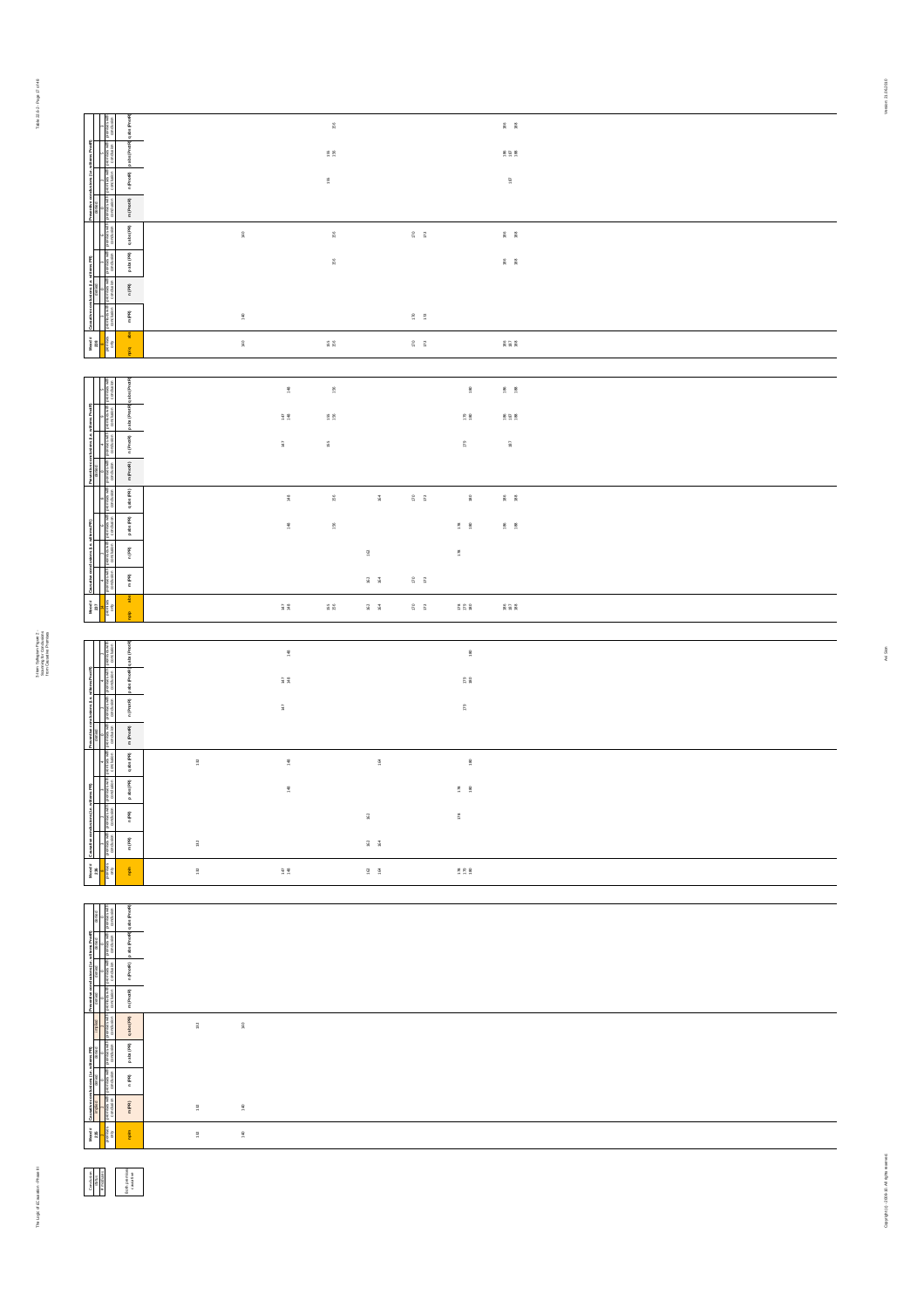| Mood # 238 | Causative conclusions (i.e. with/ness PR) | | | | Preventive conclusions (i.e. with/ness PreR) | | | |
|---|---|---|---|---|---|---|---|---|
| npi/q | m (PR) | n (PR) | p abs (PR) | q abs (PR) | m (PreR) | n (PreR) | p abs (PreR) | q abs (PreR) |
| 140 | 140 | | | 140 | | | | |
| 155 156 | | | 156 | 156 | | 155 | 155 156 | 156 |
| 170 172 | 170 172 | | | 170 172 | | | | |
| 186 187 188 | | | 186 188 | 186 188 | | 187 | 186 187 188 | 186 188 |

| Mood # 237 | Causative conclusions (i.e. with/ness PR) | | | | Preventive conclusions (i.e. with/ness PreR) | | | |
|---|---|---|---|---|---|---|---|---|
| np/p | m (PR) | n (PR) | p abs (PR) | q abs (PR) | m (PreR) | n (PreR) | p abs (PreR) | q abs (PreR) |
| 147 148 | | | 148 | 148 | | 147 | 147 148 | 148 |
| 155 156 | | | 156 | 156 | | 155 | 155 156 | 156 |
| 162 164 | 162 164 | 162 | | 164 | | | | |
| 170 172 | 170 172 | | | 170 172 | | | | |
| 178 179 180 | | 178 | 178 180 | 180 | | 179 | 179 180 | 180 |
| 186 187 188 | | | 186 188 | 186 188 | | 187 | 186 187 188 | 186 188 |

| Mood # 236 | Causative conclusions (i.e. with/ness PR) | | | | Preventive conclusions (i.e. with/ness PreR) | | | |
|---|---|---|---|---|---|---|---|---|
| np/p | m (PR) | n (PR) | p abs (PR) | q abs (PR) | m (PreR) | n (PreR) | p abs (PreR) | q abs (PreR) |
| 132 | 132 | | | 132 | | | | |
| 147 148 | | | 148 | 148 | | 147 | 147 148 | 148 |
| 162 164 | 162 164 | 162 | | 164 | | | | |
| 178 179 180 | | 178 | 178 180 | 180 | | 179 | 179 180 | 180 |

| Mood # 235 | Causative conclusions (i.e. with/ness PR) | | | | Preventive conclusions (i.e. with/ness PreR) | | | |
|---|---|---|---|---|---|---|---|---|
| np/p | m (PR) | n (PR) | p abs (PR) | q abs (PR) | m (PreR) | n (PreR) | p abs (PreR) | q abs (PreR) |
| 132 | 132 | | | 132 | | | | |
| 140 | 140 | | | 140 | | | | |

| Conclusion status | |
|---|---|
| # replaced | Both premises + conclusion |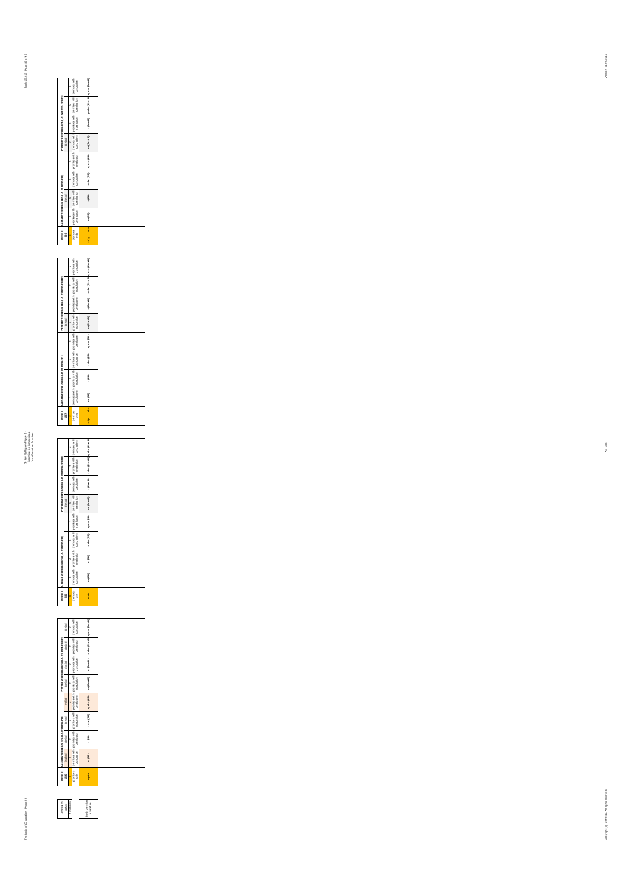| Conclusions | |
|---|---|
| status | |
| # moodtable | |
| | Both premises causative |

| Mood # 225 | Causative conclusions (i.e. wH/ens PR) | | | | Preventive conclusions (i.e. wH/ens PnotR) | | | |
|---|---|---|---|---|---|---|---|---|
| | valid | valid | valid | invalid | valid | valid | valid | valid |
| | 0 | 0 | 0 | 0 | 0 | 0 | 0 | 0 |
| premises only | premises with conclusion | premises with conclusion | premises with conclusion | premises with conclusion | premises with conclusion | premises with conclusion | premises with conclusion | premises with conclusion |
| mpbs | m (PR) | n (PR) | p abs (PR) | q abs (PR) | m (PnotR) | n (PnotR) | p abs (PnotR) | q abs (PnotR) |

| Mood # 226 | Causative conclusions (i.e. wH/ens PR) | | | | Preventive conclusions (i.e. wH/ens PnotR) | | | |
|---|---|---|---|---|---|---|---|---|
| | | | | | | | | |
| premises only | premises with conclusion | premises with conclusion | premises with conclusion | premises with conclusion | premises with conclusion | premises with conclusion | premises with conclusion | premises with conclusion |
| mpbs | m (PR) | n (PR) | p abs (PR) | q abs (PR) | m (PnotR) | n (PnotR) | p abs (PnotR) | q abs (PnotR) |

| Mood # 227 | Causative conclusions (i.e. wH/ens PR) | | | | Preventive conclusions (i.e. wH/ens PnotR) | | | |
|---|---|---|---|---|---|---|---|---|
| | | | | | | | | |
| premises only | premises with conclusion | premises with conclusion | premises with conclusion | premises with conclusion | premises with conclusion | premises with conclusion | premises with conclusion | premises with conclusion |
| mpbs abs | m (PR) | n (PR) | p abs (PR) | q abs (PR) | m (PnotR) | n (PnotR) | p abs (PnotR) | q abs (PnotR) |

| Mood # 228 | Causative conclusions (i.e. wH/ens PR) | | | | Preventive conclusions (i.e. wH/ens PnotR) | | | |
|---|---|---|---|---|---|---|---|---|
| | | | | | | | | |
| premises only | premises with conclusion | premises with conclusion | premises with conclusion | premises with conclusion | premises with conclusion | premises with conclusion | premises with conclusion | premises with conclusion |
| mpbs abs | m (PR) | n (PR) | p abs (PR) | q abs (PR) | m (PnotR) | n (PnotR) | p abs (PnotR) | q abs (PnotR) |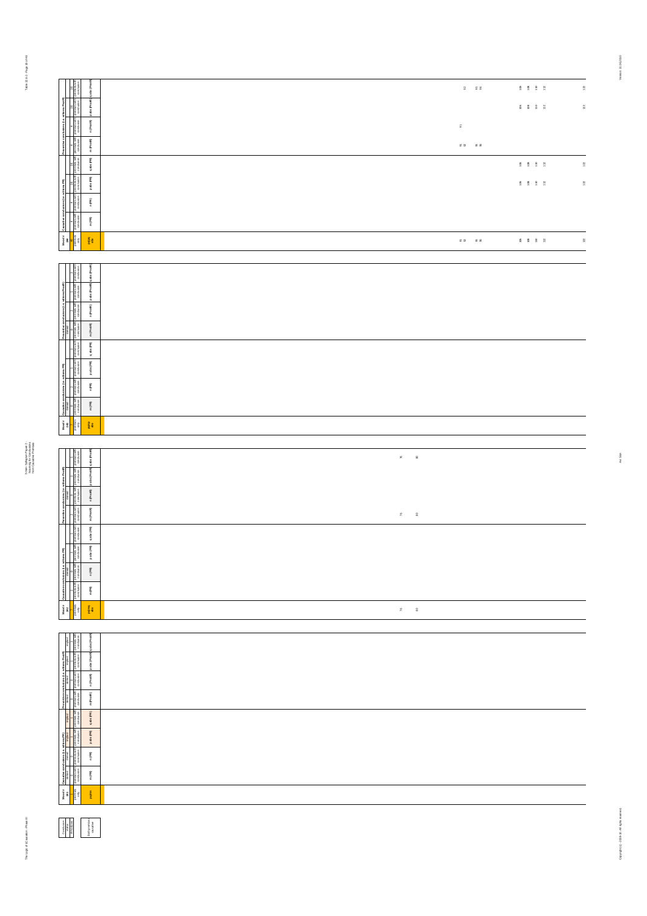| Mood # 19 | Causative conclusions (i.e. with/without PR) | | | | Preventive conclusions (i.e. with/without Prod R) | | | |
|---|---|---|---|---|---|---|---|---|
| premises only | m (PR) | n (PR) | p abs (PR) | q abs (PR) | m (ProdR) | n (ProdR) | p abs (ProdR) | q abs (ProdR) |
| p(PR) abs | | | | | | | | |
| 91, 93, 95, 96 | | | | | 91, 93, 95, 96 | 91 | | 92, 95, 96 |
| 106, 108, 110, 112, 122 | | | 106, 108, 110, 112, 122 | 106, 108, 110, 112, 122 | | | 106, 108, 110, 112, 122 | 106, 108, 110, 112, 122 |

| Mood # 20 | Causative conclusions (i.e. with/without PR) | | | | Preventive conclusions (i.e. with/without Prod R) | | | |
|---|---|---|---|---|---|---|---|---|
| premises only | m (PR) | n (PR) | p abs (PR) | q abs (PR) | m (ProdR) | n (ProdR) | p abs (ProdR) | q abs (ProdR) |
| p(PR) abs | | | | | | | | |

| Mood # 21 | Causative conclusions (i.e. with/without PR) | | | | Preventive conclusions (i.e. with/without Prod R) | | | |
|---|---|---|---|---|---|---|---|---|
| premises only | m (PR) | n (PR) | p abs (PR) | q abs (PR) | m (ProdR) | n (ProdR) | p abs (ProdR) | q abs (ProdR) |
| p(PR) abs | | | | | | | | |
| 76, 80 | | | | | 76, 80 | | | 76, 80 |

| Mood # 22 | Causative conclusions (i.e. with/without PR) | | | | Preventive conclusions (i.e. with/without Prod R) | | | |
|---|---|---|---|---|---|---|---|---|
| premises only | m (PR) | n (PR) | p abs (PR) | q abs (PR) | m (ProdR) | n (ProdR) | p abs (ProdR) | q abs (ProdR) |
| p(PR) abs | | | | | | | | |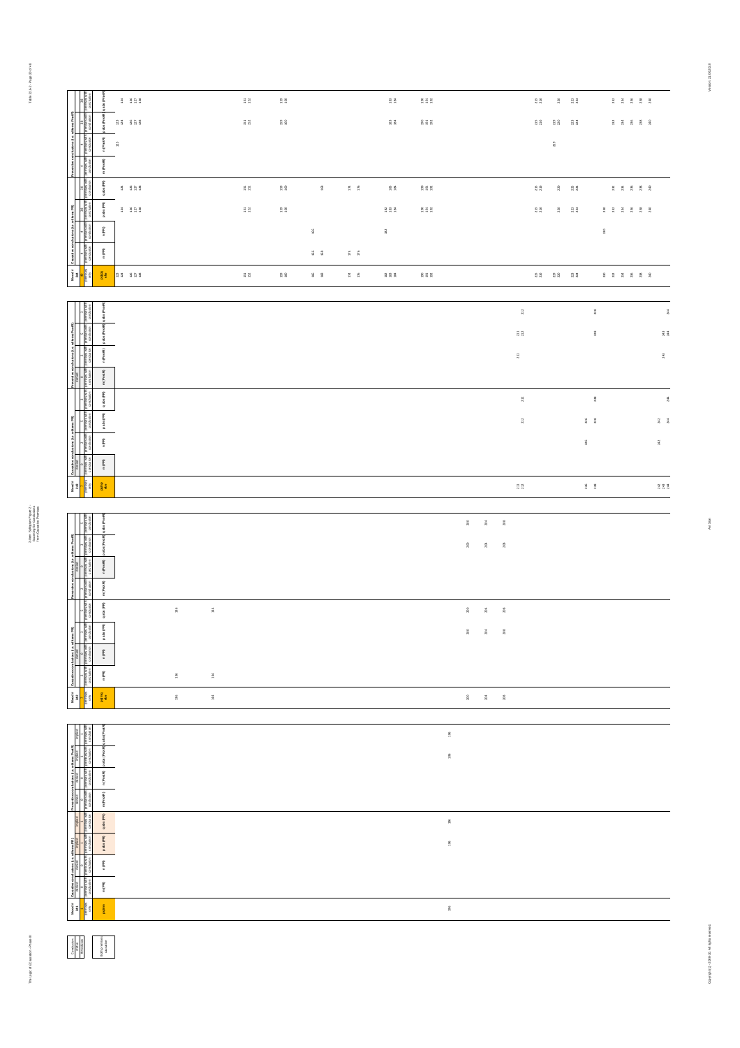| Mood # 240 | Causative conclusions (i.e. wilfulness PM) | | | | Preventive conclusions (i.e. wilfulness Prod M) | | | |
|---|---|---|---|---|---|---|---|---|
| | m (PM) | n (PM) | p abs (PM) | q abs (PM) | m (ProdM) | n (ProdM) | p abs (ProdM) | q abs (ProdM) |
| premises only | premises with conclusion | premises with conclusion | premises with conclusion | premises with conclusion | premises with conclusion | premises with conclusion | premises with conclusion | premises with conclusion |
| pq(m) abs | | | | | | | | |
| 123 124 | | | 124 | 124 | | 123 | 123 124 | 124 |
| 126 127 128 | | | 126 127 128 | 126 127 128 | | | 126 127 128 | 126 127 128 |
| 151 152 | | | 151 152 | 151 152 | | | 151 152 | 151 152 |
| 159 160 | | | 159 160 | 159 160 | | | 159 160 | 159 160 |
| 166 168 | 166 168 | 166 | | 168 | | | | |
| 174 176 | 174 176 | | | 174 176 | | | | |
| 182 183 184 | | 182 | 182 183 184 | 183 184 | | | 183 184 | 183 184 |
| 190 191 192 | | | 190 191 192 | 190 191 192 | | | 190 191 192 | 190 191 192 |
| 215 216 | | | 215 216 | 215 216 | | | 215 216 | 215 216 |
| 219 220 | | | 220 | 220 | | 219 | 219 220 | 220 |
| 223 224 | | | 223 224 | 223 224 | | | 223 224 | 223 224 |
| 230 232 234 236 238 240 | | 230 | 230 232 234 236 238 240 | 232 234 236 238 240 | | | 232 234 236 238 240 | 232 234 236 238 240 |

| Mood # 241 | Causative conclusions (i.e. wilfulness PM) | | | | Preventive conclusions (i.e. wilfulness Prod M) | | | |
|---|---|---|---|---|---|---|---|---|
| | m (PM) | n (PM) | p abs (PM) | q abs (PM) | m (ProdM) | n (ProdM) | p abs (ProdM) | q abs (ProdM) |
| premises only | premises with conclusion | premises with conclusion | premises with conclusion | premises with conclusion | premises with conclusion | premises with conclusion | premises with conclusion | premises with conclusion |
| pqmn abs | | | | | | | | |
| 211 212 | | | 212 | 212 | | 211 | 211 212 | 212 |
| 226 228 | | 226 | 226 228 | 228 | | | 228 | 228 |
| 242 243 244 | | 242 | 242 244 | 244 | | 243 | 243 244 | 244 |

| Mood # 242 | Causative conclusions (i.e. wilfulness PM) | | | | Preventive conclusions (i.e. wilfulness Prod M) | | | |
|---|---|---|---|---|---|---|---|---|
| | m (PM) | n (PM) | p abs (PM) | q abs (PM) | m (ProdM) | n (ProdM) | p abs (ProdM) | q abs (ProdM) |
| premises only | premises with conclusion | premises with conclusion | premises with conclusion | premises with conclusion | premises with conclusion | premises with conclusion | premises with conclusion | premises with conclusion |
| pq(m) abs | | | | | | | | |
| 136 | 136 | | | 136 | | | | |
| 144 | 144 | | | 144 | | | | |
| 200 | | | 200 | 200 | | | 200 | 200 |
| 204 | | | 204 | 204 | | | 204 | 204 |
| 208 | | | 208 | 208 | | | 208 | 208 |

| Mood # 243 | Causative conclusions (i.e. wilfulness PM) | | | | Preventive conclusions (i.e. wilfulness Prod M) | | | |
|---|---|---|---|---|---|---|---|---|
| | m (PM) | n (PM) | p abs (PM) | q abs (PM) | m (ProdM) | n (ProdM) | p abs (ProdM) | q abs (ProdM) |
| premises only | premises with conclusion | premises with conclusion | premises with conclusion | premises with conclusion | premises with conclusion | premises with conclusion | premises with conclusion | premises with conclusion |
| pq(m)n | | | | | | | | |
| 196 | | | 196 | 196 | | | 196 | 196 |

| Conclusion status | |
|---|---|
| | ECM conclusion |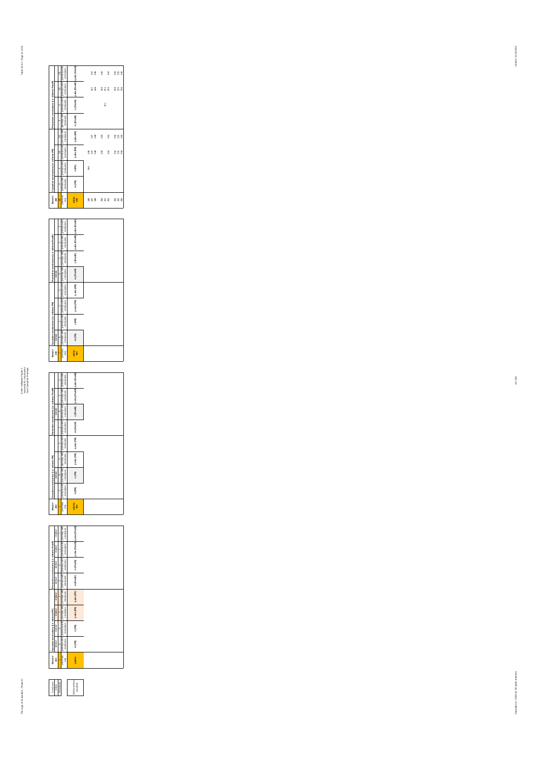3-item Syllogism Figure 2 - Scanning for Conclusions from Causative Premises

| Conclusion | Conclusion |
|---|---|
| status | |
| # moods | |
| | (full) premises only / conclusion |

| Mood # 241 | Causative conclusions (i.e. with mn PR) | | | | Preventive conclusions (i.e. with mn Prevt) | | | |
|---|---|---|---|---|---|---|---|---|
| | implied | implied | implied | implied | implied | implied | implied | implied |
| | 0 | 0 | 0 | 0 | 0 | 0 | 0 | 0 |
| premises only | premises with conclusion | premises with conclusion | premises with conclusion | premises with conclusion | premises with conclusion | premises with conclusion | premises with conclusion | premises with conclusion |
| pq/mn | m (PR) | n (PR) | p abs (PR) | q abs (PR) | m (Prevt) | n (Prevt) | p abs (Prevt) | q abs (Prevt) |

| Mood # 242 | Causative conclusions (i.e. with mn PR) | | | | Preventive conclusions (i.e. with mn Prevt) | | | |
|---|---|---|---|---|---|---|---|---|
| | | implied | implied | | | implied | | |
| | 0 | 0 | 0 | 0 | 0 | 0 | 0 | 0 |
| premises only | premises with conclusion | premises with conclusion | premises with conclusion | premises with conclusion | premises with conclusion | premises with conclusion | premises with conclusion | premises with conclusion |
| pq/mn abs | m (PR) | n (PR) | p abs (PR) | q abs (PR) | m (Prevt) | n (Prevt) | p abs (Prevt) | q abs (Prevt) |

| Mood # 243 | Causative conclusions (i.e. with mn PR) | | | | Preventive conclusions (i.e. with mn Prevt) | | | |
|---|---|---|---|---|---|---|---|---|
| | implied | | | | implied | | | |
| | 0 | 0 | 0 | 0 | 0 | 0 | 0 | 0 |
| premises only | premises with conclusion | premises with conclusion | premises with conclusion | premises with conclusion | premises with conclusion | premises with conclusion | premises with conclusion | premises with conclusion |
| pq/mn abs | m (PR) | n (PR) | p abs (PR) | q abs (PR) | m (Prevt) | n (Prevt) | p abs (Prevt) | q abs (Prevt) |

| Mood # 244 | Causative conclusions (i.e. with mn PR) | | | | Preventive conclusions (i.e. with mn Prevt) | | | |
|---|---|---|---|---|---|---|---|---|
| 40 | 4 | 4 | 16 | 16 | 4 | 4 | 16 | 16 |
| premises only | premises with conclusion | premises with conclusion | premises with conclusion | premises with conclusion | premises with conclusion | premises with conclusion | premises with conclusion | premises with conclusion |
| pq/mn abs | m (PR) | n (PR) | p abs (PR) | q abs (PR) | m (Prevt) | n (Prevt) | p abs (Prevt) | q abs (Prevt) |
| 246 | | 246 | 246 | | | | | |
| 247 | | | 247 | 247 | | | 247 | 247 |
| 248 | | | 248 | 248 | | | 248 | 248 |
| 250 | | | 250 | 250 | | | 250 | 250 |
| 251 | | | | | | 251 | 251 | |
| 252 | | | 252 | 252 | | | 252 | 252 |
| 254 | | | 254 | 254 | | | 254 | 254 |
| 255 | | | 255 | 255 | | | 255 | 255 |
| 256 | | | 256 | 256 | | | 256 | 256 |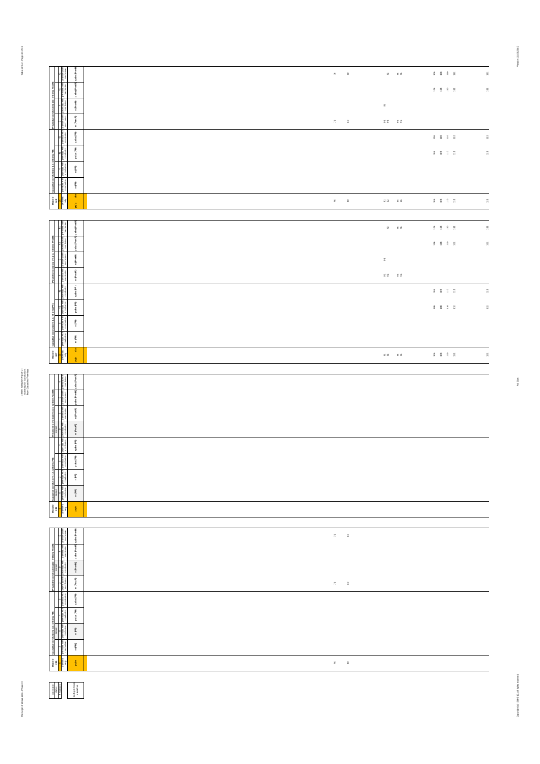| Mood # 208 | Causative conclusions (i.e. with ms PR) | | | | Preventive conclusions (i.e. with ms Prv(R)) | | | |
|---|---|---|---|---|---|---|---|---|
| premises only | premises with conclusion | premises with conclusion | premises with conclusion | premises with conclusion | premises with conclusion | premises with conclusion | premises with conclusion | premises with conclusion |
| p(q)n | m (PR) | n (PR) | p abs (PR) | q abs (PR) | m (PrvR) | n (PrvR) | p abs (PrvR) | q abs (PrvR) |
| 76 80 91 92 95 96 106 108 110 112 122 | | | 106 108 110 112 122 | 106 108 110 112 122 | 76 80 91 92 95 96 | 91 | 106 108 110 112 122 | 76 80 93 95 96 106 108 110 112 122 |

| Mood # 207 | Causative conclusions (i.e. with ms PR) | | | | Preventive conclusions (i.e. with ms Prv(R)) | | | |
|---|---|---|---|---|---|---|---|---|
| premises only | premises with conclusion | premises with conclusion | premises with conclusion | premises with conclusion | premises with conclusion | premises with conclusion | premises with conclusion | premises with conclusion |
| p(q)n | m (PR) | n (PR) | p abs (PR) | q abs (PR) | m (PrvR) | n (PrvR) | p abs (PrvR) | q abs (PrvR) |
| 91 92 95 96 106 108 110 112 122 | | | 106 108 110 112 122 | 106 108 110 112 122 | 91 92 95 96 | 91 | 106 108 110 112 122 | 93 95 96 106 108 110 112 122 |

| Mood # 206 | Causative conclusions (i.e. with ms PR) | | | | Preventive conclusions (i.e. with ms Prv(R)) | | | |
|---|---|---|---|---|---|---|---|---|
| premises only | premises with conclusion | premises with conclusion | premises with conclusion | premises with conclusion | premises with conclusion | premises with conclusion | premises with conclusion | premises with conclusion |
| p(q)n | m (PR) | n (PR) | p abs (PR) | q abs (PR) | m (PrvR) | n (PrvR) | p abs (PrvR) | q abs (PrvR) |
| | | | | | | | | |

| Mood # 205 | Causative conclusions (i.e. with ms PR) | | | | Preventive conclusions (i.e. with ms Prv(R)) | | | |
|---|---|---|---|---|---|---|---|---|
| premises only | premises with conclusion | premises with conclusion | premises with conclusion | premises with conclusion | premises with conclusion | premises with conclusion | premises with conclusion | premises with conclusion |
| p(q)n | m (PR) | n (PR) | p abs (PR) | q abs (PR) | m (PrvR) | n (PrvR) | p abs (PrvR) | q abs (PrvR) |
| 76 80 | | | | | 76 80 | | | 76 80 |

| Conclusion status | # moduses |
|---|---|
| | Both premises causative |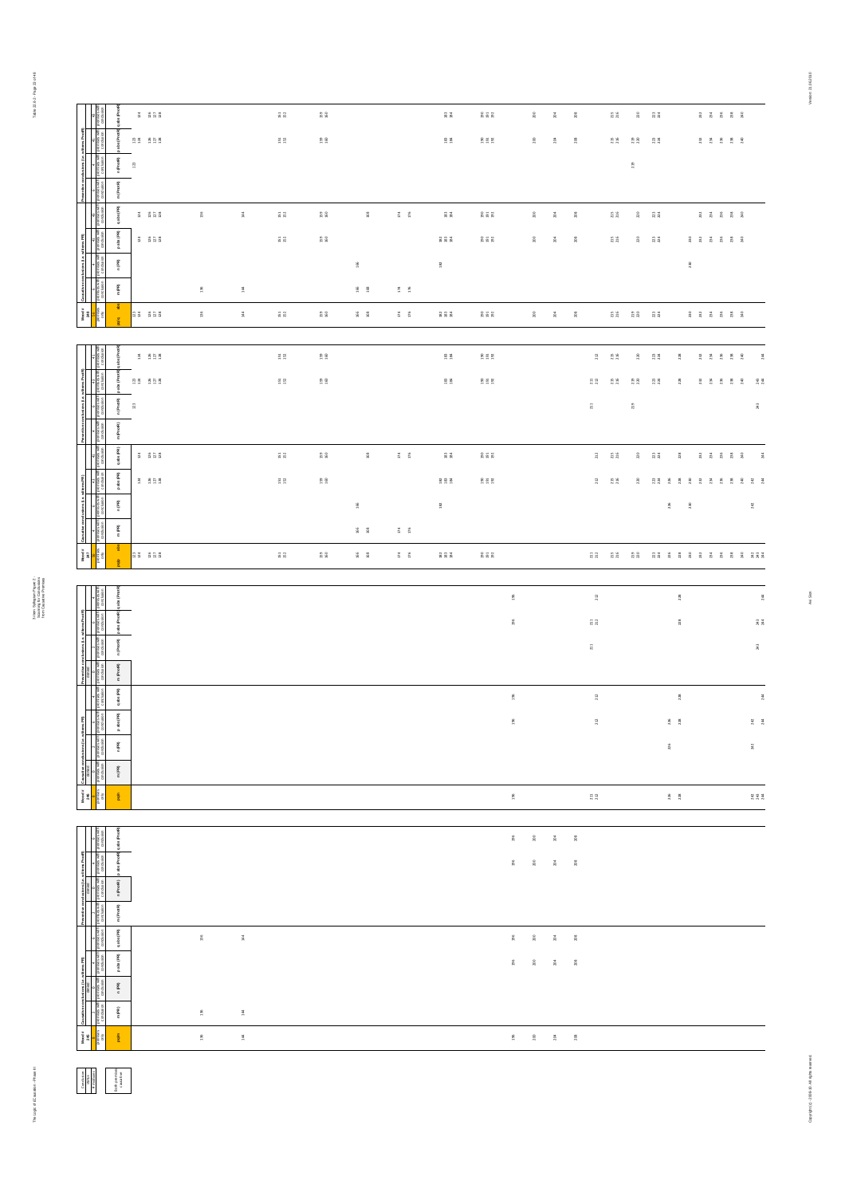| Mood # 191 | Causative conclusions (i.e. wilkerns P R) | | | | Preventive conclusions (i.e. wilkerns Prev(R)) | | | |
|---|---|---|---|---|---|---|---|---|
| abs | m (PR) | n (PR) | p abs (PR) | q abs (PR) | m (Prev(R)) | n (Prev(R)) | p abs (Prev(R)) | q abs (Prev(R)) |

| Mood # 197 | Causative conclusions (i.e. wilkerns P R) | | | | Preventive conclusions (i.e. wilkerns Prev(R)) | | | |
|---|---|---|---|---|---|---|---|---|
| abs | m (PR) | n (PR) | p abs (PR) | q abs (PR) | m (Prev(R)) | n (Prev(R)) | p abs (Prev(R)) | q abs (Prev(R)) |

| Mood # 198 | Causative conclusions (i.e. wilkerns P R) | | | | Preventive conclusions (i.e. wilkerns Prev(R)) | | | |
|---|---|---|---|---|---|---|---|---|
| p abs | m (PR) | n (PR) | p abs (PR) | q abs (PR) | m (Prev(R)) | n (Prev(R)) | p abs (Prev(R)) | q abs (Prev(R)) |

| Mood # 199 | Causative conclusions (i.e. wilkerns P R) | | | | Preventive conclusions (i.e. wilkerns Prev(R)) | | | |
|---|---|---|---|---|---|---|---|---|
| p abs | m (PR) | n (PR) | p abs (PR) | q abs (PR) | m (Prev(R)) | n (Prev(R)) | p abs (Prev(R)) | q abs (Prev(R)) |

Conclusion status / # moodsets: Both premises causative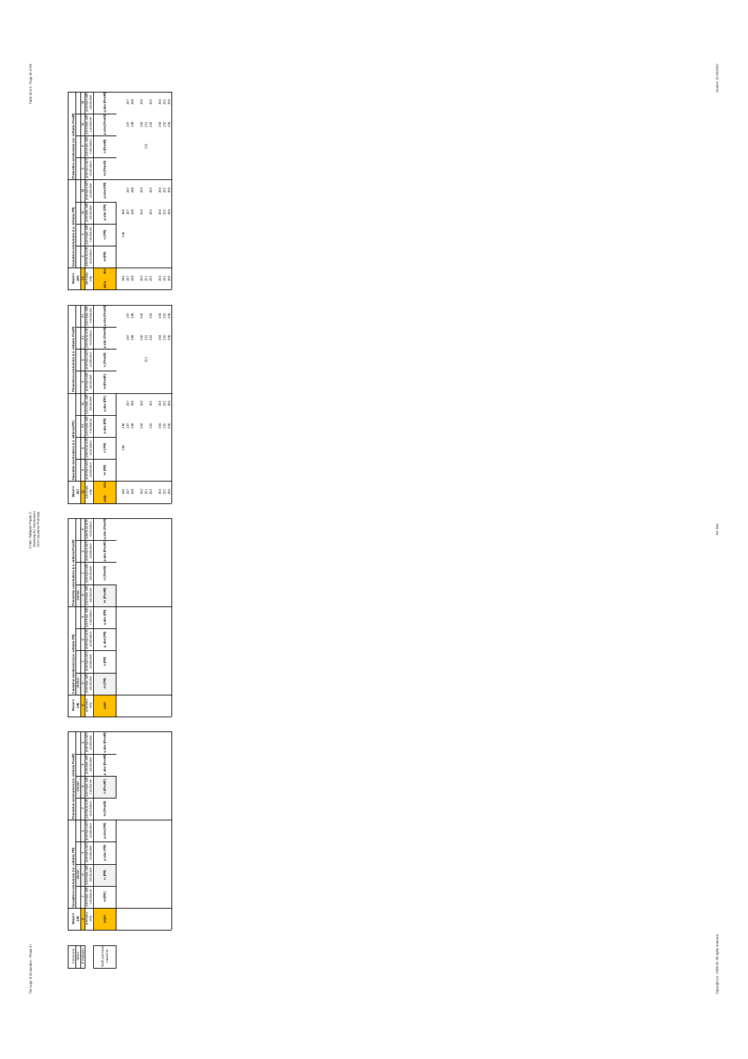Table 10.6-2 - Page 24 of 48

3-Item Syllogism Figure 2
Scanning for Conclusions
from Causative Premises

| Conclusion | |
|---|---|
| status | |
| # moods | |
| | Both premises causative |

| Mood # 245 | Causative conclusions (i.e. with/sans PR) | | | | Preventive conclusions (i.e. with/sans Prevfi) | | | |
|---|---|---|---|---|---|---|---|---|
| 0 | 2 | 0 | 4 | 4 | 2 | 0 | 4 | 4 |
| | | invalid | | | | invalid | | |
| premises only | premises with conclusion | premises with conclusion | premises with conclusion | premises with conclusion | premises with conclusion | premises with conclusion | premises with conclusion | premises with conclusion |
| p|q|r | m (PR) | n (PR) | p abs (PR) | q abs (PR) | m (PrevR) | n (PrevR) | p abs (PrevR) | q abs (PrevR) |

| Mood # 246 | Causative conclusions (i.e. with/sans PR) | | | | Preventive conclusions (i.e. with/sans Prevfi) | | | |
|---|---|---|---|---|---|---|---|---|
| 0 | 0 | 2 | 4 | 4 | 0 | 2 | 4 | 4 |
| | invalid | | | | invalid | | | |
| premises only | premises with conclusion | premises with conclusion | premises with conclusion | premises with conclusion | premises with conclusion | premises with conclusion | premises with conclusion | premises with conclusion |
| p|q|r | m (PR) | n (PR) | p abs (PR) | q abs (PR) | m (PrevR) | n (PrevR) | p abs (PrevR) | q abs (PrevR) |

| Mood # 247 | Causative conclusions (i.e. with/sans PR) | | | | Preventive conclusions (i.e. with/sans Prevfi) | | | |
|---|---|---|---|---|---|---|---|---|
| 11 | 0 | 1 | 11 | 6 | 0 | 1 | 11 | 6 |
| premises only | premises with conclusion | premises with conclusion | premises with conclusion | premises with conclusion | premises with conclusion | premises with conclusion | premises with conclusion | premises with conclusion |
| p|q|r | m (PR) | n (PR) | p abs (PR) | q abs (PR) | m (PrevR) | n (PrevR) | p abs (PrevR) | q abs (PrevR) |
| 246 | | 246 | 246 | | | | | |
| 247 | | | 247 | 247 | | | 247 | 247 |
| 248 | | | 248 | 248 | | | 248 | 248 |
| 250 | | | 250 | 250 | | | 250 | 250 |
| 251 | | | | | | 251 | 251 | |
| 252 | | | 252 | 252 | | | 252 | 252 |
| 254 | | | 254 | 254 | | | 254 | 254 |
| 255 | | | 255 | 255 | | | 255 | 255 |
| 256 | | | 256 | 256 | | | 256 | 256 |

| Mood # 248 | Causative conclusions (i.e. with/sans PR) | | | | Preventive conclusions (i.e. with/sans Prevfi) | | | |
|---|---|---|---|---|---|---|---|---|
| 11 | 0 | 1 | 11 | 6 | 0 | 1 | 11 | 6 |
| premises only | premises with conclusion | premises with conclusion | premises with conclusion | premises with conclusion | premises with conclusion | premises with conclusion | premises with conclusion | premises with conclusion |
| p|q|r | m (PR) | n (PR) | p abs (PR) | q abs (PR) | m (PrevR) | n (PrevR) | p abs (PrevR) | q abs (PrevR) |
| 246 | | 246 | 246 | | | | | |
| 247 | | | 247 | 247 | | | 247 | 247 |
| 248 | | | 248 | 248 | | | 248 | 248 |
| 250 | | | 250 | 250 | | | 250 | 250 |
| 251 | | | | | | 251 | 251 | |
| 252 | | | 252 | 252 | | | 252 | 252 |
| 254 | | | 254 | 254 | | | 254 | 254 |
| 255 | | | 255 | 255 | | | 255 | 255 |
| 256 | | | 256 | 256 | | | 256 | 256 |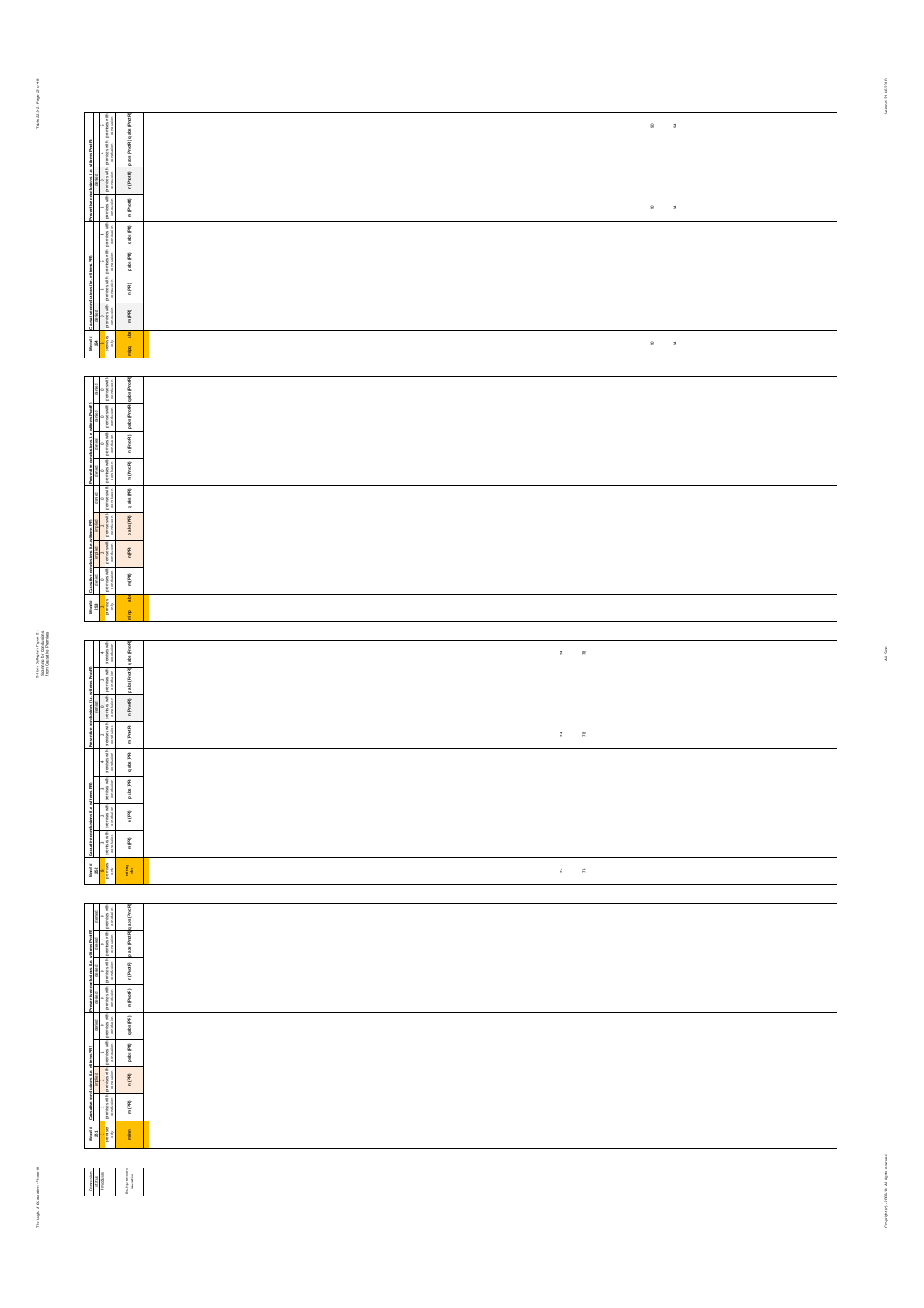| Mood # 398 | | Causative conclusions (i.e. with/sans PR) | | | | Preventive conclusions (i.e. with/sans PnotR) | | | |
|---|---|---|---|---|---|---|---|---|---|
| premises only | | premises with conclusion | premises with conclusion | premises with conclusion | premises with conclusion | premises with conclusion | premises with conclusion | premises with conclusion | premises with conclusion |
| m (pq) | abs | m (PR) | n (PR) | p abs (PR) | q abs (PR) | m (PnotR) | n (PnotR) | p abs (PnotR) | q abs (PnotR) |
| 80 | 84 | | | | | 80 | | | 80 84 |

| Mood # 399 | | Causative conclusions (i.e. with/sans PR) | | | | Preventive conclusions (i.e. with/sans PnotR) | | | |
|---|---|---|---|---|---|---|---|---|---|
| premises only | | premises with conclusion | premises with conclusion | premises with conclusion | premises with conclusion | premises with conclusion | premises with conclusion | premises with conclusion | premises with conclusion |
| m (pq) | abs | m (PR) | n (PR) | p abs (PR) | q abs (PR) | m (PnotR) | n (PnotR) | p abs (PnotR) | q abs (PnotR) |

| Mood # 400 | | Causative conclusions (i.e. with/sans PR) | | | | Preventive conclusions (i.e. with/sans PnotR) | | | |
|---|---|---|---|---|---|---|---|---|---|
| premises only | | premises with conclusion | premises with conclusion | premises with conclusion | premises with conclusion | premises with conclusion | premises with conclusion | premises with conclusion | premises with conclusion |
| m (pq) | abs | m (PR) | n (PR) | p abs (PR) | q abs (PR) | m (PnotR) | n (PnotR) | p abs (PnotR) | q abs (PnotR) |
| 74 | 78 | | | | | 74 78 | | | 74 78 |

| Mood # 401 | | Causative conclusions (i.e. with/sans PR) | | | | Preventive conclusions (i.e. with/sans PnotR) | | | |
|---|---|---|---|---|---|---|---|---|---|
| premises only | | premises with conclusion | premises with conclusion | premises with conclusion | premises with conclusion | premises with conclusion | premises with conclusion | premises with conclusion | premises with conclusion |
| mn | | m (PR) | n (PR) | p abs (PR) | q abs (PR) | m (PnotR) | n (PnotR) | p abs (PnotR) | q abs (PnotR) |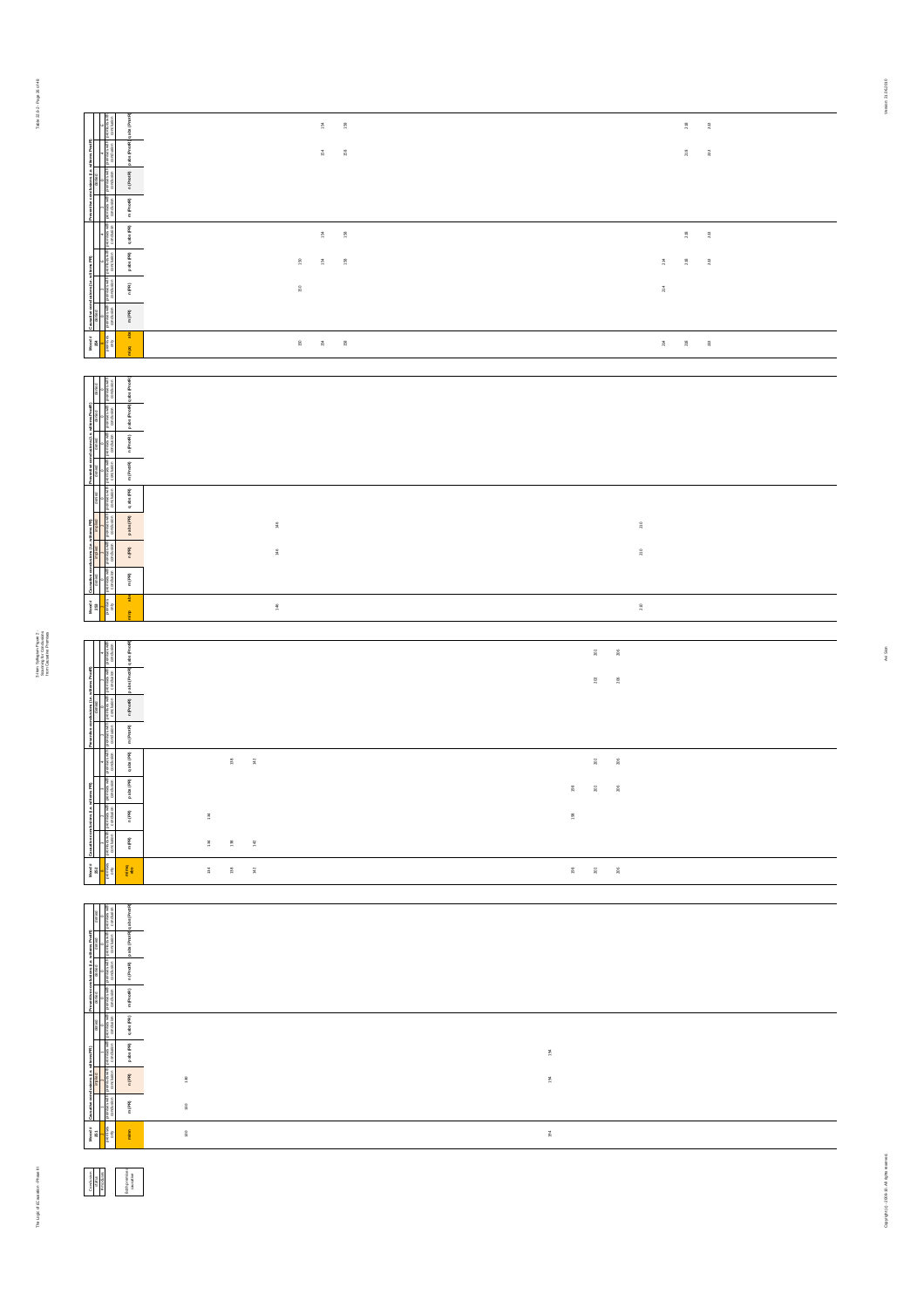| Mood # 198 | m (PR) | n (PR) | p abs (PR) | q abs (PR) | m (Prodt) | n (Prodt) | p abs (Prodt) | q abs (Prodt) |
|---|---|---|---|---|---|---|---|---|
| 150 | | 150 | 150 | | | | | |
| 154 | | | 154 | 154 | | | 154 | 154 |
| 158 | | | 158 | 158 | | | 158 | 158 |
| 214 | | 214 | 214 | | | | | |
| 218 | | | 218 | 218 | | | 218 | 218 |
| 222 | | | 222 | 222 | | | 222 | 222 |

| Mood # 199 | m (PR) | n (PR) | p abs (PR) | q abs (PR) | m (Prodt) | n (Prodt) | p abs (Prodt) | q abs (Prodt) |
|---|---|---|---|---|---|---|---|---|
| 146 | | 146 | 146 | | | | | |
| 210 | | 210 | 210 | | | | | |

| Mood # 200 | m (PR) | n (PR) | p abs (PR) | q abs (PR) | m (Prodt) | n (Prodt) | p abs (Prodt) | q abs (Prodt) |
|---|---|---|---|---|---|---|---|---|
| 134 | 134 | 134 | | | | | | |
| 138 | 138 | | | 138 | | | | |
| 142 | 142 | | | 142 | | | | |
| 198 | | 198 | 198 | | | | | |
| 202 | | | 202 | 202 | | | 202 | 202 |
| 206 | | | 206 | 206 | | | 206 | 206 |

| Mood # 201 | m (PR) | n (PR) | p abs (PR) | q abs (PR) | m (Prodt) | n (Prodt) | p abs (Prodt) | q abs (Prodt) |
|---|---|---|---|---|---|---|---|---|
| 130 | 130 | 130 | | | | | | |
| 194 | | 194 | 194 | | | | | |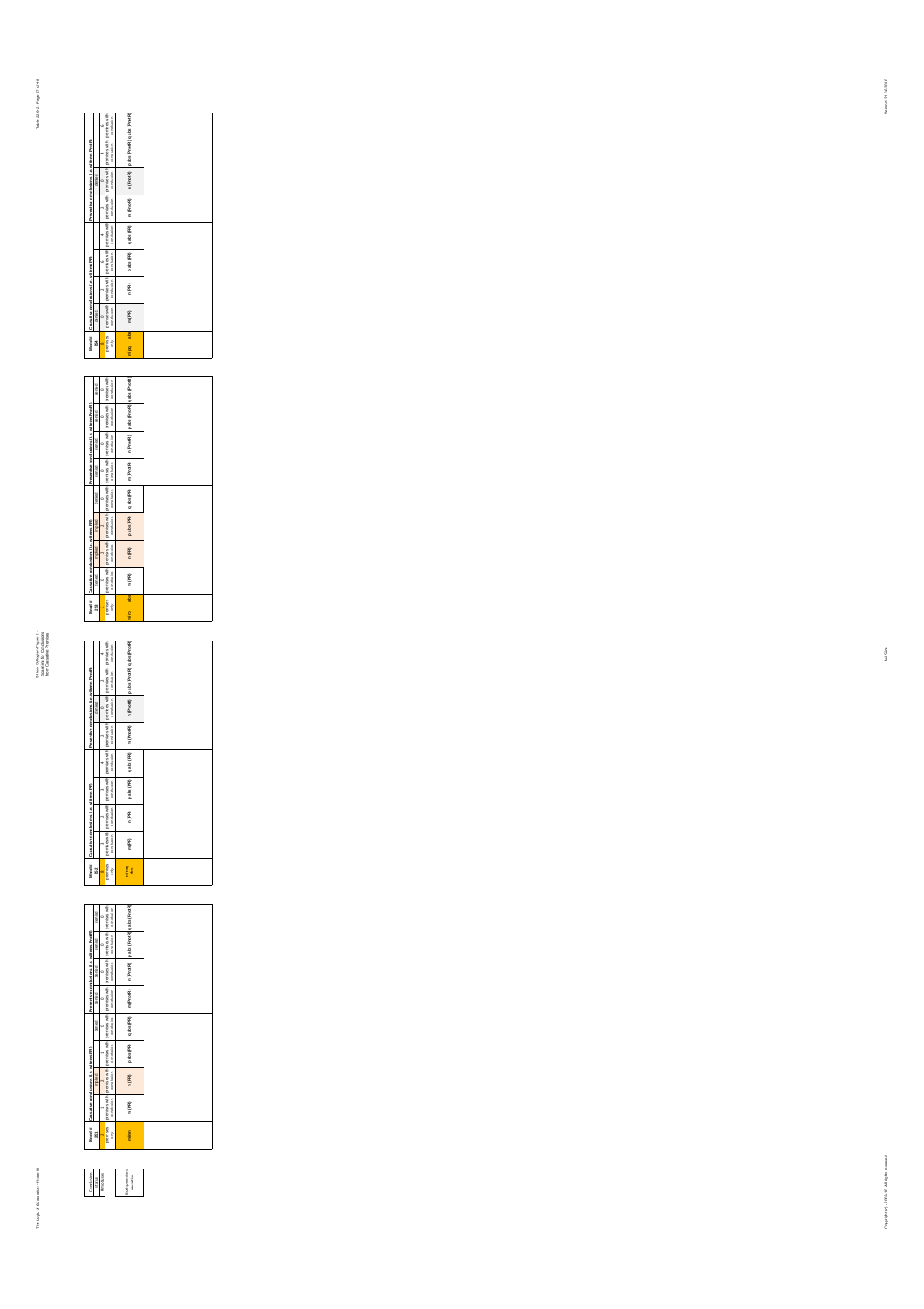| Mood # 251 | Causative conclusions (i.e. wellness PR) | | | | Preventive conclusions (i.e. wellness PreoR) | | | |
|---|---|---|---|---|---|---|---|---|
| | | | | denied | denied | denied | denied | denied |
| | | 1 | | 0 | 0 | 0 | 0 | 0 |
| premises only | premises with conclusion | premises with conclusion | premises with conclusion | premises with conclusion | premises with conclusion | premises with conclusion | premises with conclusion | premises with conclusion |
| mnn | m (PR) | n (PR) | p abs (PR) | q abs (PR) | m (PreoR) | n (PreoR) | p abs (PreoR) | q abs (PreoR) |

| Mood # 252 | Causative conclusions (i.e. wellness PR) | | | | Preventive conclusions (i.e. wellness PreoR) | | | |
|---|---|---|---|---|---|---|---|---|
| | | | | | | denied | | |
| | 1 | 2 | 3 | 4 | 1 | 0 | 3 | 4 |
| premises only | premises with conclusion | premises with conclusion | premises with conclusion | premises with conclusion | premises with conclusion | premises with conclusion | premises with conclusion | premises with conclusion |
| mnq abs | m (PR) | n (PR) | p abs (PR) | q abs (PR) | m (PreoR) | n (PreoR) | p abs (PreoR) | q abs (PreoR) |

| Mood # 253 | Causative conclusions (i.e. wellness PR) | | | | Preventive conclusions (i.e. wellness PreoR) | | | |
|---|---|---|---|---|---|---|---|---|
| | denied | | | denied | denied | denied | denied | denied |
| | 0 | 2 | 3 | 0 | 0 | 0 | 0 | 0 |
| premises only | premises with conclusion | premises with conclusion | premises with conclusion | premises with conclusion | premises with conclusion | premises with conclusion | premises with conclusion | premises with conclusion |
| mnp abs | m (PR) | n (PR) | p abs (PR) | q abs (PR) | m (PreoR) | n (PreoR) | p abs (PreoR) | q abs (PreoR) |

| Mood # 254 | Causative conclusions (i.e. wellness PR) | | | | Preventive conclusions (i.e. wellness PreoR) | | | |
|---|---|---|---|---|---|---|---|---|
| | denied | | | | | denied | | |
| | 0 | 2 | 3 | 4 | 1 | 0 | 3 | 4 |
| premises only | premises with conclusion | premises with conclusion | premises with conclusion | premises with conclusion | premises with conclusion | premises with conclusion | premises with conclusion | premises with conclusion |
| mnp abs | m (PR) | n (PR) | p abs (PR) | q abs (PR) | m (PreoR) | n (PreoR) | p abs (PreoR) | q abs (PreoR) |

| Conclusion status |
|---|
| # moduses |
| (s) that can be calculated |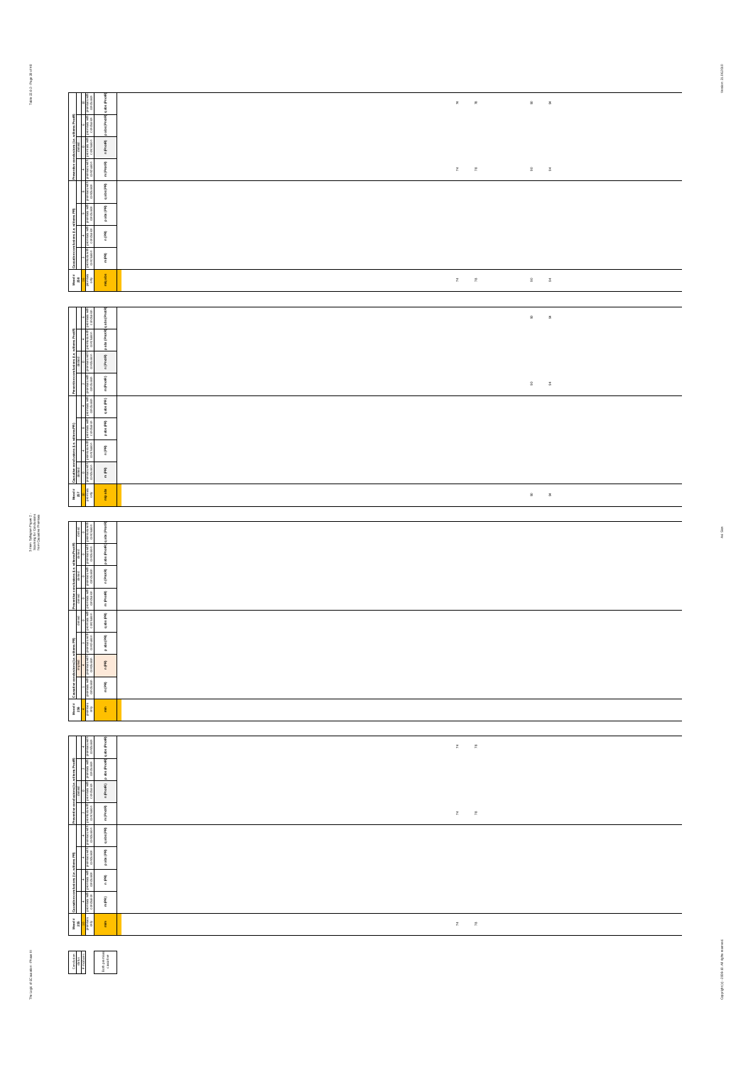| Mood # 258 | Causative conclusions (i.e. with rem PR) | | | | Preventive conclusions (i.e. with rem Prod R) | | | | |
|---|---|---|---|---|---|---|---|---|---|
| premises only | premises with conclusion | premises with conclusion | premises with conclusion | premises with conclusion | premises with conclusion | premises with conclusion | premises with conclusion | premises with conclusion | |
| mn, abs | m (PR) | n (PR) | p abs (PR) | q abs (PR) | m (ProdR) | n (ProdR) | p abs (ProdR) | q abs (ProdR) | |
| 74 | | | | | 74 | | | 74 | |
| 78 | | | | | 78 | | | 78 | |
| 90 | | | | | 90 | | | 90 | |
| 94 | | | | | 94 | | | 94 | |

| Mood # 257 | Causative conclusions (i.e. with rem PR) | | | | Preventive conclusions (i.e. with rem Prod R) | | | |
|---|---|---|---|---|---|---|---|---|
| premises only | premises with conclusion | premises with conclusion | premises with conclusion | premises with conclusion | premises with conclusion | premises with conclusion | premises with conclusion | premises with conclusion |
| mp, abs | m (PR) | n (PR) | p abs (PR) | q abs (PR) | m (ProdR) | n (ProdR) | p abs (ProdR) | q abs (ProdR) |
| 90 | | | | | 90 | | | 90 |
| 94 | | | | | 94 | | | 94 |

| Mood # 256 | Causative conclusions (i.e. with rem PR) | | | | Preventive conclusions (i.e. with rem Prod R) | | | |
|---|---|---|---|---|---|---|---|---|
| premises only | premises with conclusion | premises with conclusion | premises with conclusion | premises with conclusion | premises with conclusion | premises with conclusion | premises with conclusion | premises with conclusion |
| mn | m (PR) | n (PR) | p abs (PR) | q abs (PR) | m (ProdR) | n (ProdR) | p abs (ProdR) | q abs (ProdR) |

| Mood # 255 | Causative conclusions (i.e. with rem PR) | | | | Preventive conclusions (i.e. with rem Prod R) | | | |
|---|---|---|---|---|---|---|---|---|
| premises only | premises with conclusion | premises with conclusion | premises with conclusion | premises with conclusion | premises with conclusion | premises with conclusion | premises with conclusion | premises with conclusion |
| mn | m (PR) | n (PR) | p abs (PR) | q abs (PR) | m (ProdR) | n (ProdR) | p abs (ProdR) | q abs (ProdR) |
| 74 | | | | | 74 | | | 74 |
| 78 | | | | | 78 | | | 78 |

| Conclusion status |
|---|
| # redundant |
| Both premises causative |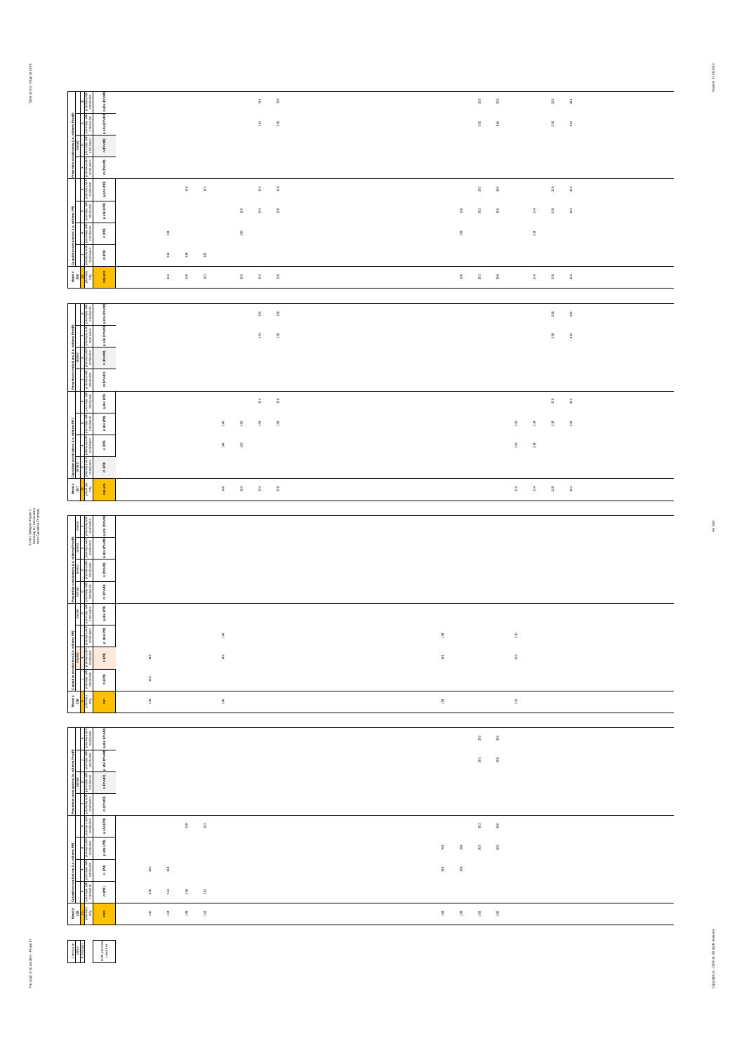| Mood # 258 | Causative conclusions (i.e. with Pre) | | | | Preventive conclusions (i.e. with Pre) | | | |
|---|---|---|---|---|---|---|---|---|
| mc.abs | m (PR) | n (PR) | p abs (PR) | q abs (PR) | m (PnotR) | n (PnotR) | p abs (PnotR) | q abs (PnotR) |
| 134 | 134 | 134 | | | | | | |
| 138 | 138 | | | 138 | | | | |
| 142 | 142 | | | 142 | | | | |
| 150 | | 150 | 150 | | | | | |
| 154 | | | 154 | 154 | | | 154 | 154 |
| 158 | | | 158 | 158 | | | 158 | 158 |
| 198 | | 198 | 198 | | | | | |
| 202 | | | 202 | 202 | | | 202 | 202 |
| 206 | | | 206 | 206 | | | 206 | 206 |
| 214 | | 214 | 214 | | | | | |
| 218 | | | 218 | 218 | | | 218 | 218 |
| 222 | | | 222 | 222 | | | 222 | 222 |

| Mood # 257 | Causative conclusions (i.e. with Pre) | | | | Preventive conclusions (i.e. with Pre) | | | |
|---|---|---|---|---|---|---|---|---|
| mp.abs | m (PR) | n (PR) | p abs (PR) | q abs (PR) | m (PnotR) | n (PnotR) | p abs (PnotR) | q abs (PnotR) |
| 146 | | 146 | 146 | | | | | |
| 150 | | 150 | 150 | | | | | |
| 154 | | | 154 | 154 | | | 154 | 154 |
| 158 | | | 158 | 158 | | | 158 | 158 |
| 210 | | 210 | 210 | | | | | |
| 214 | | 214 | 214 | | | | | |
| 218 | | | 218 | 218 | | | 218 | 218 |
| 222 | | | 222 | 222 | | | 222 | 222 |

| Mood # 256 | Causative conclusions (i.e. with Pre) | | | | Preventive conclusions (i.e. with Pre) | | | |
|---|---|---|---|---|---|---|---|---|
| mn | m (PR) | n (PR) | p abs (PR) | q abs (PR) | m (PnotR) | n (PnotR) | p abs (PnotR) | q abs (PnotR) |
| 130 | 130 | 130 | | | | | | |
| 146 | | 146 | 146 | | | | | |
| 194 | | 194 | 194 | | | | | |
| 210 | | 210 | 210 | | | | | |

| Mood # 255 | Causative conclusions (i.e. with Pre) | | | | Preventive conclusions (i.e. with Pre) | | | |
|---|---|---|---|---|---|---|---|---|
| mm | m (PR) | n (PR) | p abs (PR) | q abs (PR) | m (PnotR) | n (PnotR) | p abs (PnotR) | q abs (PnotR) |
| 130 | 130 | 130 | | | | | | |
| 134 | 134 | 134 | | | | | | |
| 138 | 138 | | | 138 | | | | |
| 142 | 142 | | | 142 | | | | |
| 194 | | 194 | 194 | | | | | |
| 198 | | 198 | 198 | | | | | |
| 202 | | | 202 | 202 | | | 202 | 202 |
| 206 | | | 206 | 206 | | | 206 | 206 |

| Conclusion status | | Both premises causative |
|---|---|---|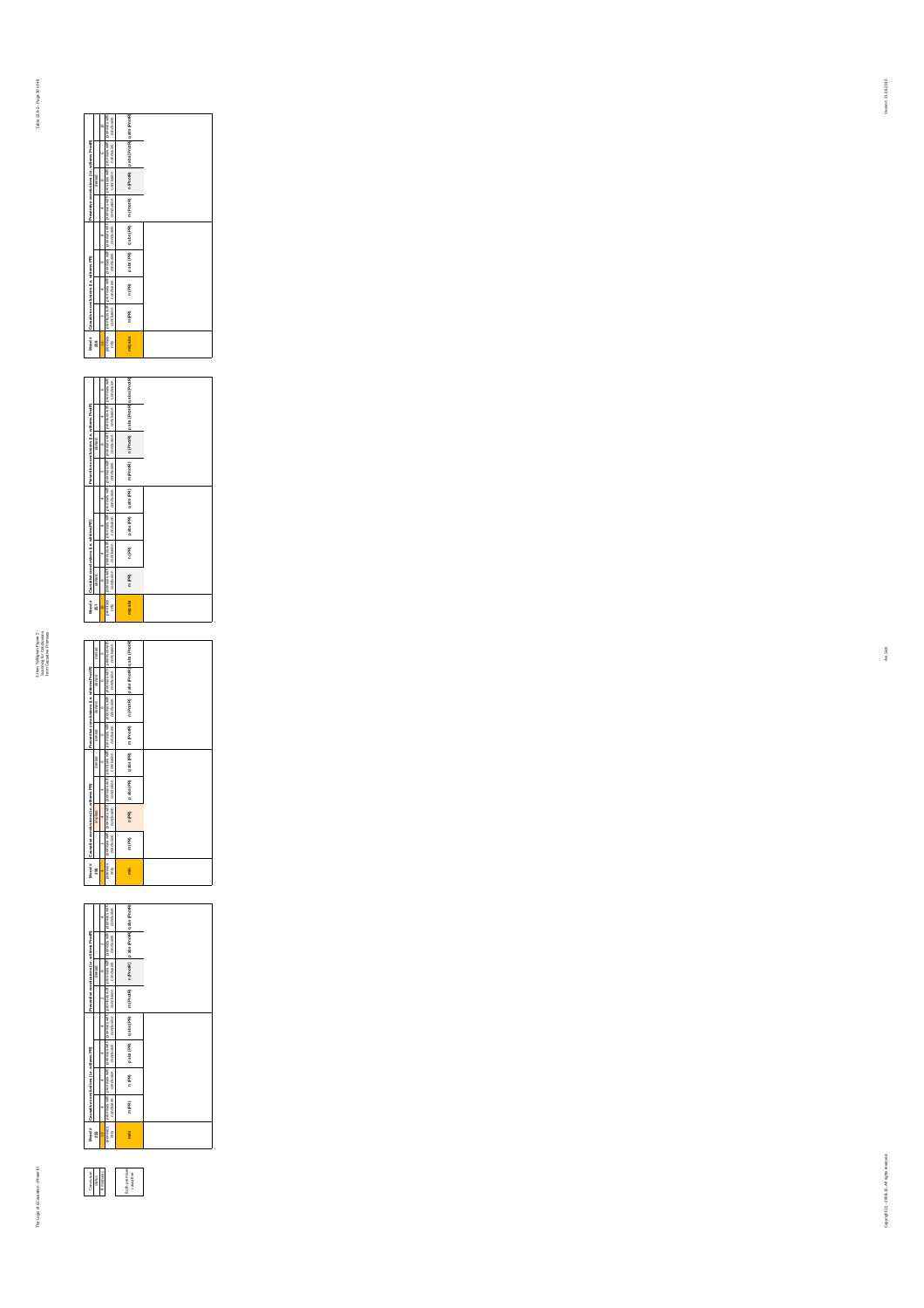3-Item Syllogism Figure 2 - Scanning for Conclusions from Causative Premises

| Mood # 256 | Causative conclusions (i.e. with ens PR) | | | | Preventive conclusions (i.e. with ens PnotR) | | | |
|---|---|---|---|---|---|---|---|---|
| valid | | | | | | | | |
| premises only | premises with conclusion | premises with conclusion | premises with conclusion | premises with conclusion | premises with conclusion | premises with conclusion | premises with conclusion | premises with conclusion |
| mn | m (PR) | n (PR) | p abs (PR) | q abs (PR) | m (PnotR) | n (PnotR) | p abs (PnotR) | q abs (PnotR) |

| Mood # 256 | Causative conclusions (i.e. with ens PR) | | | | Preventive conclusions (i.e. with ens PnotR) | | | |
|---|---|---|---|---|---|---|---|---|
| | | implied | | | | | | |
| premises only | premises with conclusion | premises with conclusion | premises with conclusion | premises with conclusion | premises with conclusion | premises with conclusion | premises with conclusion | premises with conclusion |
| mn | m (PR) | n (PR) | p abs (PR) | q abs (PR) | m (PnotR) | n (PnotR) | p abs (PnotR) | q abs (PnotR) |

| Mood # 257 | Causative conclusions (i.e. with ens PR) | | | | Preventive conclusions (i.e. with ens PnotR) | | | |
|---|---|---|---|---|---|---|---|---|
| premises only | premises with conclusion | premises with conclusion | premises with conclusion | premises with conclusion | premises with conclusion | premises with conclusion | premises with conclusion | premises with conclusion |
| mq abs | m (PR) | n (PR) | p abs (PR) | q abs (PR) | m (PnotR) | n (PnotR) | p abs (PnotR) | q abs (PnotR) |

| Mood # 258 | Causative conclusions (i.e. with ens PR) | | | | Preventive conclusions (i.e. with ens PnotR) | | | |
|---|---|---|---|---|---|---|---|---|
| premises only | premises with conclusion | premises with conclusion | premises with conclusion | premises with conclusion | premises with conclusion | premises with conclusion | premises with conclusion | premises with conclusion |
| mn abs | m (PR) | n (PR) | p abs (PR) | q abs (PR) | m (PnotR) | n (PnotR) | p abs (PnotR) | q abs (PnotR) |

| Conclusion status |
|---|
| # redundant |
| Both premises causative |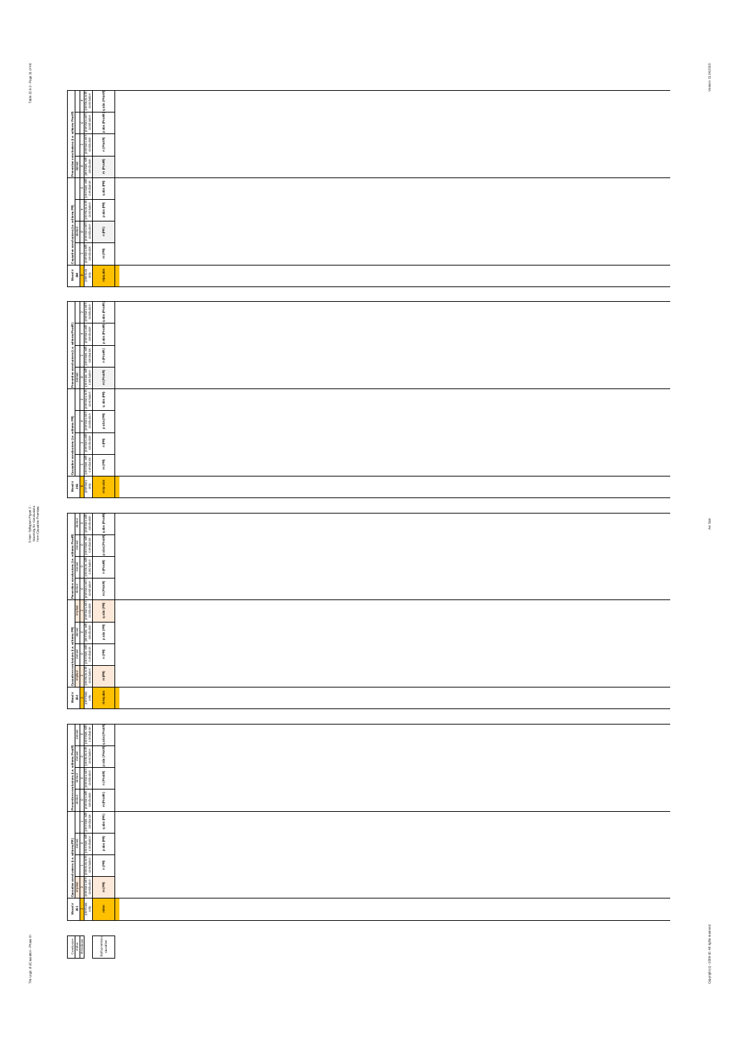| Mood # 208 | Causative conclusions (i.e. wH/wes PR) | | | | Preventive conclusions (i.e. wH/wes PnotR) | | | |
|---|---|---|---|---|---|---|---|---|
| premises only | 1 premises with conclusion | 3 premises with conclusion | 4 premises with conclusion | 4 premises with conclusion | 2 premises with conclusion | 3 premises with conclusion | 4 premises with conclusion | 4 premises with conclusion |
| m/p/q abs | m (PR) | n (PR) | p abs (PR) | q abs (PR) | m (PnotR) | n (PnotR) | p abs (PnotR) | q abs (PnotR) |

| Mood # 209 | Causative conclusions (i.e. wH/wes PR) | | | | Preventive conclusions (i.e. wH/wes PnotR) | | | |
|---|---|---|---|---|---|---|---|---|
| premises only | 1 premises with conclusion | 3 premises with conclusion | 4 premises with conclusion | 4 premises with conclusion | 0 premises with conclusion | 0 premises with conclusion | 4 premises with conclusion | 4 premises with conclusion |
| m/n/p abs | m (PR) | n (PR) | p abs (PR) | q abs (PR) | m (PnotR) | n (PnotR) | p abs (PnotR) | q abs (PnotR) |

| Mood # 210 | Causative conclusions (i.e. wH/wes PR) | | | | Preventive conclusions (i.e. wH/wes PnotR) | | | |
|---|---|---|---|---|---|---|---|---|
| premises only | implied 1 premises with conclusion | denied 0 premises with conclusion | denied 0 premises with conclusion | implied 1 premises with conclusion | denied 0 premises with conclusion | denied 0 premises with conclusion | denied 0 premises with conclusion | denied 0 premises with conclusion |
| m/n/q abs | m (PR) | n (PR) | p abs (PR) | q abs (PR) | m (PnotR) | n (PnotR) | p abs (PnotR) | q abs (PnotR) |

| Mood # 211 | Causative conclusions (i.e. wH/wes PR) | | | | Preventive conclusions (i.e. wH/wes PnotR) | | | |
|---|---|---|---|---|---|---|---|---|
| premises only | implied 1 premises with conclusion | 1 premises with conclusion | 0 premises with conclusion | denied 0 premises with conclusion | denied 0 premises with conclusion | denied 0 premises with conclusion | denied 0 premises with conclusion | denied 0 premises with conclusion |
| m/n | m (PR) | n (PR) | p abs (PR) | q abs (PR) | m (PnotR) | n (PnotR) | p abs (PnotR) | q abs (PnotR) |

| Conclusion status | # moods |
|---|---|
| | |

| list of premise moods |
|---|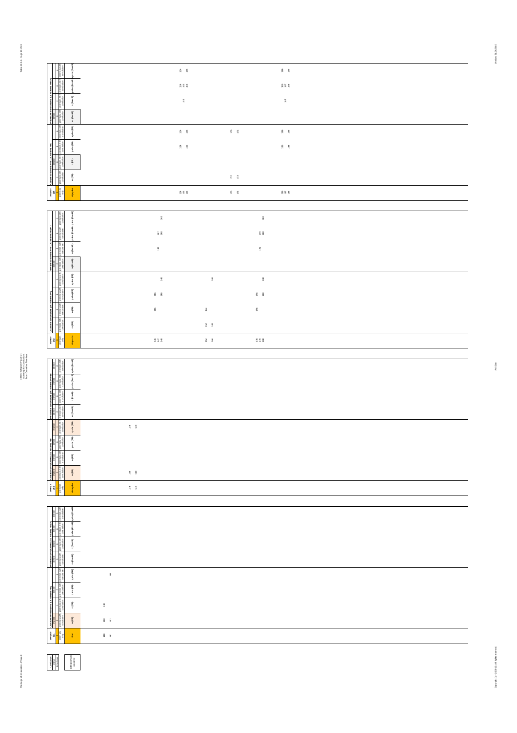| Mood # 394 | Causative conclusions (i.e. with/ems PR) | | | | Preventive conclusions (i.e. with/ems Prevtr) | | | |
|---|---|---|---|---|---|---|---|---|
| premises only | premises with conclusion | premises with conclusion | premises with conclusion | premises with conclusion | premises with conclusion | premises with conclusion | premises with conclusion | premises with conclusion |
| m/p/q abs | m (PR) | n (PR) | p abs (PR) | q abs (PR) | m (Prevtr) | n (Prevtr) | p abs (Prevtr) | q abs (Prevtr) |
| 154 155 156 | | | 154 156 | 154 156 | | 155 | 154 155 156 | 154 156 |
| 170 172 | 170 172 | | | 170 172 | | | | |
| 186 187 188 | | | 186 188 | 186 188 | | 187 | 186 187 188 | 186 188 |

| Mood # 393 | Causative conclusions (i.e. with/ems PR) | | | | Preventive conclusions (i.e. with/ems Prevtr) | | | |
|---|---|---|---|---|---|---|---|---|
| premises only | premises with conclusion | premises with conclusion | premises with conclusion | premises with conclusion | premises with conclusion | premises with conclusion | premises with conclusion | premises with conclusion |
| n/p/q abs | m (PR) | n (PR) | p abs (PR) | q abs (PR) | m (Prevtr) | n (Prevtr) | p abs (Prevtr) | q abs (Prevtr) |
| 146 147 148 | | 146 | 146 148 | 148 | | 147 | 147 148 | 148 |
| 162 164 | 162 164 | 162 | | 164 | | | | |
| 178 179 180 | | 178 | 178 180 | 180 | | 179 | 179 180 | 180 |

| Mood # 392 | Causative conclusions (i.e. with/ems PR) | | | | Preventive conclusions (i.e. with/ems Prevtr) | | | |
|---|---|---|---|---|---|---|---|---|
| premises only | premises with conclusion | premises with conclusion | premises with conclusion | premises with conclusion | premises with conclusion | premises with conclusion | premises with conclusion | premises with conclusion |
| m/q abs | m (PR) | n (PR) | p abs (PR) | q abs (PR) | m (Prevtr) | n (Prevtr) | p abs (Prevtr) | q abs (Prevtr) |
| 138 140 | 138 140 | | | 138 140 | | | | |

| Mood # 391 | Causative conclusions (i.e. with/ems PR) | | | | Preventive conclusions (i.e. with/ems Prevtr) | | | |
|---|---|---|---|---|---|---|---|---|
| premises only | premises with conclusion | premises with conclusion | premises with conclusion | premises with conclusion | premises with conclusion | premises with conclusion | premises with conclusion | premises with conclusion |
| m/n | m (PR) | n (PR) | p abs (PR) | q abs (PR) | m (Prevtr) | n (Prevtr) | p abs (Prevtr) | q abs (Prevtr) |
| 130 132 | 130 132 | 130 | | 132 | | | | |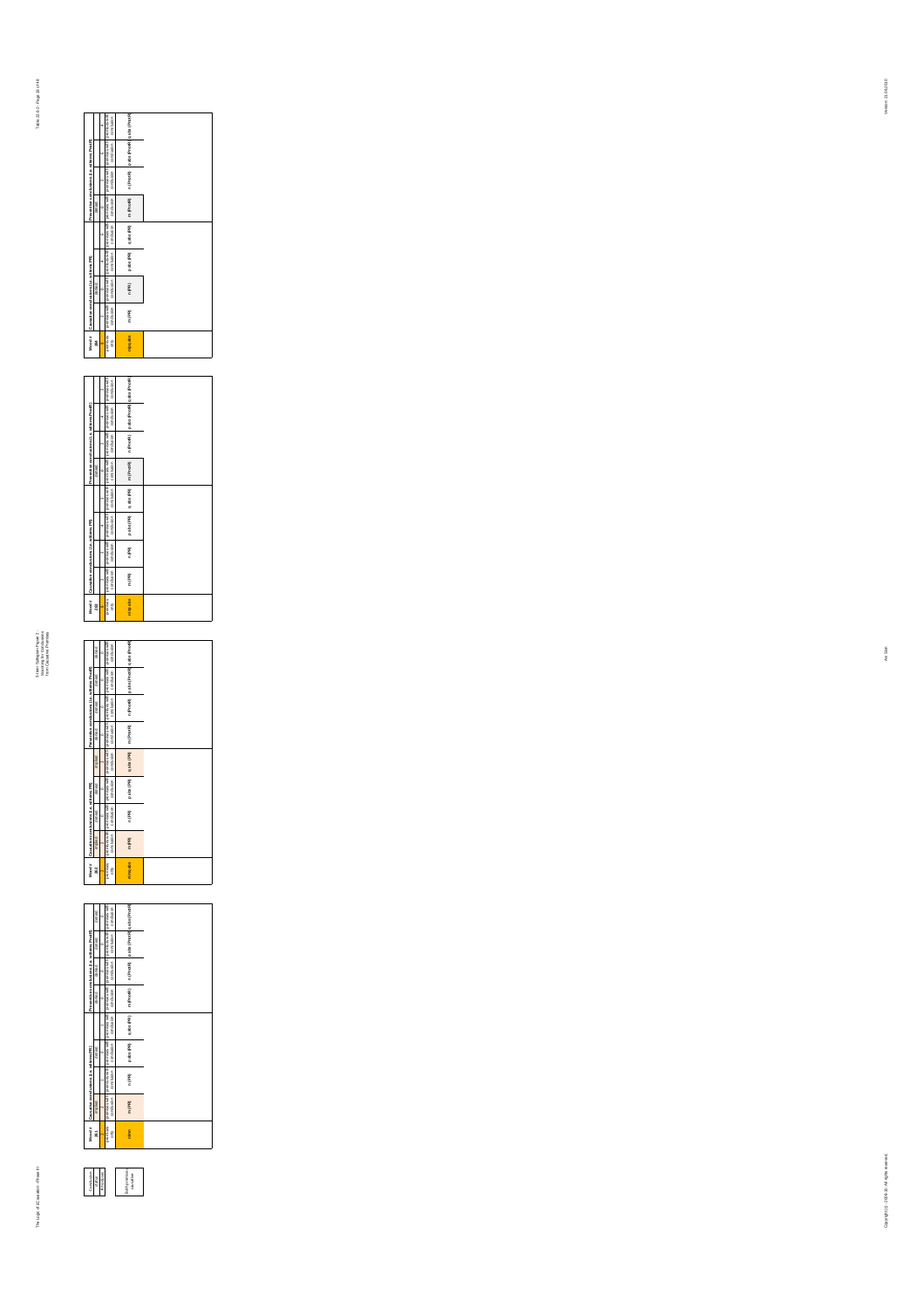| Mood # 281 | Causative conclusions (i.e. with premise PR) | | | | Preventive conclusions (i.e. with premise Prod) | | | |
|---|---|---|---|---|---|---|---|---|
| | causal | | | causal | causal | causal | causal | causal |
| | 1 | | | 0 | 0 | 0 | 0 | 0 |
| premises only | premises with conclusion | premises with conclusion | premises with conclusion | premises with conclusion | premises with conclusion | premises with conclusion | premises with conclusion | premises with conclusion |
| m/n/an | m (PR) | n (PR) | p abs (PR) | q abs (PR) | m (Prod R) | n (Prod R) | p abs (Prod R) | q abs (Prod R) |

| Mood # 282 | Causative conclusions (i.e. with premise PR) | | | | Preventive conclusions (i.e. with premise Prod) | | | |
|---|---|---|---|---|---|---|---|---|
| | causal | causal | causal | causal | causal | causal | causal | causal |
| | 1 | 0 | 0 | 2 | 0 | 0 | 0 | 0 |
| premises only | premises with conclusion | premises with conclusion | premises with conclusion | premises with conclusion | premises with conclusion | premises with conclusion | premises with conclusion | premises with conclusion |
| m/n/q abs | m (PR) | n (PR) | p abs (PR) | q abs (PR) | m (Prod R) | n (Prod R) | p abs (Prod R) | q abs (Prod R) |

| Mood # 283 | Causative conclusions (i.e. with premise PR) | | | | Preventive conclusions (i.e. with premise Prod) | | | |
|---|---|---|---|---|---|---|---|---|
| premises only | premises with conclusion | premises with conclusion | premises with conclusion | premises with conclusion | premises with conclusion | premises with conclusion | premises with conclusion | premises with conclusion |
| m/n/p abs | m (PR) | n (PR) | p abs (PR) | q abs (PR) | m (Prod R) | n (Prod R) | p abs (Prod R) | q abs (Prod R) |

| Mood # 284 | Causative conclusions (i.e. with premise PR) | | | | Preventive conclusions (i.e. with premise Prod) | | | |
|---|---|---|---|---|---|---|---|---|
| | | | 4 | 4 | | | 4 | 4 |
| premises only | premises with conclusion | premises with conclusion | premises with conclusion | premises with conclusion | premises with conclusion | premises with conclusion | premises with conclusion | premises with conclusion |
| n/p abs | m (PR) | n (PR) | p abs (PR) | q abs (PR) | m (Prod R) | n (Prod R) | p abs (Prod R) | q abs (Prod R) |

| Conclusion status | # moodsets |
|---|---|
| | |
| KEY: premise cases | |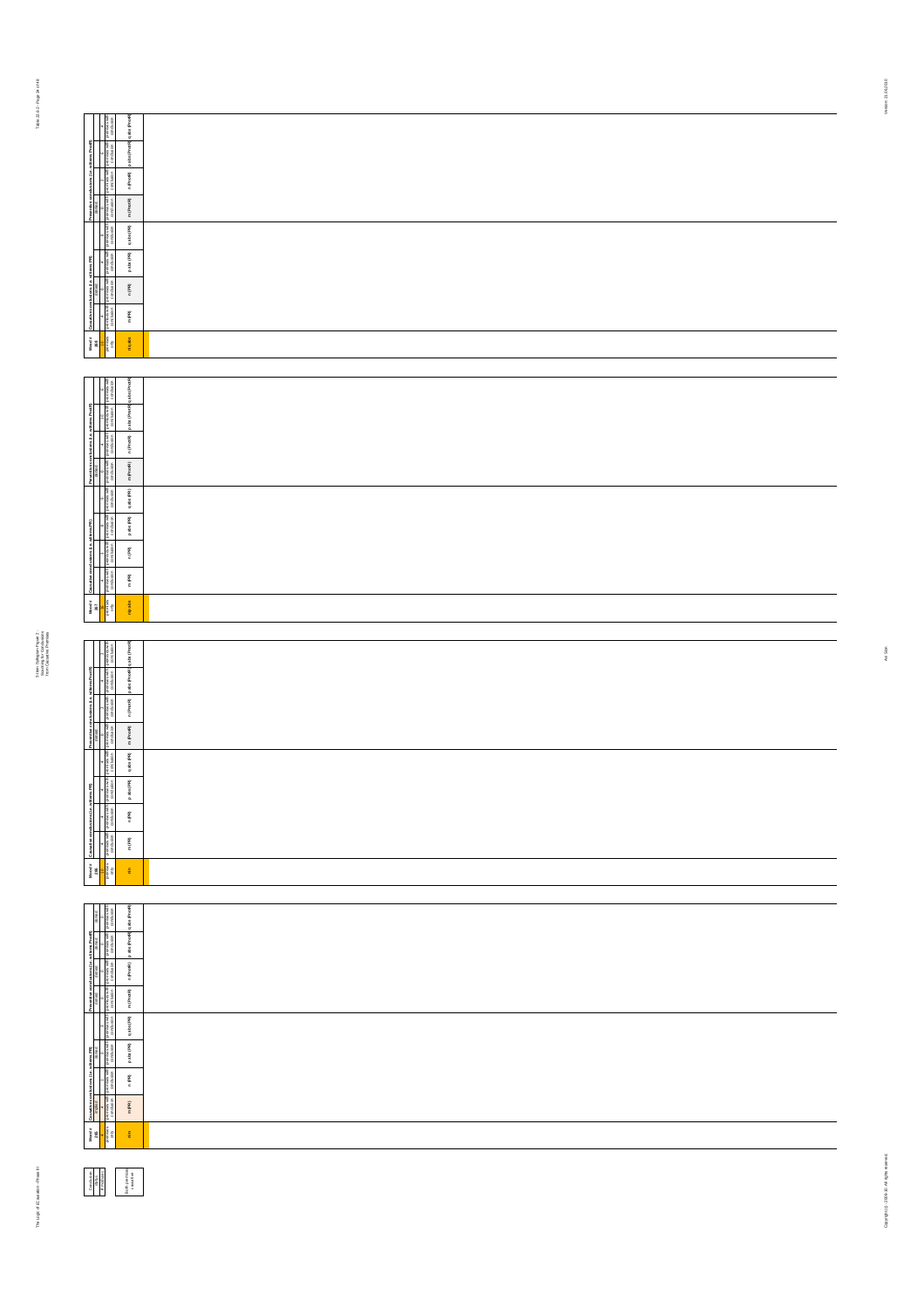| Mood # 285 | Causative conclusions (i.e. with mere PR) | | | | Preventive conclusions (i.e. with mere Prev) | | | |
|---|---|---|---|---|---|---|---|---|
| | | | | | | | | |
| premises only | premises with conclusion | premises with conclusion | premises with conclusion | premises with conclusion | premises with conclusion | premises with conclusion | premises with conclusion | premises with conclusion |
| m, abs | m (PR) | n (PR) | p abs (PR) | q abs (PR) | m (PrevR) | n (PrevR) | p abs (PrevR) | q abs (PrevR) |

| Mood # 287 | Causative conclusions (i.e. with mere PR) | | | | Preventive conclusions (i.e. with mere Prev) | | | |
|---|---|---|---|---|---|---|---|---|
| | | | | | | | | |
| premises only | premises with conclusion | premises with conclusion | premises with conclusion | premises with conclusion | premises with conclusion | premises with conclusion | premises with conclusion | premises with conclusion |
| n, p abs | m (PR) | n (PR) | p abs (PR) | q abs (PR) | m (PrevR) | n (PrevR) | p abs (PrevR) | q abs (PrevR) |

| Mood # 288 | Causative conclusions (i.e. with mere PR) | | | | Preventive conclusions (i.e. with mere Prev) | | | |
|---|---|---|---|---|---|---|---|---|
| | | | | | | | | |
| premises only | premises with conclusion | premises with conclusion | premises with conclusion | premises with conclusion | premises with conclusion | premises with conclusion | premises with conclusion | premises with conclusion |
| m, n | m (PR) | n (PR) | p abs (PR) | q abs (PR) | m (PrevR) | n (PrevR) | p abs (PrevR) | q abs (PrevR) |

| Mood # 289 | Causative conclusions (i.e. with mere PR) | | | | Preventive conclusions (i.e. with mere Prev) | | | |
|---|---|---|---|---|---|---|---|---|
| | | | | | | | | |
| premises only | premises with conclusion | premises with conclusion | premises with conclusion | premises with conclusion | premises with conclusion | premises with conclusion | premises with conclusion | premises with conclusion |
| m, n | m (PR) | n (PR) | p abs (PR) | q abs (PR) | m (PrevR) | n (PrevR) | p abs (PrevR) | q abs (PrevR) |

| Conclusion | |
|---|---|
| valid | |
| invalidated | |
| | Both premises + conclusion |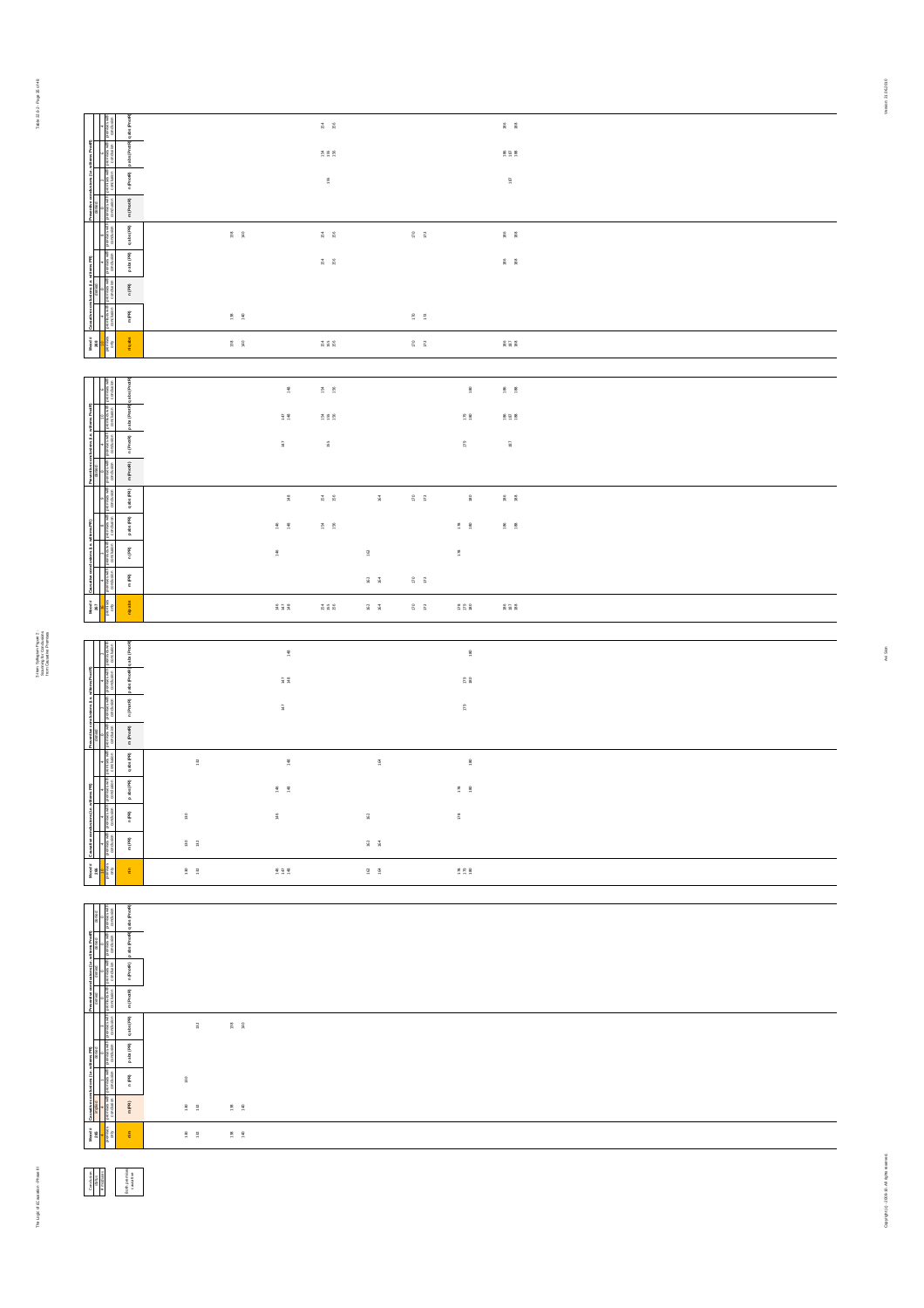| Mood # 188 | Causative conclusions (i.e. with ems PR) | | | | Preventive conclusions (i.e. with ems Pnot R) | | | |
|---|---|---|---|---|---|---|---|---|
| rl, n, abs | m (PR) | n (PR) | p abs (PR) | q abs (PR) | m (PnotR) | n (PnotR) | p abs (PnotR) | q abs (PnotR) |
| 138 140 | 138 140 | | | 138 140 | | | | |
| 154 155 156 | | | 154 156 | 154 156 | | 155 | 154 155 156 | 154 156 |
| 170 172 | 170 172 | | | 170 172 | | | | |
| 186 187 188 | | | 186 188 | 186 188 | | 187 | 186 187 188 | 186 188 |

| Mood # 187 | Causative conclusions (i.e. with ems PR) | | | | Preventive conclusions (i.e. with ems Pnot R) | | | |
|---|---|---|---|---|---|---|---|---|
| rl, n, abs | m (PR) | n (PR) | p abs (PR) | q abs (PR) | m (PnotR) | n (PnotR) | p abs (PnotR) | q abs (PnotR) |
| 146 147 148 | | 146 | 146 148 | 148 | | 147 | 147 148 | 148 |
| 154 155 156 | | | 154 156 | 154 156 | | 155 | 154 155 156 | 154 156 |
| 162 164 | 162 164 | 162 | | 164 | | | | |
| 170 172 | 170 172 | | | 170 172 | | | | |
| 178 179 180 | | 178 | 178 180 | 180 | | 179 | 179 180 | 180 |
| 186 187 188 | | | 186 188 | 186 188 | | 187 | 186 187 188 | 186 188 |

| Mood # 186 | Causative conclusions (i.e. with ems PR) | | | | Preventive conclusions (i.e. with ems Pnot R) | | | |
|---|---|---|---|---|---|---|---|---|
| rl, n | m (PR) | n (PR) | p abs (PR) | q abs (PR) | m (PnotR) | n (PnotR) | p abs (PnotR) | q abs (PnotR) |
| 130 132 | 130 132 | 130 | | 132 | | | | |
| 146 147 148 | | 146 | 146 148 | 148 | | 147 | 147 148 | 148 |
| 162 164 | 162 164 | 162 | | 164 | | | | |
| 178 179 180 | | 178 | 178 180 | 180 | | 179 | 179 180 | 180 |

| Mood # 185 | Causative conclusions (i.e. with ems PR) | | | | Preventive conclusions (i.e. with ems Pnot R) | | | |
|---|---|---|---|---|---|---|---|---|
| rl, n | m (PR) | n (PR) | p abs (PR) | q abs (PR) | m (PnotR) | n (PnotR) | p abs (PnotR) | q abs (PnotR) |
| 130 132 | 130 132 | 130 | | 132 | | | | |
| 138 140 | 138 140 | | | 138 140 | | | | |

| Conclusion status | # moods | Both premises causative |
|---|---|---|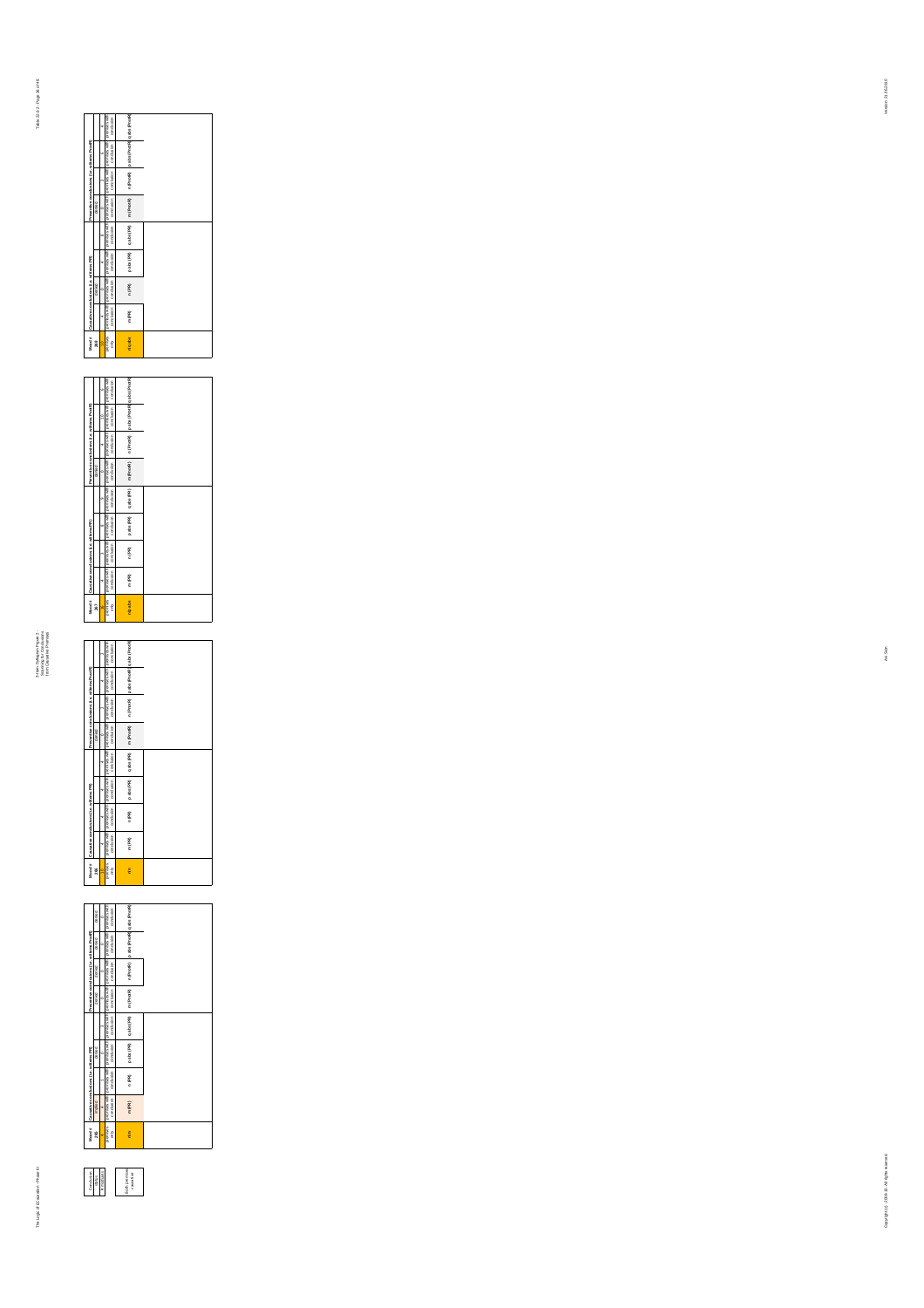| Conclusion status |
|---|
| # moods |
| Both premises only |

| Mood # 236 | Causative conclusions (i.e. wffs PR) | | | | Preventive conclusions (i.e. wffs PnotR) | | | |
|---|---|---|---|---|---|---|---|---|
| valid | 4 | 1 | 0 | 0 | 0 | 0 | 0 | 0 |
| premises only | premises with conclusion | premises with conclusion | premises with conclusion | premises with conclusion | premises with conclusion | premises with conclusion | premises with conclusion | premises with conclusion |
| m/n | m (PR) | n (PR) | p abs (PR) | q abs (PR) | m (PnotR) | n (PnotR) | p abs (PnotR) | q abs (PnotR) |

| Mood # 236 | Causative conclusions (i.e. wffs PR) | | | | Preventive conclusions (i.e. wffs PnotR) | | | |
|---|---|---|---|---|---|---|---|---|
| valid | 4 | 4 | 4 | 4 | 0 | 4 | 4 | 4 |
| premises only | premises with conclusion | premises with conclusion | premises with conclusion | premises with conclusion | premises with conclusion | premises with conclusion | premises with conclusion | premises with conclusion |
| m/n | m (PR) | n (PR) | p abs (PR) | q abs (PR) | m (PnotR) | n (PnotR) | p abs (PnotR) | q abs (PnotR) |

| Mood # 237 | Causative conclusions (i.e. wffs PR) | | | | Preventive conclusions (i.e. wffs PnotR) | | | |
|---|---|---|---|---|---|---|---|---|
| valid | 4 | 1 | 4 | 4 | 0 | 4 | 10 | 4 |
| premises only | premises with conclusion | premises with conclusion | premises with conclusion | premises with conclusion | premises with conclusion | premises with conclusion | premises with conclusion | premises with conclusion |
| n/p abs | m (PR) | n (PR) | p abs (PR) | q abs (PR) | m (PnotR) | n (PnotR) | p abs (PnotR) | q abs (PnotR) |

| Mood # 238 | Causative conclusions (i.e. wffs PR) | | | | Preventive conclusions (i.e. wffs PnotR) | | | |
|---|---|---|---|---|---|---|---|---|
| valid | 4 | 0 | 4 | 4 | 0 | 0 | 4 | 4 |
| premises only | premises with conclusion | premises with conclusion | premises with conclusion | premises with conclusion | premises with conclusion | premises with conclusion | premises with conclusion | premises with conclusion |
| n/q abs | m (PR) | n (PR) | p abs (PR) | q abs (PR) | m (PnotR) | n (PnotR) | p abs (PnotR) | q abs (PnotR) |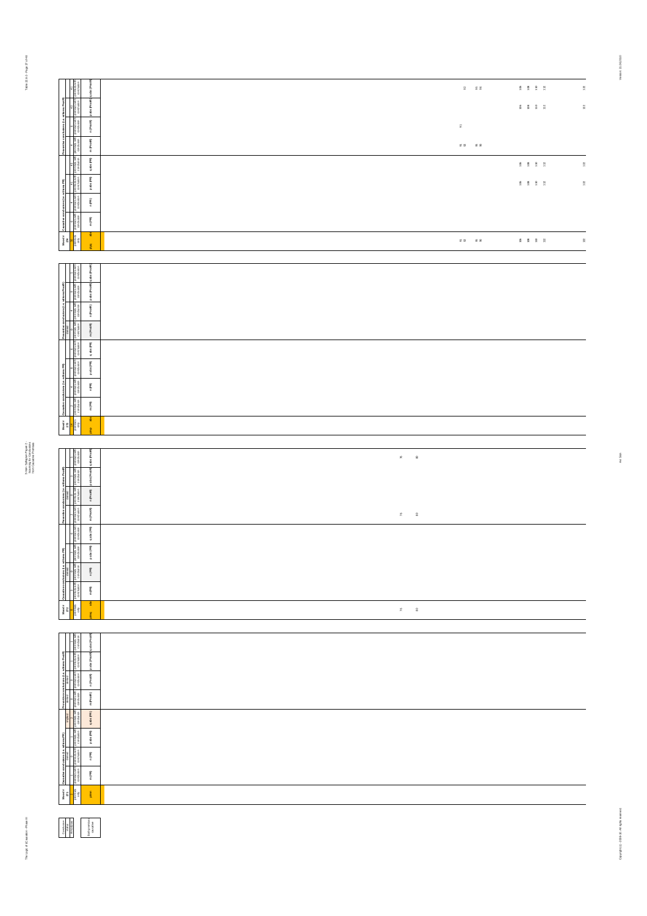| Mood # 268 | Causative conclusions (i.e. with/from PR) | | | | Preventive conclusions (i.e. with/from Prod/R) | | | |
|---|---|---|---|---|---|---|---|---|
| premises only | premises with conclusion | premises with conclusion | premises with conclusion | premises with conclusion | premises with conclusion | premises with conclusion | premises with conclusion | premises with conclusion |
| p/q | m (PR) | n (PR) | p abs (PR) | q abs (PR) | m (Prod/R) | n (Prod/R) | p abs (Prod/R) | q abs (Prod/R) |
| 91, 93, 95, 96, 106, 108, 110, 111, 112 | | | 106, 108, 110, 111, 112 | 106, 108, 110, 111, 112 | 91, 93, 95, 96 | 91 | 106, 108, 110, 111, 112 | 92, 95, 96, 106, 108, 110, 111, 112 |

| Mood # 270 | Causative conclusions (i.e. with/from PR) | | | | Preventive conclusions (i.e. with/from Prod/R) | | | |
|---|---|---|---|---|---|---|---|---|
| premises only | premises with conclusion | premises with conclusion | premises with conclusion | premises with conclusion | premises with conclusion | premises with conclusion | premises with conclusion | premises with conclusion |
| p/q | m (PR) | n (PR) | p abs (PR) | q abs (PR) | m (Prod/R) | n (Prod/R) | p abs (Prod/R) | q abs (Prod/R) |

| Mood # 272 | Causative conclusions (i.e. with/from PR) | | | | Preventive conclusions (i.e. with/from Prod/R) | | | |
|---|---|---|---|---|---|---|---|---|
| premises only | premises with conclusion | premises with conclusion | premises with conclusion | premises with conclusion | premises with conclusion | premises with conclusion | premises with conclusion | premises with conclusion |
| p/q | m (PR) | n (PR) | p abs (PR) | q abs (PR) | m (Prod/R) | n (Prod/R) | p abs (Prod/R) | q abs (Prod/R) |
| 76, 80 | | | | | 76, 80 | | | 76, 80 |

| Mood # 273 | Causative conclusions (i.e. with/from PR) | | | | Preventive conclusions (i.e. with/from Prod/R) | | | |
|---|---|---|---|---|---|---|---|---|
| premises only | premises with conclusion | premises with conclusion | premises with conclusion | premises with conclusion | premises with conclusion | premises with conclusion | premises with conclusion | premises with conclusion |
| p/nn | m (PR) | n (PR) | p abs (PR) | q abs (PR) | m (Prod/R) | n (Prod/R) | p abs (Prod/R) | q abs (Prod/R) |

| Conclusion status | |
|---|---|
| # moods valid | KEY: numerical = calculated |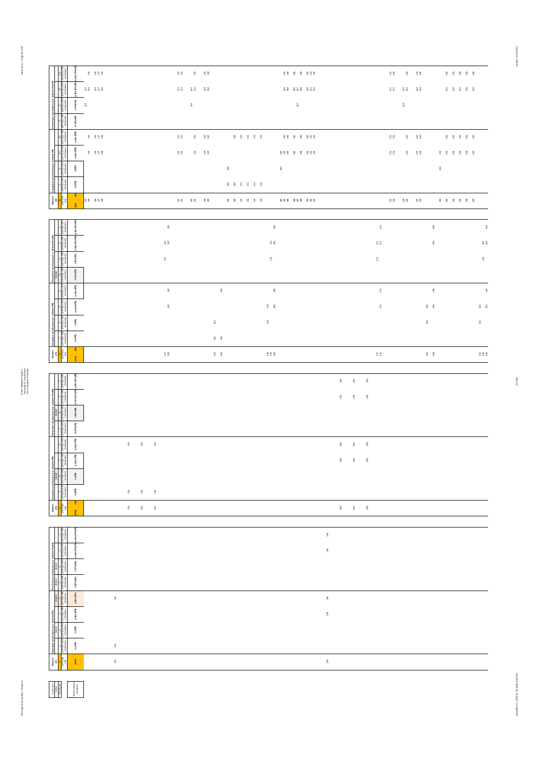| Mood # | Causative conclusions (i.e. with ms PR): m (PR) | n (PR) | p abs (PR) | q abs (PR) | Preventive conclusions (i.e. with ms Pre(R)): m (Pre(R)) | n (Pre(R)) | p abs (Pre(R)) | q abs (Pre(R)) |
|---|---|---|---|---|---|---|---|---|
| 133, 134, 136, 137, 138 | | | 134, 136, 137, 138 | 134, 136, 137, 138 | | 133 | 133, 134, 136, 137, 138 | 134, 136, 137, 138 |
| 151, 152, 155, 156, 159, 160 | | | 151, 152, 155, 159, 160 | 151, 152, 155, 159, 160 | | 155 | 151, 152, 155, 156, 159, 160 | 151, 152, 155, 159, 160 |
| 166, 168, 170, 172, 174, 176 | 166, 168, 170, 172, 174, 176 | 166 | | 168, 170, 172, 174, 176 | | | | |
| 182, 183, 184, 186, 187, 188, 190, 191, 192 | | 182 | 182, 183, 184, 186, 188, 190, 191, 192 | 183, 184, 186, 188, 190, 191, 192 | | 187 | 183, 184, 186, 187, 188, 190, 191, 192 | 183, 184, 186, 188, 190, 191, 192 |
| 215, 216, 219, 220, 223, 224 | | | 215, 216, 220, 223, 224 | 215, 216, 220, 223, 224 | | 219 | 215, 216, 219, 220, 223, 224 | 215, 216, 220, 223, 224 |
| 230, 232, 234, 236, 238, 240 | | 230 | 230, 232, 234, 236, 238, 240 | 232, 234, 236, 238, 240 | | | 232, 234, 236, 238, 240 | 232, 234, 236, 238, 240 |

| Mood # | Causative conclusions (i.e. with ms PR): m (PR) | n (PR) | p abs (PR) | q abs (PR) | Preventive conclusions (i.e. with ms Pre(R)): m (Pre(R)) | n (Pre(R)) | p abs (Pre(R)) | q abs (Pre(R)) |
|---|---|---|---|---|---|---|---|---|
| 147, 148 | | | 148 | 148 | | 147 | 147, 148 | 148 |
| 162, 164 | 162, 164 | 162 | | 164 | | | | |
| 178, 179, 180 | | 178 | 178, 180 | 180 | | 179 | 179, 180 | 180 |
| 211, 212 | | | 212 | 212 | | 211 | 211, 212 | 212 |
| 226, 228 | | 226 | 226, 228 | 228 | | | 228 | 228 |
| 242, 243, 244 | | 242 | 243, 244 | 244 | | 243 | 243, 244 | 244 |

| Mood # | Causative conclusions (i.e. with ms PR): m (PR) | n (PR) | p abs (PR) | q abs (PR) | Preventive conclusions (i.e. with ms Pre(R)): m (Pre(R)) | n (Pre(R)) | p abs (Pre(R)) | q abs (Pre(R)) |
|---|---|---|---|---|---|---|---|---|
| 136, 140, 144 | 136, 140, 144 | | | 136, 140, 144 | | | | |
| 200, 204, 208 | | | 200, 204, 208 | 200, 204, 208 | | | 200, 204, 208 | 200, 204, 208 |

| Mood # | Causative conclusions (i.e. with ms PR): m (PR) | n (PR) | p abs (PR) | q abs (PR) | Preventive conclusions (i.e. with ms Pre(R)): m (Pre(R)) | n (Pre(R)) | p abs (Pre(R)) | q abs (Pre(R)) |
|---|---|---|---|---|---|---|---|---|
| 132 | 132 | | | 132 | | | | |
| 196 | | | 196 | 196 | | | 196 | 196 |

| Conclusions status | Implications |
|---|---|
| | conclusion |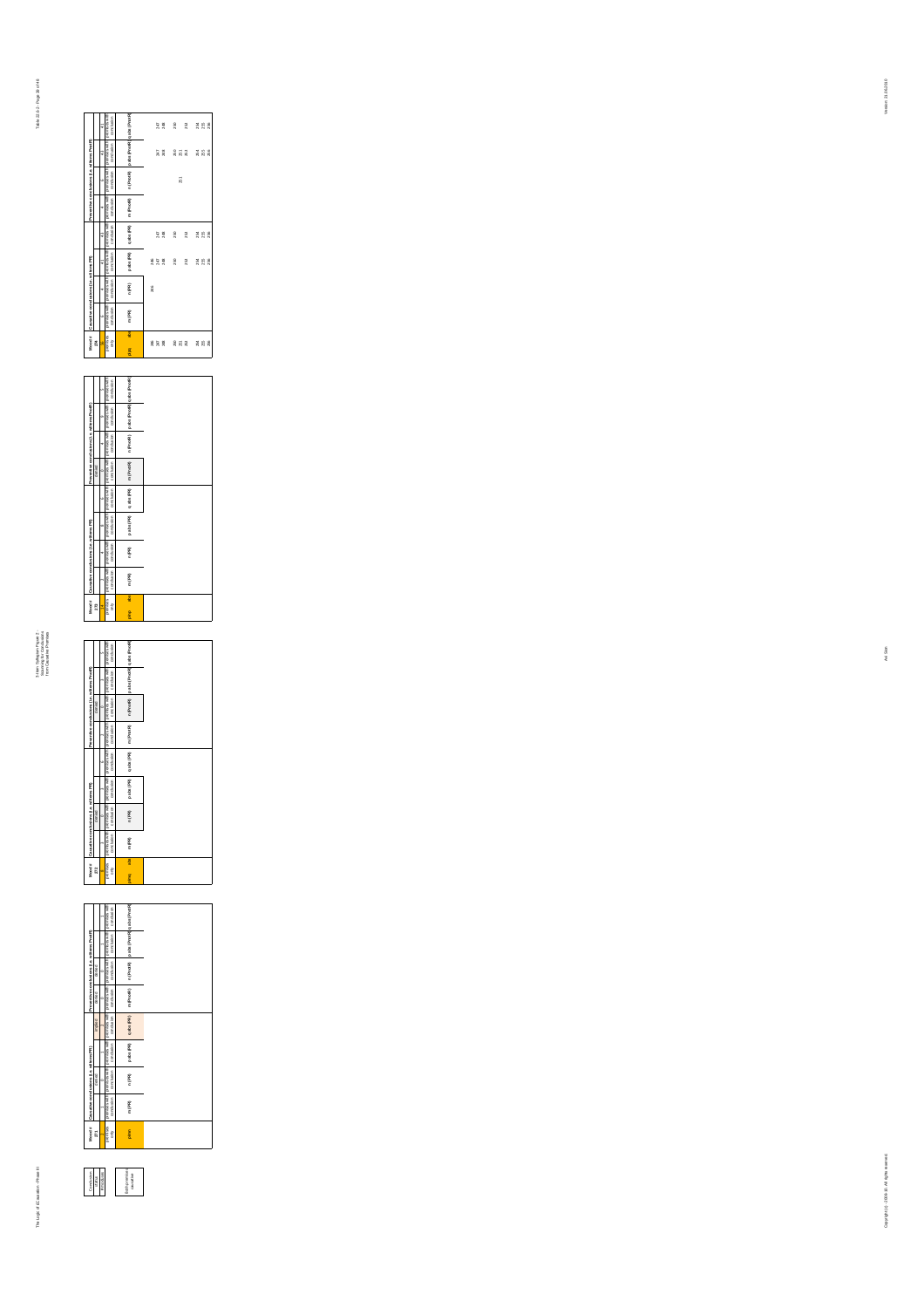3-Item Syllogism Phase 2 - Scanning for Conclusions from Causative Premises

| Conclusion status |
|---|
| # moods |

| 1 of 4 premises valid |
|---|

| Mood # 253 | Causative conclusions (i.e. with/ems PR) | | | | Preventive conclusions (i.e. with/ems PnotR) | | | |
|---|---|---|---|---|---|---|---|---|
| | 0 | 0 | 0 | implicit | | 0 | 0 | 0 |
| premises only | premises with conclusion | premises with conclusion | premises with conclusion | premises with conclusion | premises with conclusion | premises with conclusion | premises with conclusion | premises with conclusion |
| pmm | m (PR) | n (PR) | p abs (PR) | q abs (PR) | m (PnotR) | n (PnotR) | p abs (PnotR) | q abs (PnotR) |

| Mood # 254 | Causative conclusions (i.e. with/ems PR) | | | | Preventive conclusions (i.e. with/ems PnotR) | | | |
|---|---|---|---|---|---|---|---|---|
| | | implicit | | 6 | | implicit | | 0 |
| premises only | premises with conclusion | premises with conclusion | premises with conclusion | premises with conclusion | premises with conclusion | premises with conclusion | premises with conclusion | premises with conclusion |
| pmq abs | m (PR) | n (PR) | p abs (PR) | q abs (PR) | m (PnotR) | n (PnotR) | p abs (PnotR) | q abs (PnotR) |

| Mood # 255 | Causative conclusions (i.e. with/ems PR) | | | | Preventive conclusions (i.e. with/ems PnotR) | | | |
|---|---|---|---|---|---|---|---|---|
| | 1 | 4 | 0 | 0 | implicit | 4 | 0 | 0 |
| premises only | premises with conclusion | premises with conclusion | premises with conclusion | premises with conclusion | premises with conclusion | premises with conclusion | premises with conclusion | premises with conclusion |
| pmp abs | m (PR) | n (PR) | p abs (PR) | q abs (PR) | m (PnotR) | n (PnotR) | p abs (PnotR) | q abs (PnotR) |

| Mood # 256 | Causative conclusions (i.e. with/ems PR) | | | | Preventive conclusions (i.e. with/ems PnotR) | | | |
|---|---|---|---|---|---|---|---|---|
| 10 | | 1 | 11 | 11 | | 1 | 11 | 11 |
| premises only | premises with conclusion | premises with conclusion | premises with conclusion | premises with conclusion | premises with conclusion | premises with conclusion | premises with conclusion | premises with conclusion |
| pmq abs | m (PR) | n (PR) | p abs (PR) | q abs (PR) | m (PnotR) | n (PnotR) | p abs (PnotR) | q abs (PnotR) |
| 246 | | 246 | 246 | | | | | |
| 247 | | | 247 | 247 | | | 247 | 247 |
| 248 | | | 248 | 248 | | | 248 | 248 |
| 250 | | | 250 | 250 | | | 250 | 250 |
| 251 | | | | | | 251 | 251 | |
| 252 | | | 252 | 252 | | | 252 | 252 |
| 254 | | | 254 | 254 | | | 254 | 254 |
| 255 | | | 255 | 255 | | | 255 | 255 |
| 256 | | | 256 | 256 | | | 256 | 256 |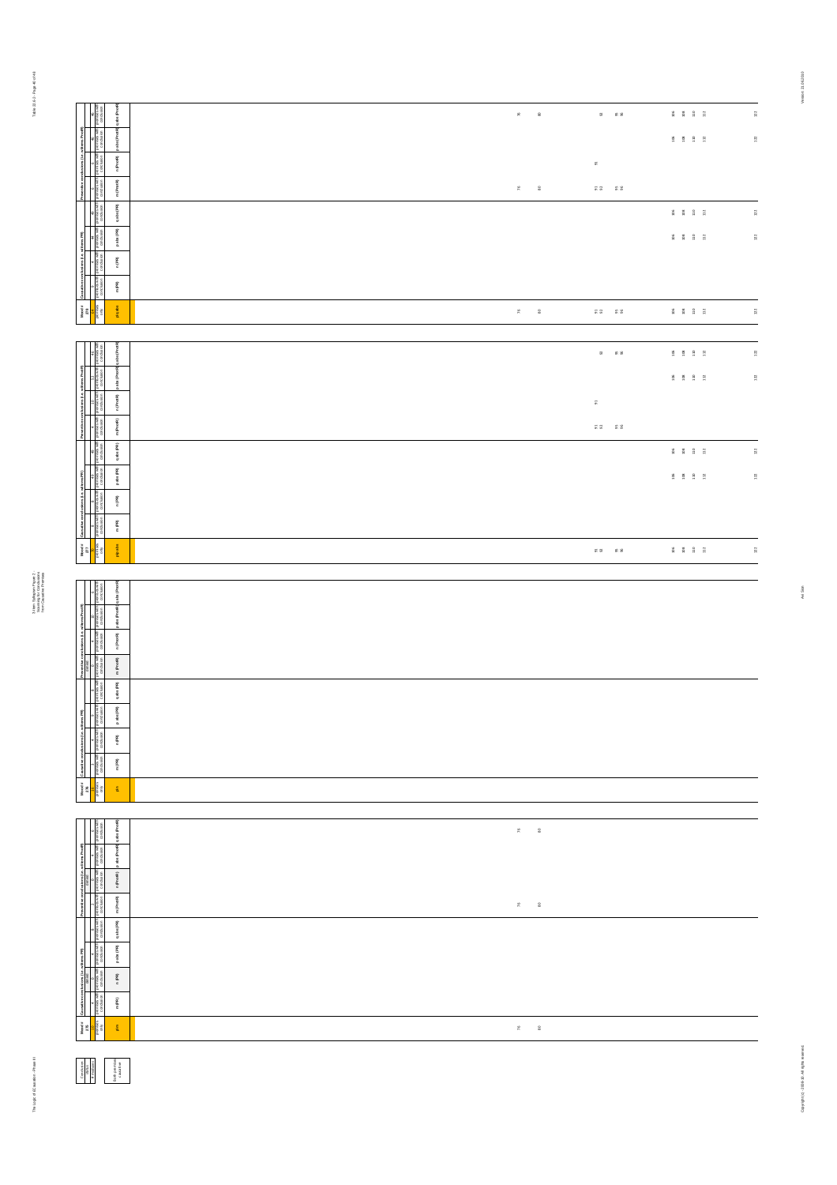| Mood # 279 | Causative conclusions (i.e. with m PR) | | | | Preventive conclusions (i.e. with m Prod R) | | | |
|---|---|---|---|---|---|---|---|---|
| premises only | premises with conclusion | premises with conclusion | premises with conclusion | premises with conclusion | premises with conclusion | premises with conclusion | premises with conclusion | premises with conclusion |
| pq abs | m (PR) | n (PR) | p abs (PR) | q abs (PR) | m (ProdR) | n (ProdR) | p abs (ProdR) | q abs (ProdR) |
| 76 | | | | | 76 | | | 76 |
| 80 | | | | | 80 | | | 80 |
| 91 92 | | | | | 91 92 | 91 | | 93 |
| 95 96 | | | | | 95 96 | | | 95 96 |
| 106 108 110 112 | | | 106 108 110 112 | 106 108 110 112 | | | 106 108 110 112 | 106 108 110 112 |
| 122 | | | 122 | 122 | | | 122 | 122 |

| Mood # 277 | Causative conclusions (i.e. with m PR) | | | | Preventive conclusions (i.e. with m Prod R) | | | |
|---|---|---|---|---|---|---|---|---|
| premises only | premises with conclusion | premises with conclusion | premises with conclusion | premises with conclusion | premises with conclusion | premises with conclusion | premises with conclusion | premises with conclusion |
| pq abs | m (PR) | n (PR) | p abs (PR) | q abs (PR) | m (ProdR) | n (ProdR) | p abs (ProdR) | q abs (ProdR) |
| 91 92 | | | | | 91 92 | 91 | | 93 |
| 95 96 | | | | | 95 96 | | | 95 96 |
| 106 108 110 112 | | | 106 108 110 112 | 106 108 110 112 | | | 106 108 110 112 | 106 108 110 112 |
| 122 | | | 122 | 122 | | | 122 | 122 |

| Mood # 276 | Causative conclusions (i.e. with m PR) | | | | Preventive conclusions (i.e. with m Prod R) | | | |
|---|---|---|---|---|---|---|---|---|
| premises only | premises with conclusion | premises with conclusion | premises with conclusion | premises with conclusion | premises with conclusion | premises with conclusion | premises with conclusion | premises with conclusion |
| pm | m (PR) | n (PR) | p abs (PR) | q abs (PR) | m (ProdR) | n (ProdR) | p abs (ProdR) | q abs (ProdR) |

| Mood # 275 | Causative conclusions (i.e. with m PR) | | | | Preventive conclusions (i.e. with m Prod R) | | | |
|---|---|---|---|---|---|---|---|---|
| premises only | premises with conclusion | premises with conclusion | premises with conclusion | premises with conclusion | premises with conclusion | premises with conclusion | premises with conclusion | premises with conclusion |
| pm | m (PR) | n (PR) | p abs (PR) | q abs (PR) | m (ProdR) | n (ProdR) | p abs (ProdR) | q abs (ProdR) |
| 76 | | | | | 76 | | | 76 |
| 80 | | | | | 80 | | | 80 |

| Conclusion status # moduses | Both premises + conclusion |
|---|---|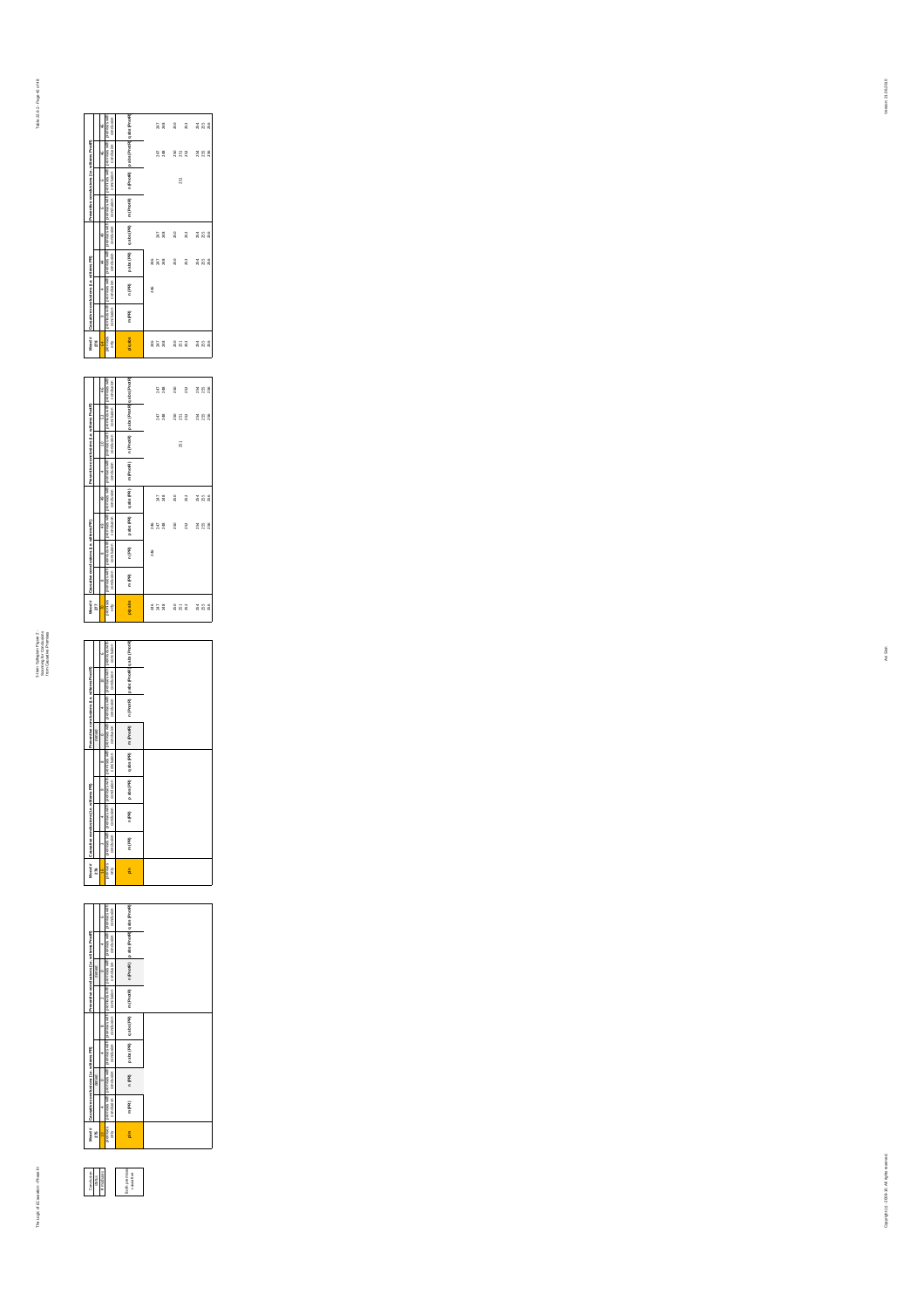Conclusion status

# placeholder

Both premises causative

| Mood # 225 | Causative conclusions (i.e. wtheres PR) | | | | Preventive conclusions (i.e. wtheres Prev) | | | |
|---|---|---|---|---|---|---|---|---|
| # premises only | 4 premises with conclusion | 0 premises with conclusion | 4 premises with conclusion | 4 premises with conclusion | 4 premises with conclusion | 0 premises with conclusion | 4 premises with conclusion | 4 premises with conclusion |
| p/n | m (PR) | n (PR) | p.abs (PR) | q.abs (PR) | m (PrevR) | n (PrevR) | p.abs (PrevR) | q.abs (PrevR) |

| Mood # 226 | Causative conclusions (i.e. wtheres PR) | | | | Preventive conclusions (i.e. wtheres Prev) | | | |
|---|---|---|---|---|---|---|---|---|
| # premises only | premises with conclusion | premises with conclusion | premises with conclusion | premises with conclusion | 0 premises with conclusion | premises with conclusion | premises with conclusion | premises with conclusion |
| p/n | m (PR) | n (PR) | p.abs (PR) | q.abs (PR) | m (PrevR) | n (PrevR) | p.abs (PrevR) | q.abs (PrevR) |

| Mood # 227 | Causative conclusions (i.e. wtheres PR) | | | | Preventive conclusions (i.e. wtheres PrevR) | | | |
|---|---|---|---|---|---|---|---|---|
| premises only | premises with conclusion | premises with conclusion | premises with conclusion | premises with conclusion | premises with conclusion | premises with conclusion | premises with conclusion | premises with conclusion |
| p/q abs | m (PR) | n (PR) | p.abs (PR) | q.abs (PR) | m (PrevR) | n (PrevR) | p.abs (PrevR) | q.abs (PrevR) |
| 246 | | 246 | 246 | | | | | |
| 247 | | | 247 | 247 | | | 247 | 247 |
| 248 | | | 248 | 248 | | | 248 | 248 |
| 250 | | | 250 | 250 | | | 250 | 250 |
| 251 | | | | | | 251 | 251 | |
| 252 | | | 252 | 252 | | | 252 | 252 |
| 254 | | | 254 | 254 | | | 254 | 254 |
| 255 | | | 255 | 255 | | | 255 | 255 |
| 256 | | | 256 | 256 | | | 256 | 256 |

| Mood # 228 | Causative conclusions (i.e. wtheres PR) | | | | Preventive conclusions (i.e. wtheres PrevR) | | | |
|---|---|---|---|---|---|---|---|---|
| premises only | premises with conclusion | premises with conclusion | premises with conclusion | premises with conclusion | premises with conclusion | premises with conclusion | premises with conclusion | premises with conclusion |
| p/q abs | m (PR) | n (PR) | p.abs (PR) | q.abs (PR) | m (PrevR) | n (PrevR) | p.abs (PrevR) | q.abs (PrevR) |
| 246 | | 246 | 246 | | | | | |
| 247 | | | 247 | 247 | | | 247 | 247 |
| 248 | | | | 248 | | | 248 | 248 |
| 250 | | | 250 | 250 | | | 250 | 250 |
| 251 | | | | | | 251 | 251 | |
| 252 | | | 252 | 252 | | | 252 | 252 |
| 254 | | | 254 | 254 | | | 254 | 254 |
| 255 | | | 255 | 255 | | | 255 | 255 |
| 256 | | | 256 | 256 | | | 256 | 256 |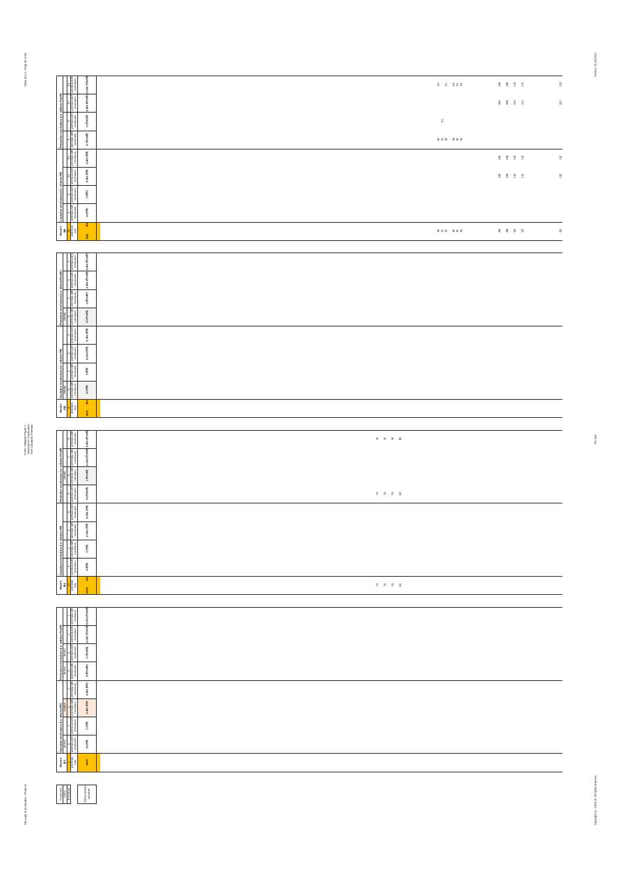| Mood # 200 | Causative conclusions (i.e. with/from PR) | | | | Preventive conclusions (i.e. with/from Prod R) | | | |
|---|---|---|---|---|---|---|---|---|
| abs / q/ps | m (PR) | n (PR) | p abs (PR) | q abs (PR) | m (ProdR) | n (ProdR) | p abs (ProdR) | q abs (ProdR) |
| 90 91 93 94 95 96 106 108 110 112 122 | | | 106 108 110 112 122 | 106 108 110 112 122 | 90 91 93 94 95 96 | 91 | 106 108 110 112 122 | 90 92 94 95 96 106 108 110 112 122 |

| Mood # 199 | Causative conclusions (i.e. with/from PR) | | | | Preventive conclusions (i.e. with/from Prod R) | | | |
|---|---|---|---|---|---|---|---|---|
| abs / q/ps | m (PR) | n (PR) | p abs (PR) | q abs (PR) | m (ProdR) | n (ProdR) | p abs (ProdR) | q abs (ProdR) |
| | | | | | | | | |

| Mood # 202 | Causative conclusions (i.e. with/from PR) | | | | Preventive conclusions (i.e. with/from Prod R) | | | |
|---|---|---|---|---|---|---|---|---|
| abs / q/ps | m (PR) | n (PR) | p abs (PR) | q abs (PR) | m (ProdR) | n (ProdR) | p abs (ProdR) | q abs (ProdR) |
| 74 76 78 80 | | | | | 74 76 78 80 | | | 74 76 78 80 |

| Mood # 201 | Causative conclusions (i.e. with/from PR) | | | | Preventive conclusions (i.e. with/from Prod R) | | | |
|---|---|---|---|---|---|---|---|---|
| q/nn | m (PR) | n (PR) | p abs (PR) | q abs (PR) | m (ProdR) | n (ProdR) | p abs (ProdR) | q abs (ProdR) |
| | | | | | | | | |

| Conclusion status | Actualization |
|---|---|
| | NO conclusive causative |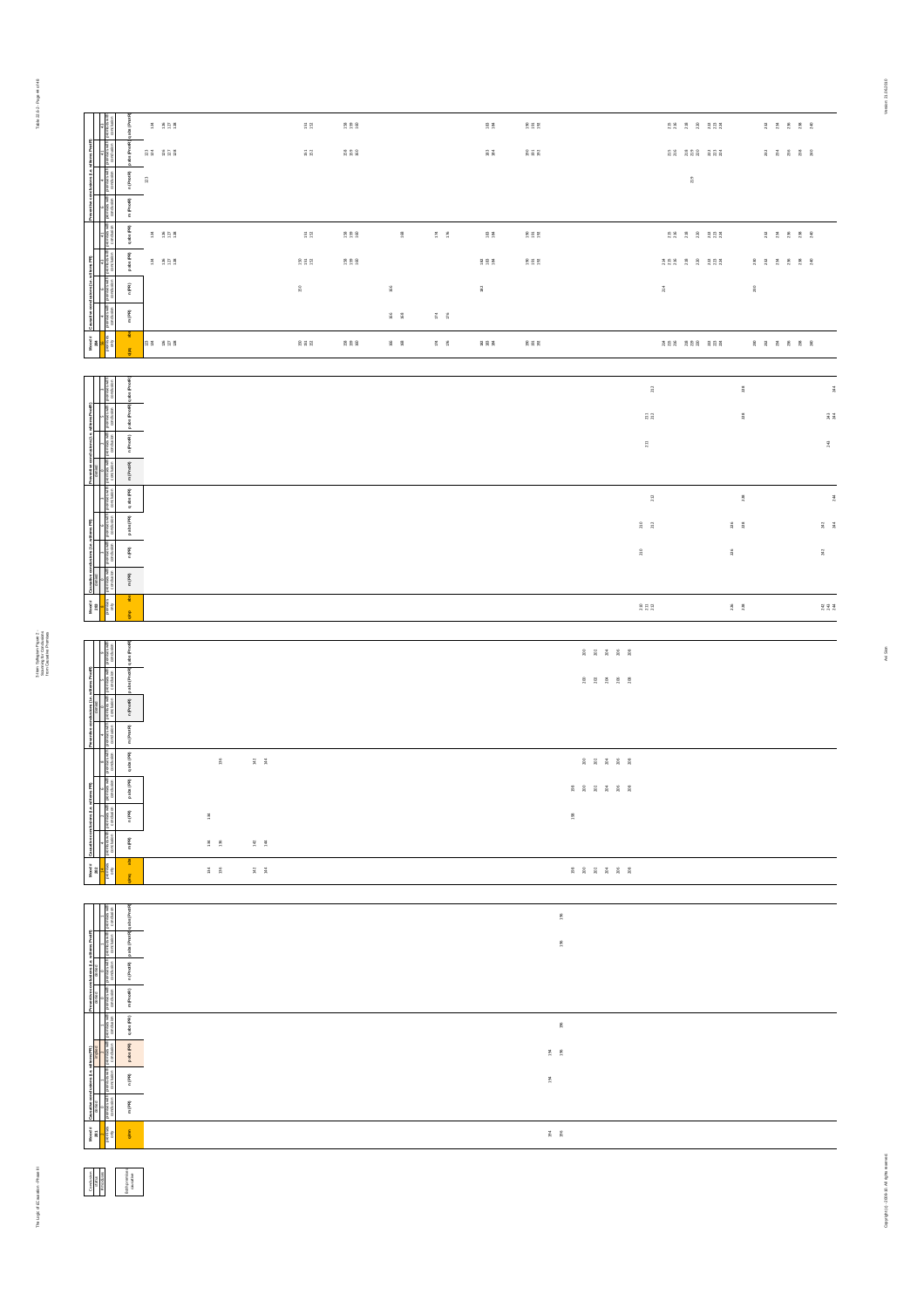| Mood # | | Causative conclusions (i.e. with PPI) | | | | | Preventive conclusions (i.e. with Prodi) | | | |
|---|---|---|---|---|---|---|---|---|---|---|
| premises only | | premises with conclusion | premises with conclusion | premises with conclusion | premises with conclusion | | premises with conclusion | premises with conclusion | premises with conclusion | premises with conclusion |
| q/pq | abs | m (PPI) | n (PPI) | p abs (PPI) | q abs (PPI) | | m (ProdI) | n (ProdI) | p abs (ProdI) | q abs (ProdI) |
| 123 124 | | | | | | | | 123 | 123 124 | 124 |
| 126 127 128 | | | | 126 127 128 | 126 127 128 | | | | 126 127 128 | 126 127 128 |
| 150 151 152 | | | 150 | 150 151 152 | 151 152 | | | | 151 152 | 151 152 |
| 158 159 160 | | | | 158 159 160 | 158 159 160 | | | | 158 159 160 | 158 159 160 |
| 166 168 | | 166 168 | 166 | | 168 | | | | | |
| 174 176 | | 174 176 | | | 174 176 | | | | | |
| 182 183 184 | | | 182 | 182 183 184 | 183 184 | | | | 183 184 | 183 184 |
| 190 191 192 | | | | 190 191 192 | 190 191 192 | | | | 190 191 192 | 190 191 192 |
| 214 215 216 | | | 214 | 214 215 216 | 215 216 | | | | 215 216 | 215 216 |
| 218 219 220 | | | | 218 220 | 218 220 | | | 219 | 218 219 220 | 218 220 |
| 222 223 224 | | | | 222 223 224 | 222 223 224 | | | | 222 223 224 | 222 223 224 |
| 230 232 | | | 230 | 230 232 | 232 | | | | 232 | 232 |
| 234 236 238 240 | | | | 234 236 238 240 | 234 236 238 240 | | | | 234 236 238 240 | 234 236 238 240 |

| Mood # | | Causative conclusions (i.e. with PPI) | | | | Preventive conclusions (i.e. with Prodi) | | | |
|---|---|---|---|---|---|---|---|---|---|
| q/pq | abs | m (PPI) | n (PPI) | p abs (PPI) | q abs (PPI) | m (ProdI) | n (ProdI) | p abs (ProdI) | q abs (ProdI) |
| 210 211 212 | | | 210 | 210 212 | 212 | | 211 | 211 212 | 212 |
| 226 228 | | | 226 | 226 228 | 228 | | | 228 | 228 |
| 242 243 244 | | | 242 | 242 244 | 244 | | 243 | 243 244 | 244 |

| Mood # | | Causative conclusions (i.e. with PPI) | | | | Preventive conclusions (i.e. with Prodi) | | | |
|---|---|---|---|---|---|---|---|---|---|
| q/pq | abs | m (PPI) | n (PPI) | p abs (PPI) | q abs (PPI) | m (ProdI) | n (ProdI) | p abs (ProdI) | q abs (ProdI) |
| 134 136 | | 134 136 | 134 | | 136 | | | | |
| 142 144 | | 142 144 | | | 142 144 | | | | |
| 198 200 202 204 206 208 | | | 198 | 198 200 202 204 206 208 | 200 202 204 206 208 | | | 200 202 204 206 208 | 200 202 204 206 208 |

| Mood # | | Causative conclusions (i.e. with PPI) | | | | Preventive conclusions (i.e. with Prodi) | | | |
|---|---|---|---|---|---|---|---|---|---|
| q/pn | | m (PPI) | n (PPI) | p abs (PPI) | q abs (PPI) | m (ProdI) | n (ProdI) | p abs (ProdI) | q abs (ProdI) |
| 194 196 | | | 194 | 194 196 | 196 | | | 196 | 196 |

| Conclusion status | |
|---|---|
| Inconclusive | Inconclusive |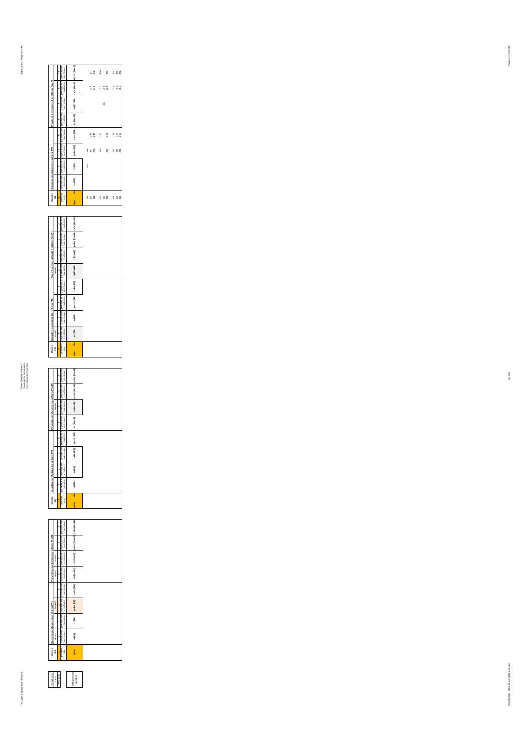Conclusion status | Antecedents

LD Premise's conclusion

| Mood # 265 | Causative conclusions (i.e. with one PR) | | | | Preventive conclusions (i.e. with one PnotR) | | | |
|---|---|---|---|---|---|---|---|---|
| premises only | premises with conclusion | premises with conclusion | premises with conclusion | premises with conclusion | premises with conclusion | premises with conclusion | premises with conclusion | premises with conclusion |
| q/pnr | m (PR) | n (PR) | p abs (PR) | q abs (PR) | m (PnotR) | n (PnotR) | p abs (PnotR) | q abs (PnotR) |

| Mood # 266 | Causative conclusions (i.e. with one PR) | | | | Preventive conclusions (i.e. with one PnotR) | | | |
|---|---|---|---|---|---|---|---|---|
| premises only | premises with conclusion | premises with conclusion | premises with conclusion | premises with conclusion | premises with conclusion | premises with conclusion | premises with conclusion | premises with conclusion |
| q/pnr abs | m (PR) | n (PR) | p abs (PR) | q abs (PR) | m (PnotR) | n (PnotR) | p abs (PnotR) | q abs (PnotR) |

| Mood # 267 | Causative conclusions (i.e. with one PR) | | | | Preventive conclusions (i.e. with one PnotR) | | | |
|---|---|---|---|---|---|---|---|---|
| premises only | premises with conclusion | premises with conclusion | premises with conclusion | premises with conclusion | premises with conclusion | premises with conclusion | premises with conclusion | premises with conclusion |
| q/pnr abs | m (PR) | n (PR) | p abs (PR) | q abs (PR) | m (PnotR) | n (PnotR) | p abs (PnotR) | q abs (PnotR) |

| Mood # 268 | Causative conclusions (i.e. with one PR) | | | | Preventive conclusions (i.e. with one PnotR) | | | |
|---|---|---|---|---|---|---|---|---|
| premises only | premises with conclusion | premises with conclusion | premises with conclusion | premises with conclusion | premises with conclusion | premises with conclusion | premises with conclusion | premises with conclusion |
| q/pnr abs | m (PR) | n (PR) | p abs (PR) | q abs (PR) | m (PnotR) | n (PnotR) | p abs (PnotR) | q abs (PnotR) |
| 246 | | 246 | 246 | | | | | |
| 247 | | | 247 | 247 | | | 247 | 247 |
| 248 | | | 248 | 248 | | | 248 | 248 |
| 250 | | | 250 | 250 | | | 250 | 250 |
| 251 | | | | | | 251 | 251 | |
| 252 | | | 252 | 252 | | | 252 | 252 |
| 254 | | | 254 | 254 | | | 254 | 254 |
| 255 | | | 255 | 255 | | | 255 | 255 |
| 256 | | | 256 | 256 | | | 256 | 256 |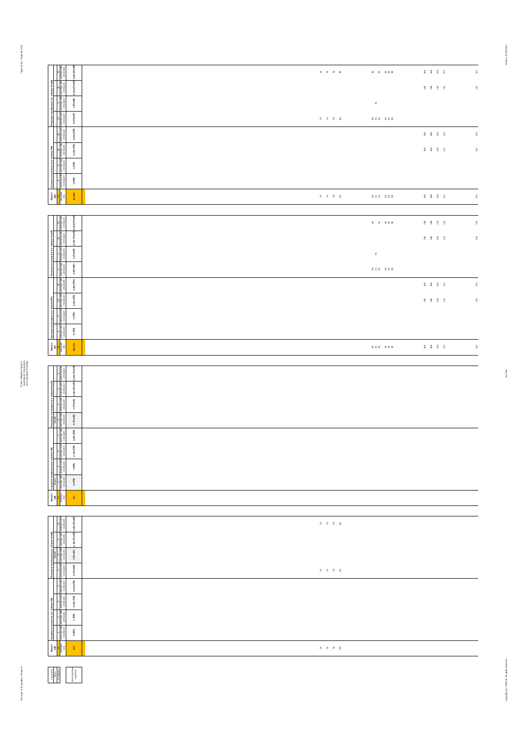| Mood # 280 | Causative conclusions (i.e. wi/kmms PR) | | | | Preventive conclusions (i.e. wi/kmms PreR) | | | |
|---|---|---|---|---|---|---|---|---|
| premises only | premises with conclusion | premises with conclusion | premises with conclusion | premises with conclusion | premises with conclusion | premises with conclusion | premises with conclusion | premises with conclusion |
| q/p abs | m (PR) | n (PR) | p abs (PR) | q abs (PR) | m (PreR) | n (PreR) | p abs (PreR) | q abs (PreR) |
| 74 76 78 80 | | | | | 74 76 78 80 | | | 74 76 78 80 |
| 90 91 92 94 95 96 | | | | | 90 91 92 94 95 96 | 91 | | 90 92 94 95 96 |
| 106 108 110 112 | | | 106 108 110 112 | 106 108 110 112 | | | 106 108 110 112 | 106 108 110 112 |
| 122 | | | 122 | 122 | | | 122 | 122 |

| Mood # 281 | Causative conclusions (i.e. wi/kmms PR) | | | | Preventive conclusions (i.e. wi/kmms PreR) | | | |
|---|---|---|---|---|---|---|---|---|
| premises only | premises with conclusion | premises with conclusion | premises with conclusion | premises with conclusion | premises with conclusion | premises with conclusion | premises with conclusion | premises with conclusion |
| q/p abs | m (PR) | n (PR) | p abs (PR) | q abs (PR) | m (PreR) | n (PreR) | p abs (PreR) | q abs (PreR) |
| 90 91 92 94 95 96 | | | | | 90 91 92 94 95 96 | 91 | | 90 92 94 95 96 |
| 106 108 110 112 | | | 106 108 110 112 | 106 108 110 112 | | | 106 108 110 112 | 106 108 110 112 |
| 122 | | | 122 | 122 | | | 122 | 122 |

| Mood # 286 | Causative conclusions (i.e. wi/kmms PR) | | | | Preventive conclusions (i.e. wi/kmms PreR) | | | |
|---|---|---|---|---|---|---|---|---|
| premises only | premises with conclusion | premises with conclusion | premises with conclusion | premises with conclusion | premises with conclusion | premises with conclusion | premises with conclusion | premises with conclusion |
| q/n | m (PR) | n (PR) | p abs (PR) | q abs (PR) | m (PreR) | n (PreR) | p abs (PreR) | q abs (PreR) |

| Mood # 288 | Causative conclusions (i.e. wi/kmms PR) | | | | Preventive conclusions (i.e. wi/kmms PreR) | | | |
|---|---|---|---|---|---|---|---|---|
| premises only | premises with conclusion | premises with conclusion | premises with conclusion | premises with conclusion | premises with conclusion | premises with conclusion | premises with conclusion | premises with conclusion |
| q/m | m (PR) | n (PR) | p abs (PR) | q abs (PR) | m (PreR) | n (PreR) | p abs (PreR) | q abs (PreR) |
| 74 76 78 80 | | | | | 74 76 78 80 | | | 74 76 78 80 |

| Conclusion status |
|---|
| Both premises causative |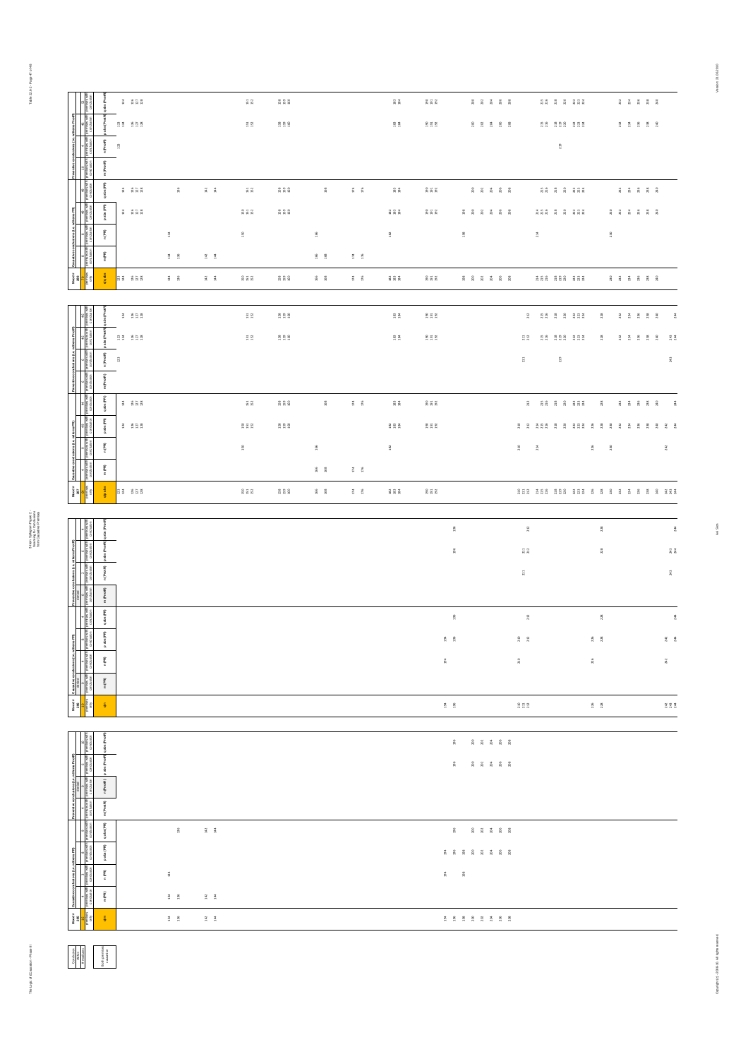| Mood # 200 | Causative conclusions (i.e. with mn PR) | | | | Preventive conclusions (i.e. with mn Prevm) | | | |
|---|---|---|---|---|---|---|---|---|
| q abs | m (PR) | n (PR) | p abs (PR) | q abs (PR) | m (PrevR) | n (PrevR) | p abs (PrevR) | q abs (PrevR) |
| 134 136 | 134 136 | 134 | | 136 | | | | |
| 142 144 | 142 144 | | | 142 144 | | | | |
| 194 196 198 | | 194 198 | 194 196 198 | 196 | | | 196 | 196 |
| 200 202 204 206 208 | | | 200 202 204 206 208 | 200 202 204 206 208 | | | 200 202 204 206 208 | 200 202 204 206 208 |

| Conclusion status | |
|---|---|
| # conclusions | Both premises causative |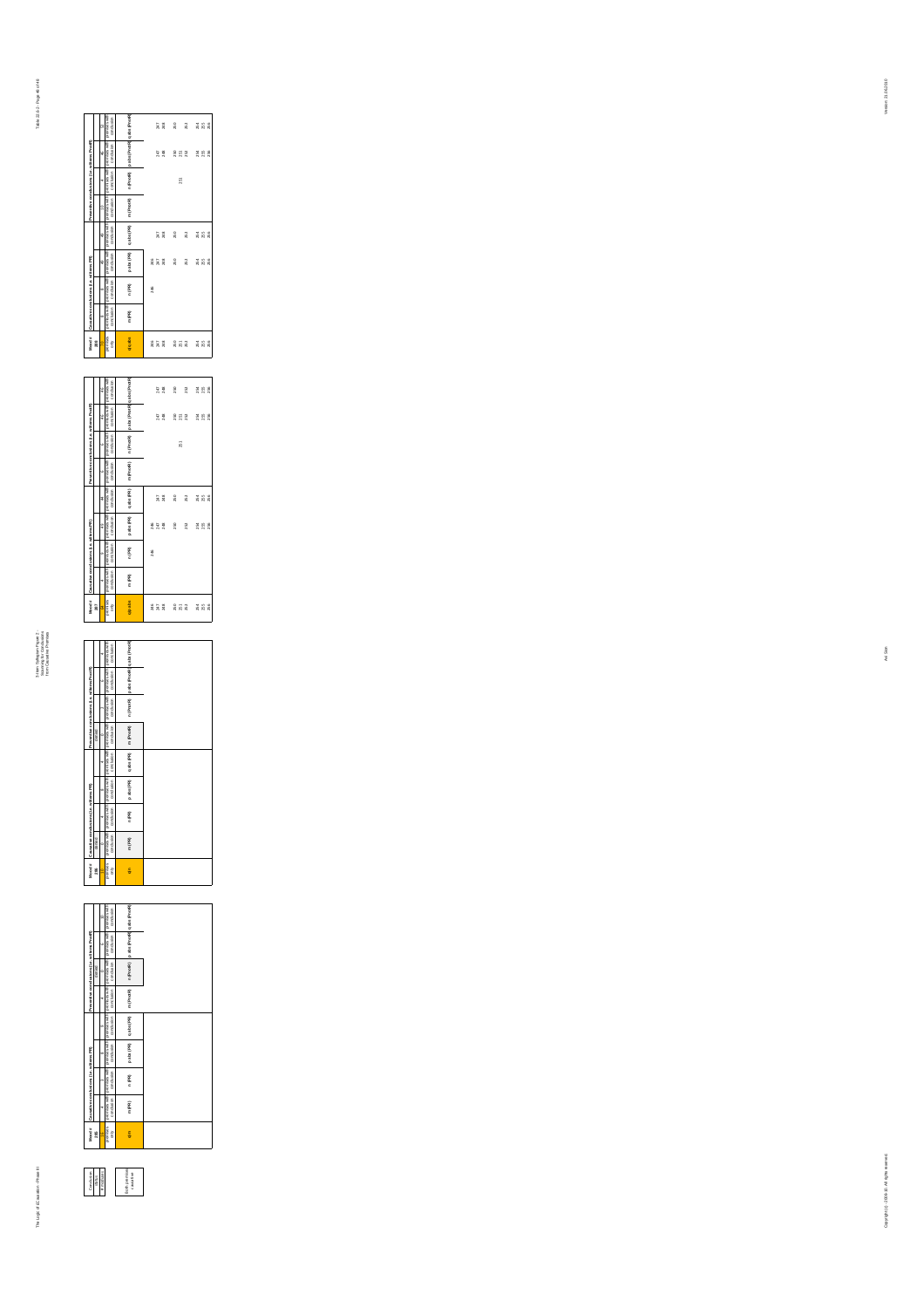3-Item Syllogism Page 3 - Scanning for Conclusions from Causative Premises

| Conclusion status |
|---|
| # moods |
| Both premises causative |

| Mood # 245 | Causative conclusions (i.e. with mo PR) | | | | Preventive conclusions (i.e. with mo Prod) | | | |
|---|---|---|---|---|---|---|---|---|
| 0 | 4 | 0 | 8 | 0 | 4 | 0 | 0 | 20 |
| premises only | premises with conclusion | premises with conclusion | premises with conclusion | premises with conclusion | premises with conclusion | premises with conclusion | premises with conclusion | premises with conclusion |
| q/n | m (PR) | n (PR) | p abs (PR) | q abs (PR) | m (Prod) | n (Prod) | p abs (Prod) | q abs (Prod) |

| Mood # 246 | Causative conclusions (i.e. with mo PR) | | | | Preventive conclusions (i.e. with mo Prod) | | | |
|---|---|---|---|---|---|---|---|---|
| 0 | 0 | 4 | 0 | 8 | 0 | 0 | 0 | 8 |
| premises only | premises with conclusion | premises with conclusion | premises with conclusion | premises with conclusion | premises with conclusion | premises with conclusion | premises with conclusion | premises with conclusion |
| q/n | m (PR) | n (PR) | p abs (PR) | q abs (PR) | m (Prod) | n (Prod) | p abs (Prod) | q abs (Prod) |

| Mood # 247 | Causative conclusions (i.e. with mo PR) | | | | Preventive conclusions (i.e. with mo Prod) | | | |
|---|---|---|---|---|---|---|---|---|
| 11 | 0 | 1 | 10 | 8 | 0 | 1 | 10 | 8 |
| premises only | premises with conclusion | premises with conclusion | premises with conclusion | premises with conclusion | premises with conclusion | premises with conclusion | premises with conclusion | premises with conclusion |
| q/p abs | m (PR) | n (PR) | p abs (PR) | q abs (PR) | m (Prod) | n (Prod) | p abs (Prod) | q abs (Prod) |
| 246 | | 246 | 246 | | | | | |
| 247 | | | 247 | 247 | | | 247 | 247 |
| 248 | | | 248 | 248 | | | 248 | 248 |
| 250 | | | 250 | 250 | | | 250 | 250 |
| 251 | | | | | | 251 | 251 | |
| 252 | | | 252 | 252 | | | 252 | 252 |
| 254 | | | 254 | 254 | | | 254 | 254 |
| 255 | | | 255 | 255 | | | 255 | 255 |
| 256 | | | 256 | 256 | | | 256 | 256 |

| Mood # 248 | Causative conclusions (i.e. with mo PR) | | | | Preventive conclusions (i.e. with mo Prod) | | | |
|---|---|---|---|---|---|---|---|---|
| 11 | 0 | 1 | 10 | 8 | 0 | 1 | 10 | 8 |
| premises only | premises with conclusion | premises with conclusion | premises with conclusion | premises with conclusion | premises with conclusion | premises with conclusion | premises with conclusion | premises with conclusion |
| q/p abs | m (PR) | n (PR) | p abs (PR) | q abs (PR) | m (Prod) | n (Prod) | p abs (Prod) | q abs (Prod) |
| 246 | | 246 | 246 | | | | | |
| 247 | | | 247 | 247 | | | 247 | 247 |
| 248 | | | 248 | 248 | | | 248 | 248 |
| 250 | | | 250 | 250 | | | 250 | 250 |
| 251 | | | | | | 251 | 251 | |
| 252 | | | 252 | 252 | | | 252 | 252 |
| 254 | | | 254 | 254 | | | 254 | 254 |
| 255 | | | 255 | 255 | | | 255 | 255 |
| 256 | | | 256 | 256 | | | 256 | 256 |